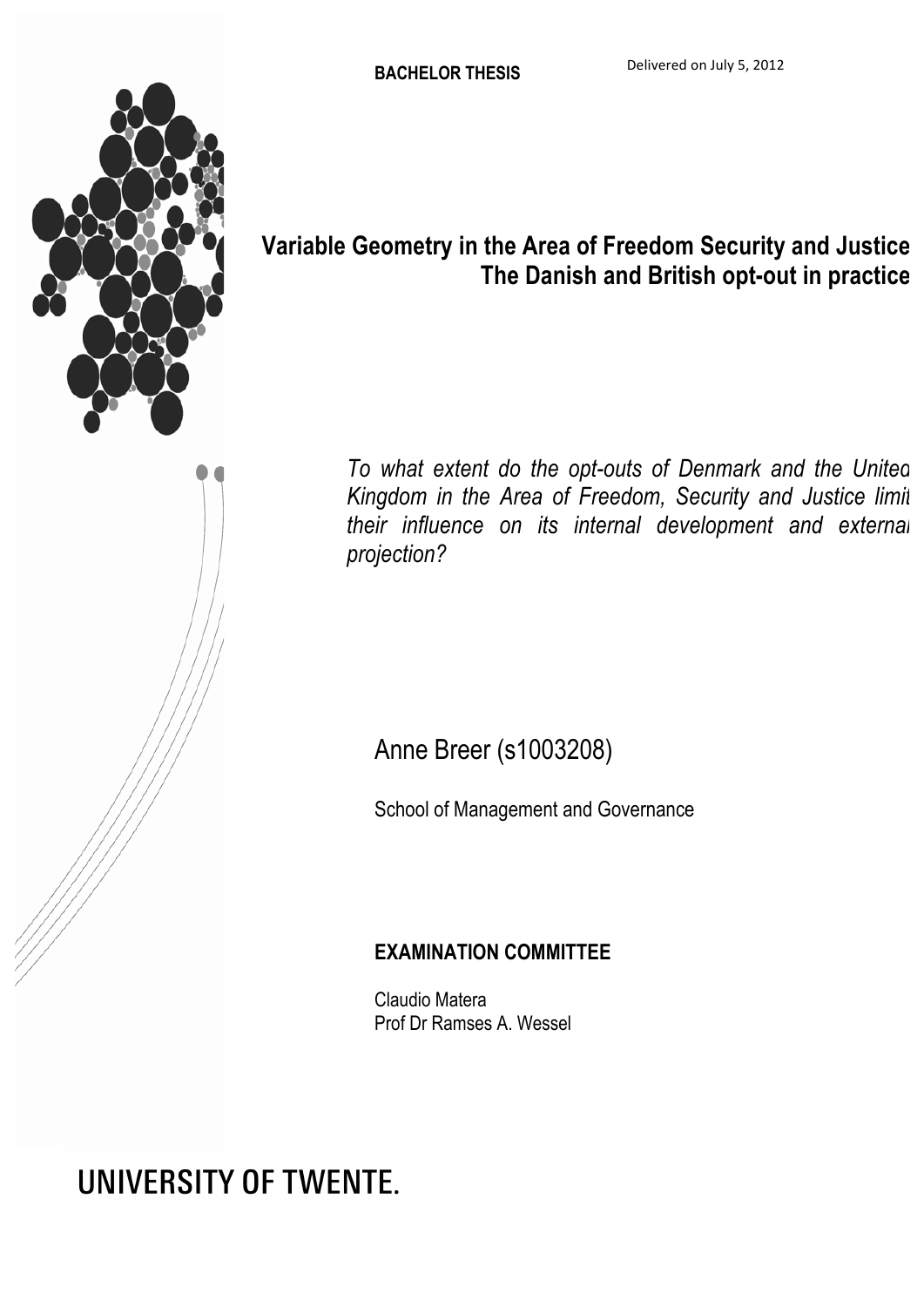**BACHELOR THESIS**

Delivered on July 5, 2012

# Variable Geometry in the Area of Freedom Security and Justice: The Danish and British opt-out in practice

*To what extent do the opt-outs of Denmark and the United Kingdom in the Area of Freedom, Security and Justice limit their influence on its internal development and external projection?*

Anne Breer (s1003208)

School of Management and Governance

**EXAMINATION COMMITTEE**

Claudio Matera
Prof Dr Ramses A. Wessel

UNIVERSITY OF TWENTE.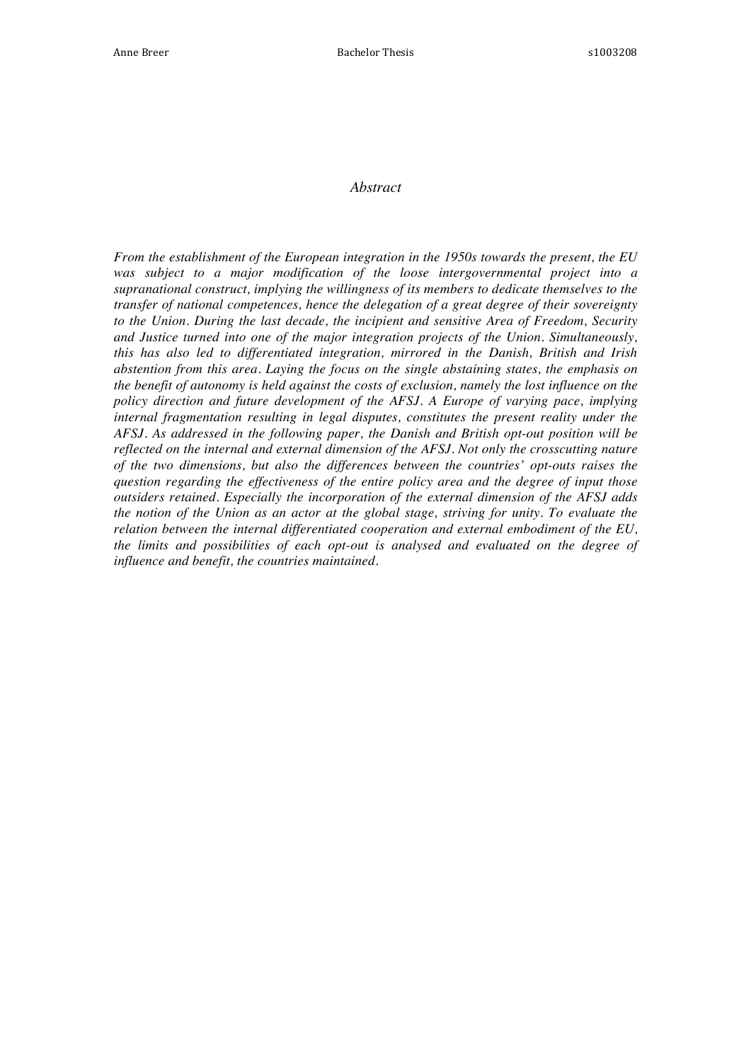## *Abstract*

*From the establishment of the European integration in the 1950s towards the present, the EU was subject to a major modification of the loose intergovernmental project into a supranational construct, implying the willingness of its members to dedicate themselves to the transfer of national competences, hence the delegation of a great degree of their sovereignty to the Union. During the last decade, the incipient and sensitive Area of Freedom, Security and Justice turned into one of the major integration projects of the Union. Simultaneously, this has also led to differentiated integration, mirrored in the Danish, British and Irish abstention from this area. Laying the focus on the single abstaining states, the emphasis on the benefit of autonomy is held against the costs of exclusion, namely the lost influence on the policy direction and future development of the AFSJ. A Europe of varying pace, implying internal fragmentation resulting in legal disputes, constitutes the present reality under the AFSJ. As addressed in the following paper, the Danish and British opt-out position will be reflected on the internal and external dimension of the AFSJ. Not only the crosscutting nature of the two dimensions, but also the differences between the countries' opt-outs raises the question regarding the effectiveness of the entire policy area and the degree of input those outsiders retained. Especially the incorporation of the external dimension of the AFSJ adds the notion of the Union as an actor at the global stage, striving for unity. To evaluate the relation between the internal differentiated cooperation and external embodiment of the EU, the limits and possibilities of each opt-out is analysed and evaluated on the degree of influence and benefit, the countries maintained.*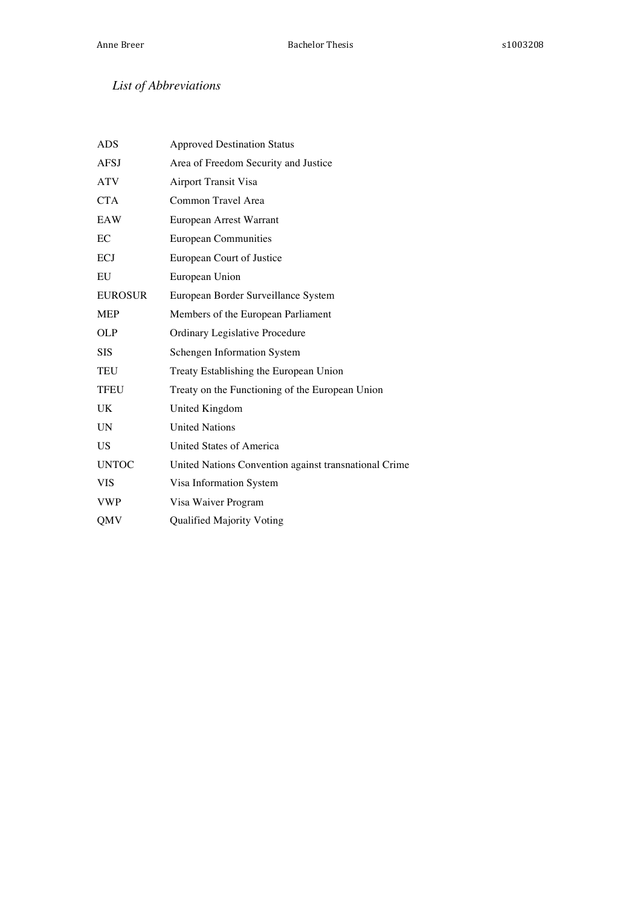## *List of Abbreviations*

| | |
|---|---|
| ADS | Approved Destination Status |
| AFSJ | Area of Freedom Security and Justice |
| ATV | Airport Transit Visa |
| CTA | Common Travel Area |
| EAW | European Arrest Warrant |
| EC | European Communities |
| ECJ | European Court of Justice |
| EU | European Union |
| EUROSUR | European Border Surveillance System |
| MEP | Members of the European Parliament |
| OLP | Ordinary Legislative Procedure |
| SIS | Schengen Information System |
| TEU | Treaty Establishing the European Union |
| TFEU | Treaty on the Functioning of the European Union |
| UK | United Kingdom |
| UN | United Nations |
| US | United States of America |
| UNTOC | United Nations Convention against transnational Crime |
| VIS | Visa Information System |
| VWP | Visa Waiver Program |
| QMV | Qualified Majority Voting |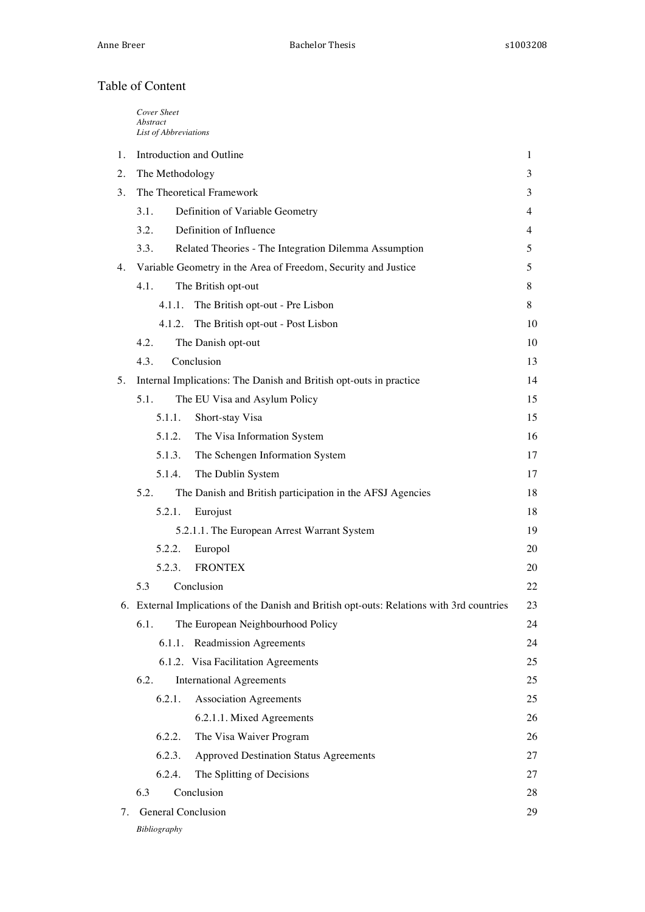# Table of Content

*Cover Sheet*
*Abstract*
*List of Abbreviations*

| | | |
|---|---|---|
| 1. | Introduction and Outline | 1 |
| 2. | The Methodology | 3 |
| 3. | The Theoretical Framework | 3 |
| | 3.1. Definition of Variable Geometry | 4 |
| | 3.2. Definition of Influence | 4 |
| | 3.3. Related Theories - The Integration Dilemma Assumption | 5 |
| 4. | Variable Geometry in the Area of Freedom, Security and Justice | 5 |
| | 4.1. The British opt-out | 8 |
| | 4.1.1. The British opt-out - Pre Lisbon | 8 |
| | 4.1.2. The British opt-out - Post Lisbon | 10 |
| | 4.2. The Danish opt-out | 10 |
| | 4.3. Conclusion | 13 |
| 5. | Internal Implications: The Danish and British opt-outs in practice | 14 |
| | 5.1. The EU Visa and Asylum Policy | 15 |
| | 5.1.1. Short-stay Visa | 15 |
| | 5.1.2. The Visa Information System | 16 |
| | 5.1.3. The Schengen Information System | 17 |
| | 5.1.4. The Dublin System | 17 |
| | 5.2. The Danish and British participation in the AFSJ Agencies | 18 |
| | 5.2.1. Eurojust | 18 |
| | 5.2.1.1. The European Arrest Warrant System | 19 |
| | 5.2.2. Europol | 20 |
| | 5.2.3. FRONTEX | 20 |
| | 5.3 Conclusion | 22 |
| 6. | External Implications of the Danish and British opt-outs: Relations with 3rd countries | 23 |
| | 6.1. The European Neighbourhood Policy | 24 |
| | 6.1.1. Readmission Agreements | 24 |
| | 6.1.2. Visa Facilitation Agreements | 25 |
| | 6.2. International Agreements | 25 |
| | 6.2.1. Association Agreements | 25 |
| | 6.2.1.1. Mixed Agreements | 26 |
| | 6.2.2. The Visa Waiver Program | 26 |
| | 6.2.3. Approved Destination Status Agreements | 27 |
| | 6.2.4. The Splitting of Decisions | 27 |
| | 6.3 Conclusion | 28 |
| 7. | General Conclusion | 29 |

*Bibliography*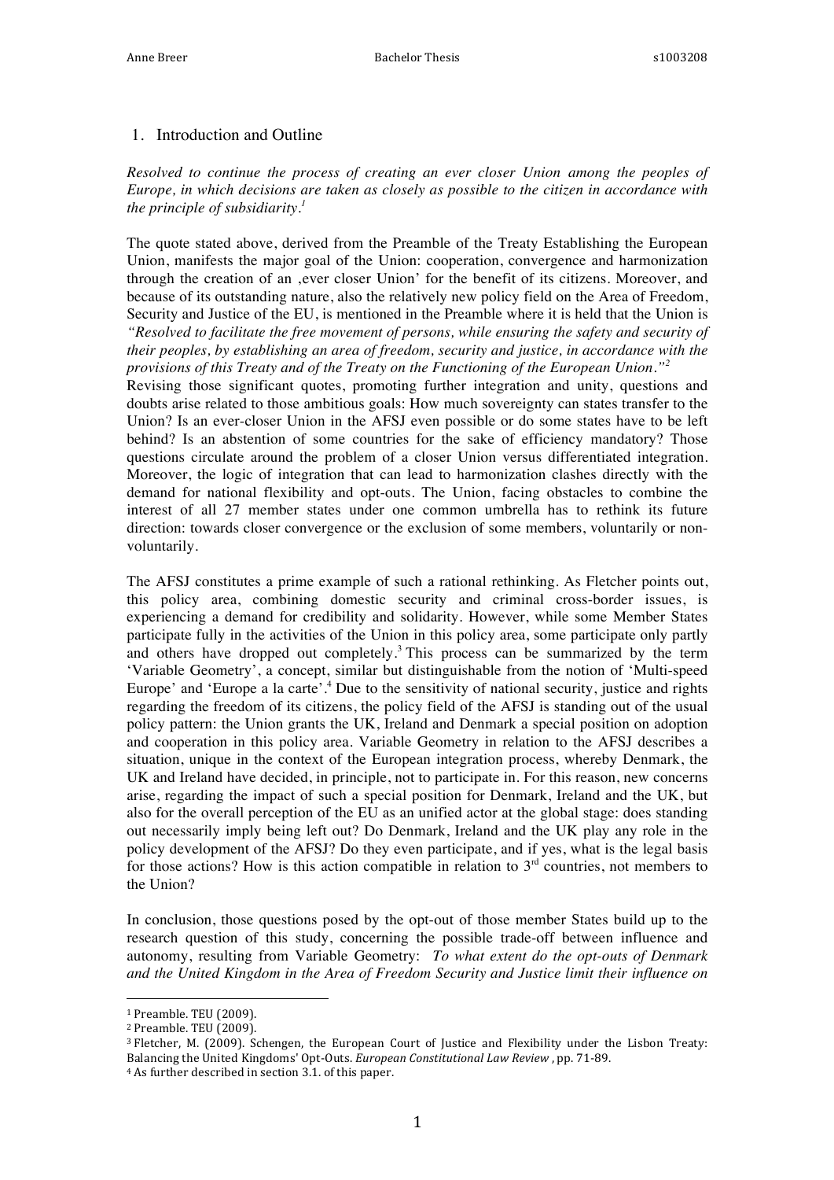## 1. Introduction and Outline

*Resolved to continue the process of creating an ever closer Union among the peoples of Europe, in which decisions are taken as closely as possible to the citizen in accordance with the principle of subsidiarity.*[1]

The quote stated above, derived from the Preamble of the Treaty Establishing the European Union, manifests the major goal of the Union: cooperation, convergence and harmonization through the creation of an ‚ever closer Union' for the benefit of its citizens. Moreover, and because of its outstanding nature, also the relatively new policy field on the Area of Freedom, Security and Justice of the EU, is mentioned in the Preamble where it is held that the Union is *"Resolved to facilitate the free movement of persons, while ensuring the safety and security of their peoples, by establishing an area of freedom, security and justice, in accordance with the provisions of this Treaty and of the Treaty on the Functioning of the European Union."*[2]
Revising those significant quotes, promoting further integration and unity, questions and doubts arise related to those ambitious goals: How much sovereignty can states transfer to the Union? Is an ever-closer Union in the AFSJ even possible or do some states have to be left behind? Is an abstention of some countries for the sake of efficiency mandatory? Those questions circulate around the problem of a closer Union versus differentiated integration. Moreover, the logic of integration that can lead to harmonization clashes directly with the demand for national flexibility and opt-outs. The Union, facing obstacles to combine the interest of all 27 member states under one common umbrella has to rethink its future direction: towards closer convergence or the exclusion of some members, voluntarily or non-voluntarily.

The AFSJ constitutes a prime example of such a rational rethinking. As Fletcher points out, this policy area, combining domestic security and criminal cross-border issues, is experiencing a demand for credibility and solidarity. However, while some Member States participate fully in the activities of the Union in this policy area, some participate only partly and others have dropped out completely.[3] This process can be summarized by the term 'Variable Geometry', a concept, similar but distinguishable from the notion of 'Multi-speed Europe' and 'Europe a la carte'.[4] Due to the sensitivity of national security, justice and rights regarding the freedom of its citizens, the policy field of the AFSJ is standing out of the usual policy pattern: the Union grants the UK, Ireland and Denmark a special position on adoption and cooperation in this policy area. Variable Geometry in relation to the AFSJ describes a situation, unique in the context of the European integration process, whereby Denmark, the UK and Ireland have decided, in principle, not to participate in. For this reason, new concerns arise, regarding the impact of such a special position for Denmark, Ireland and the UK, but also for the overall perception of the EU as an unified actor at the global stage: does standing out necessarily imply being left out? Do Denmark, Ireland and the UK play any role in the policy development of the AFSJ? Do they even participate, and if yes, what is the legal basis for those actions? How is this action compatible in relation to 3rd countries, not members to the Union?

In conclusion, those questions posed by the opt-out of those member States build up to the research question of this study, concerning the possible trade-off between influence and autonomy, resulting from Variable Geometry: *To what extent do the opt-outs of Denmark and the United Kingdom in the Area of Freedom Security and Justice limit their influence on*

---

[1] Preamble. TEU (2009).
[2] Preamble. TEU (2009).
[3] Fletcher, M. (2009). Schengen, the European Court of Justice and Flexibility under the Lisbon Treaty: Balancing the United Kingdoms' Opt-Outs. *European Constitutional Law Review*, pp. 71-89.
[4] As further described in section 3.1. of this paper.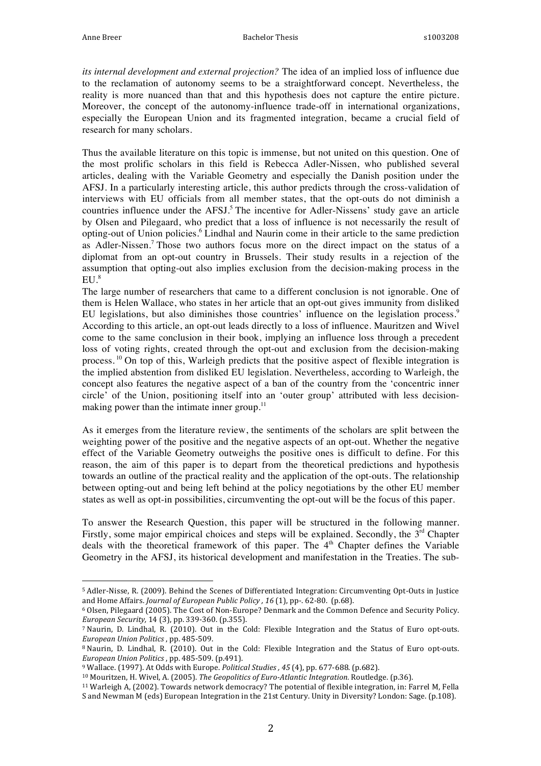*its internal development and external projection?* The idea of an implied loss of influence due to the reclamation of autonomy seems to be a straightforward concept. Nevertheless, the reality is more nuanced than that and this hypothesis does not capture the entire picture. Moreover, the concept of the autonomy-influence trade-off in international organizations, especially the European Union and its fragmented integration, became a crucial field of research for many scholars.

Thus the available literature on this topic is immense, but not united on this question. One of the most prolific scholars in this field is Rebecca Adler-Nissen, who published several articles, dealing with the Variable Geometry and especially the Danish position under the AFSJ. In a particularly interesting article, this author predicts through the cross-validation of interviews with EU officials from all member states, that the opt-outs do not diminish a countries influence under the AFSJ.[5] The incentive for Adler-Nissens' study gave an article by Olsen and Pilegaard, who predict that a loss of influence is not necessarily the result of opting-out of Union policies.[6] Lindhal and Naurin come in their article to the same prediction as Adler-Nissen.[7] Those two authors focus more on the direct impact on the status of a diplomat from an opt-out country in Brussels. Their study results in a rejection of the assumption that opting-out also implies exclusion from the decision-making process in the EU.[8]

The large number of researchers that came to a different conclusion is not ignorable. One of them is Helen Wallace, who states in her article that an opt-out gives immunity from disliked EU legislations, but also diminishes those countries' influence on the legislation process.[9] According to this article, an opt-out leads directly to a loss of influence. Mauritzen and Wivel come to the same conclusion in their book, implying an influence loss through a precedent loss of voting rights, created through the opt-out and exclusion from the decision-making process.[10] On top of this, Warleigh predicts that the positive aspect of flexible integration is the implied abstention from disliked EU legislation. Nevertheless, according to Warleigh, the concept also features the negative aspect of a ban of the country from the 'concentric inner circle' of the Union, positioning itself into an 'outer group' attributed with less decision-making power than the intimate inner group.[11]

As it emerges from the literature review, the sentiments of the scholars are split between the weighting power of the positive and the negative aspects of an opt-out. Whether the negative effect of the Variable Geometry outweighs the positive ones is difficult to define. For this reason, the aim of this paper is to depart from the theoretical predictions and hypothesis towards an outline of the practical reality and the application of the opt-outs. The relationship between opting-out and being left behind at the policy negotiations by the other EU member states as well as opt-in possibilities, circumventing the opt-out will be the focus of this paper.

To answer the Research Question, this paper will be structured in the following manner. Firstly, some major empirical choices and steps will be explained. Secondly, the 3rd Chapter deals with the theoretical framework of this paper. The 4th Chapter defines the Variable Geometry in the AFSJ, its historical development and manifestation in the Treaties. The sub-

---

[5] Adler-Nisse, R. (2009). Behind the Scenes of Differentiated Integration: Circumventing Opt-Outs in Justice and Home Affairs. *Journal of European Public Policy , 16* (1), pp-. 62-80. (p.68).

[6] Olsen, Pilegaard (2005). The Cost of Non-Europe? Denmark and the Common Defence and Security Policy. *European Security,* 14 (3), pp. 339-360. (p.355).

[7] Naurin, D. Lindhal, R. (2010). Out in the Cold: Flexible Integration and the Status of Euro opt-outs. *European Union Politics* , pp. 485-509.

[8] Naurin, D. Lindhal, R. (2010). Out in the Cold: Flexible Integration and the Status of Euro opt-outs. *European Union Politics* , pp. 485-509. (p.491).

[9] Wallace. (1997). At Odds with Europe. *Political Studies , 45* (4), pp. 677-688. (p.682).

[10] Mouritzen, H. Wivel, A. (2005). *The Geopolitics of Euro-Atlantic Integration.* Routledge. (p.36).

[11] Warleigh A, (2002). Towards network democracy? The potential of flexible integration, in: Farrel M, Fella S and Newman M (eds) European Integration in the 21st Century. Unity in Diversity? London: Sage. (p.108).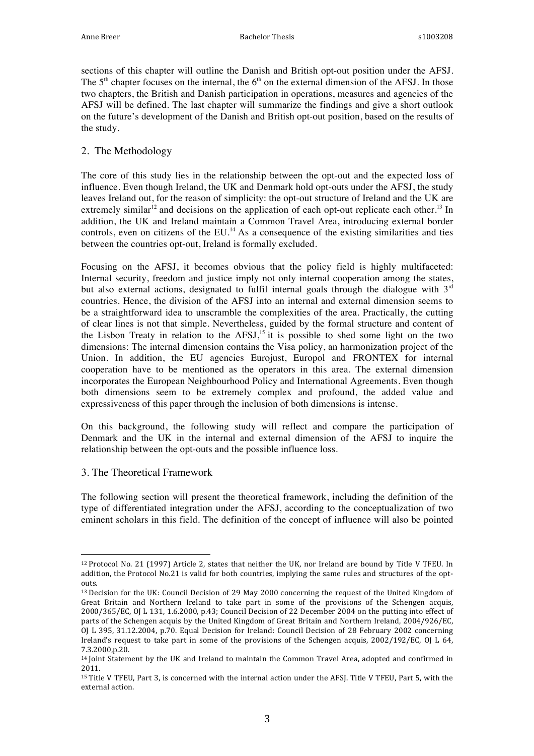sections of this chapter will outline the Danish and British opt-out position under the AFSJ. The 5th chapter focuses on the internal, the 6th on the external dimension of the AFSJ. In those two chapters, the British and Danish participation in operations, measures and agencies of the AFSJ will be defined. The last chapter will summarize the findings and give a short outlook on the future's development of the Danish and British opt-out position, based on the results of the study.

## 2. The Methodology

The core of this study lies in the relationship between the opt-out and the expected loss of influence. Even though Ireland, the UK and Denmark hold opt-outs under the AFSJ, the study leaves Ireland out, for the reason of simplicity: the opt-out structure of Ireland and the UK are extremely similar[12] and decisions on the application of each opt-out replicate each other.[13] In addition, the UK and Ireland maintain a Common Travel Area, introducing external border controls, even on citizens of the EU.[14] As a consequence of the existing similarities and ties between the countries opt-out, Ireland is formally excluded.

Focusing on the AFSJ, it becomes obvious that the policy field is highly multifaceted: Internal security, freedom and justice imply not only internal cooperation among the states, but also external actions, designated to fulfil internal goals through the dialogue with 3rd countries. Hence, the division of the AFSJ into an internal and external dimension seems to be a straightforward idea to unscramble the complexities of the area. Practically, the cutting of clear lines is not that simple. Nevertheless, guided by the formal structure and content of the Lisbon Treaty in relation to the AFSJ,[15] it is possible to shed some light on the two dimensions: The internal dimension contains the Visa policy, an harmonization project of the Union. In addition, the EU agencies Eurojust, Europol and FRONTEX for internal cooperation have to be mentioned as the operators in this area. The external dimension incorporates the European Neighbourhood Policy and International Agreements. Even though both dimensions seem to be extremely complex and profound, the added value and expressiveness of this paper through the inclusion of both dimensions is intense.

On this background, the following study will reflect and compare the participation of Denmark and the UK in the internal and external dimension of the AFSJ to inquire the relationship between the opt-outs and the possible influence loss.

## 3. The Theoretical Framework

The following section will present the theoretical framework, including the definition of the type of differentiated integration under the AFSJ, according to the conceptualization of two eminent scholars in this field. The definition of the concept of influence will also be pointed

---

[12] Protocol No. 21 (1997) Article 2, states that neither the UK, nor Ireland are bound by Title V TFEU. In addition, the Protocol No.21 is valid for both countries, implying the same rules and structures of the opt-outs.

[13] Decision for the UK: Council Decision of 29 May 2000 concerning the request of the United Kingdom of Great Britain and Northern Ireland to take part in some of the provisions of the Schengen acquis, 2000/365/EC, OJ L 131, 1.6.2000, p.43; Council Decision of 22 December 2004 on the putting into effect of parts of the Schengen acquis by the United Kingdom of Great Britain and Northern Ireland, 2004/926/EC, OJ L 395, 31.12.2004, p.70. Equal Decision for Ireland: Council Decision of 28 February 2002 concerning Ireland's request to take part in some of the provisions of the Schengen acquis, 2002/192/EC, OJ L 64, 7.3.2000,p.20.

[14] Joint Statement by the UK and Ireland to maintain the Common Travel Area, adopted and confirmed in 2011.

[15] Title V TFEU, Part 3, is concerned with the internal action under the AFSJ. Title V TFEU, Part 5, with the external action.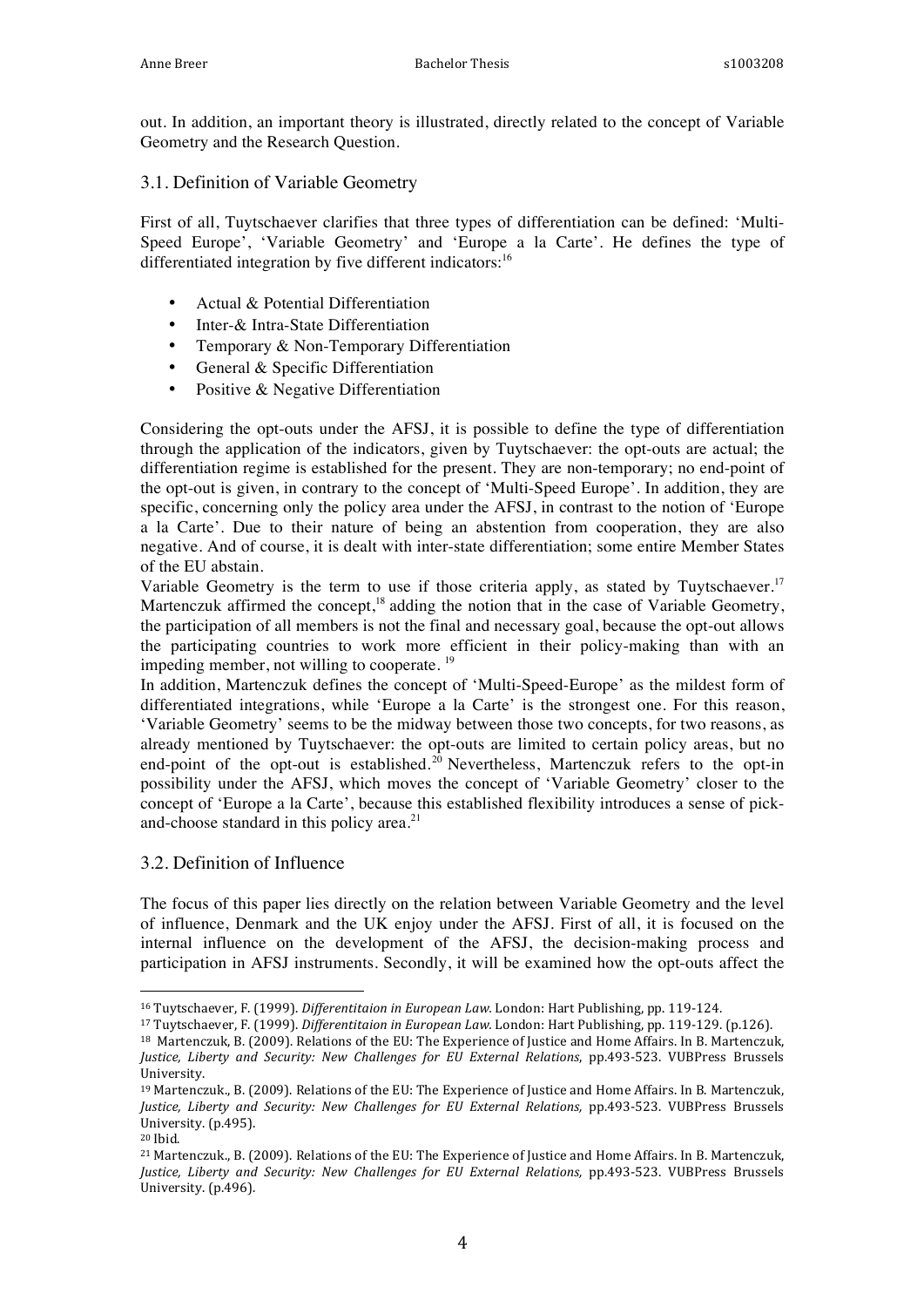out. In addition, an important theory is illustrated, directly related to the concept of Variable Geometry and the Research Question.

## 3.1. Definition of Variable Geometry

First of all, Tuytschaever clarifies that three types of differentiation can be defined: 'Multi-Speed Europe', 'Variable Geometry' and 'Europe a la Carte'. He defines the type of differentiated integration by five different indicators:[16]

- Actual & Potential Differentiation
- Inter-& Intra-State Differentiation
- Temporary & Non-Temporary Differentiation
- General & Specific Differentiation
- Positive & Negative Differentiation

Considering the opt-outs under the AFSJ, it is possible to define the type of differentiation through the application of the indicators, given by Tuytschaever: the opt-outs are actual; the differentiation regime is established for the present. They are non-temporary; no end-point of the opt-out is given, in contrary to the concept of 'Multi-Speed Europe'. In addition, they are specific, concerning only the policy area under the AFSJ, in contrast to the notion of 'Europe a la Carte'. Due to their nature of being an abstention from cooperation, they are also negative. And of course, it is dealt with inter-state differentiation; some entire Member States of the EU abstain.

Variable Geometry is the term to use if those criteria apply, as stated by Tuytschaever.[17] Martenczuk affirmed the concept,[18] adding the notion that in the case of Variable Geometry, the participation of all members is not the final and necessary goal, because the opt-out allows the participating countries to work more efficient in their policy-making than with an impeding member, not willing to cooperate. [19]

In addition, Martenczuk defines the concept of 'Multi-Speed-Europe' as the mildest form of differentiated integrations, while 'Europe a la Carte' is the strongest one. For this reason, 'Variable Geometry' seems to be the midway between those two concepts, for two reasons, as already mentioned by Tuytschaever: the opt-outs are limited to certain policy areas, but no end-point of the opt-out is established.[20] Nevertheless, Martenczuk refers to the opt-in possibility under the AFSJ, which moves the concept of 'Variable Geometry' closer to the concept of 'Europe a la Carte', because this established flexibility introduces a sense of pick-and-choose standard in this policy area.[21]

## 3.2. Definition of Influence

The focus of this paper lies directly on the relation between Variable Geometry and the level of influence, Denmark and the UK enjoy under the AFSJ. First of all, it is focused on the internal influence on the development of the AFSJ, the decision-making process and participation in AFSJ instruments. Secondly, it will be examined how the opt-outs affect the

---

[16] Tuytschaever, F. (1999). *Differentitaion in European Law.* London: Hart Publishing, pp. 119-124.

[17] Tuytschaever, F. (1999). *Differentitaion in European Law.* London: Hart Publishing, pp. 119-129. (p.126).

[18] Martenczuk, B. (2009). Relations of the EU: The Experience of Justice and Home Affairs. In B. Martenczuk, *Justice, Liberty and Security: New Challenges for EU External Relations*, pp.493-523. VUBPress Brussels University.

[19] Martenczuk., B. (2009). Relations of the EU: The Experience of Justice and Home Affairs. In B. Martenczuk, *Justice, Liberty and Security: New Challenges for EU External Relations*, pp.493-523. VUBPress Brussels University. (p.495).

[20] Ibid.

[21] Martenczuk., B. (2009). Relations of the EU: The Experience of Justice and Home Affairs. In B. Martenczuk, *Justice, Liberty and Security: New Challenges for EU External Relations*, pp.493-523. VUBPress Brussels University. (p.496).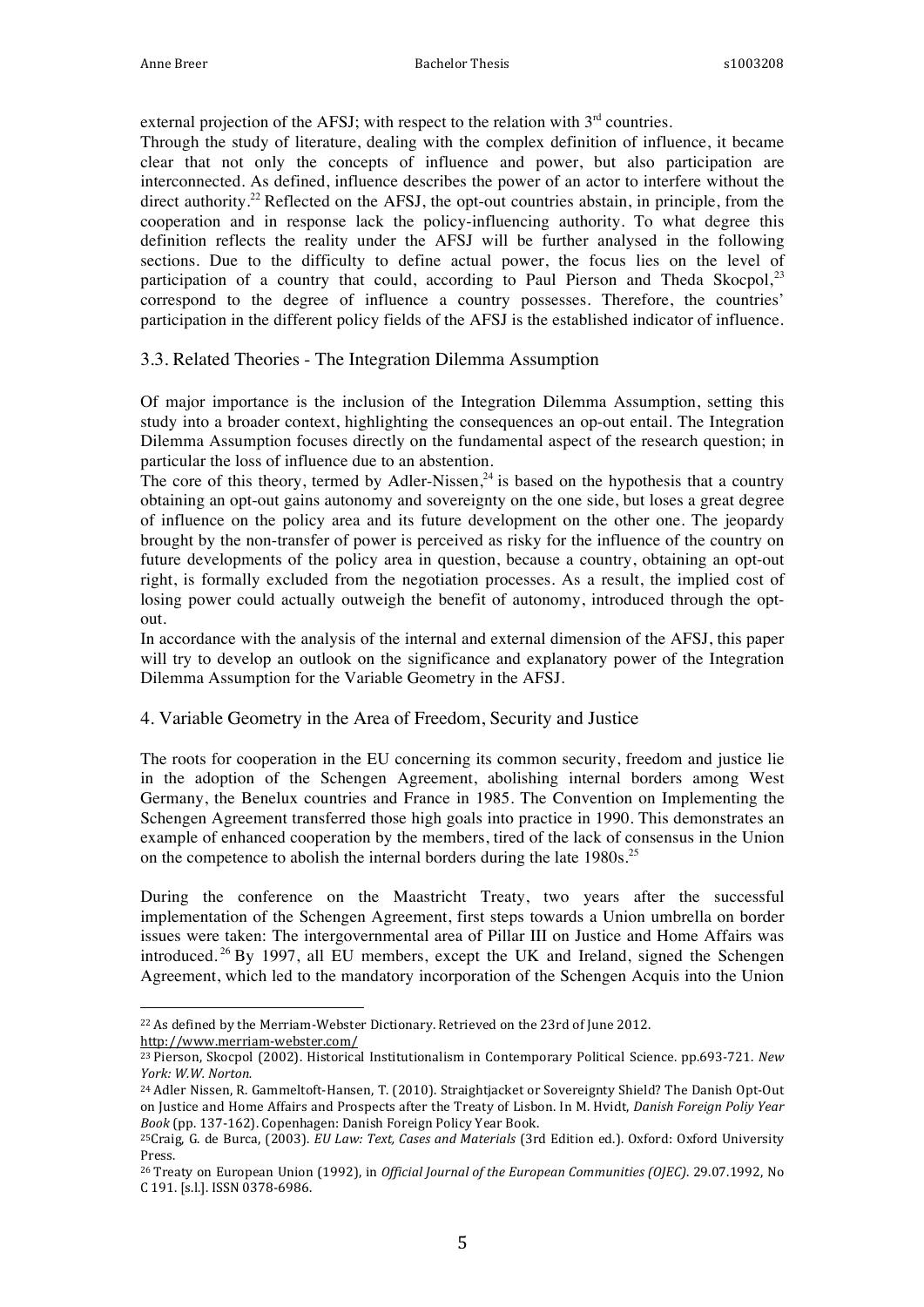external projection of the AFSJ; with respect to the relation with 3rd countries.

Through the study of literature, dealing with the complex definition of influence, it became clear that not only the concepts of influence and power, but also participation are interconnected. As defined, influence describes the power of an actor to interfere without the direct authority.[22] Reflected on the AFSJ, the opt-out countries abstain, in principle, from the cooperation and in response lack the policy-influencing authority. To what degree this definition reflects the reality under the AFSJ will be further analysed in the following sections. Due to the difficulty to define actual power, the focus lies on the level of participation of a country that could, according to Paul Pierson and Theda Skocpol,[23] correspond to the degree of influence a country possesses. Therefore, the countries' participation in the different policy fields of the AFSJ is the established indicator of influence.

### 3.3. Related Theories - The Integration Dilemma Assumption

Of major importance is the inclusion of the Integration Dilemma Assumption, setting this study into a broader context, highlighting the consequences an op-out entail. The Integration Dilemma Assumption focuses directly on the fundamental aspect of the research question; in particular the loss of influence due to an abstention.

The core of this theory, termed by Adler-Nissen,[24] is based on the hypothesis that a country obtaining an opt-out gains autonomy and sovereignty on the one side, but loses a great degree of influence on the policy area and its future development on the other one. The jeopardy brought by the non-transfer of power is perceived as risky for the influence of the country on future developments of the policy area in question, because a country, obtaining an opt-out right, is formally excluded from the negotiation processes. As a result, the implied cost of losing power could actually outweigh the benefit of autonomy, introduced through the opt-out.

In accordance with the analysis of the internal and external dimension of the AFSJ, this paper will try to develop an outlook on the significance and explanatory power of the Integration Dilemma Assumption for the Variable Geometry in the AFSJ.

## 4. Variable Geometry in the Area of Freedom, Security and Justice

The roots for cooperation in the EU concerning its common security, freedom and justice lie in the adoption of the Schengen Agreement, abolishing internal borders among West Germany, the Benelux countries and France in 1985. The Convention on Implementing the Schengen Agreement transferred those high goals into practice in 1990. This demonstrates an example of enhanced cooperation by the members, tired of the lack of consensus in the Union on the competence to abolish the internal borders during the late 1980s.[25]

During the conference on the Maastricht Treaty, two years after the successful implementation of the Schengen Agreement, first steps towards a Union umbrella on border issues were taken: The intergovernmental area of Pillar III on Justice and Home Affairs was introduced.[26] By 1997, all EU members, except the UK and Ireland, signed the Schengen Agreement, which led to the mandatory incorporation of the Schengen Acquis into the Union

---

[22] As defined by the Merriam-Webster Dictionary. Retrieved on the 23rd of June 2012. http://www.merriam-webster.com/

[23] Pierson, Skocpol (2002). Historical Institutionalism in Contemporary Political Science. pp.693-721. *New York: W.W. Norton.*

[24] Adler Nissen, R. Gammeltoft-Hansen, T. (2010). Straightjacket or Sovereignty Shield? The Danish Opt-Out on Justice and Home Affairs and Prospects after the Treaty of Lisbon. In M. Hvidt, *Danish Foreign Poliy Year Book* (pp. 137-162). Copenhagen: Danish Foreign Policy Year Book.

[25] Craig, G. de Burca, (2003). *EU Law: Text, Cases and Materials* (3rd Edition ed.). Oxford: Oxford University Press.

[26] Treaty on European Union (1992), in *Official Journal of the European Communities (OJEC)*. 29.07.1992, No C 191. [s.l.]. ISSN 0378-6986.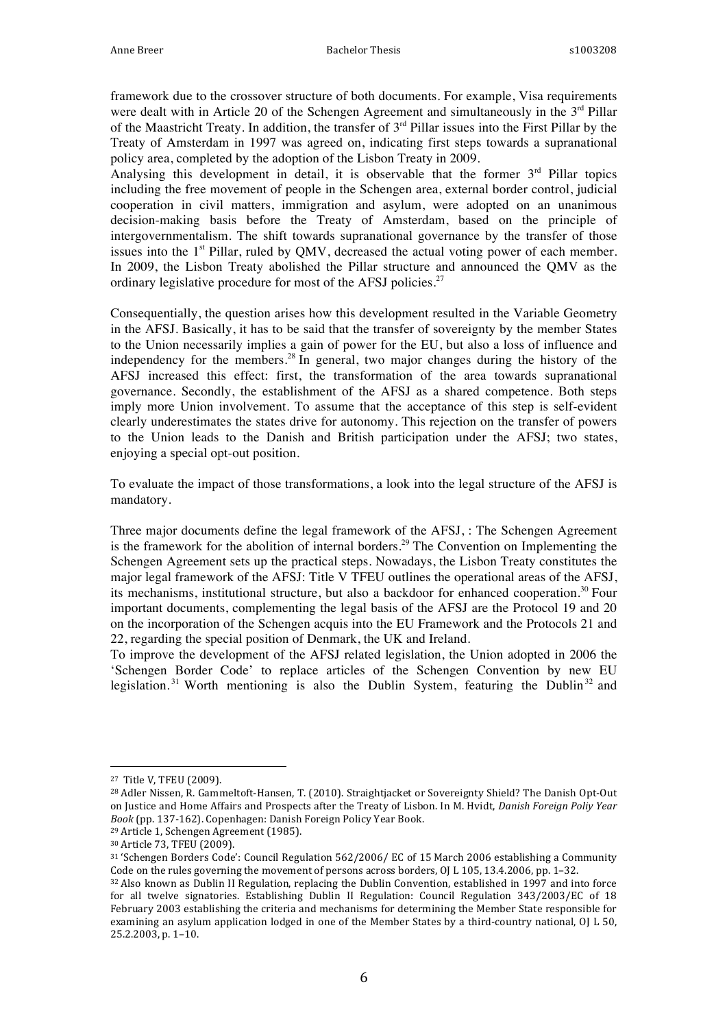framework due to the crossover structure of both documents. For example, Visa requirements were dealt with in Article 20 of the Schengen Agreement and simultaneously in the 3rd Pillar of the Maastricht Treaty. In addition, the transfer of 3rd Pillar issues into the First Pillar by the Treaty of Amsterdam in 1997 was agreed on, indicating first steps towards a supranational policy area, completed by the adoption of the Lisbon Treaty in 2009.
Analysing this development in detail, it is observable that the former 3rd Pillar topics including the free movement of people in the Schengen area, external border control, judicial cooperation in civil matters, immigration and asylum, were adopted on an unanimous decision-making basis before the Treaty of Amsterdam, based on the principle of intergovernmentalism. The shift towards supranational governance by the transfer of those issues into the 1st Pillar, ruled by QMV, decreased the actual voting power of each member. In 2009, the Lisbon Treaty abolished the Pillar structure and announced the QMV as the ordinary legislative procedure for most of the AFSJ policies.[27]

Consequentially, the question arises how this development resulted in the Variable Geometry in the AFSJ. Basically, it has to be said that the transfer of sovereignty by the member States to the Union necessarily implies a gain of power for the EU, but also a loss of influence and independency for the members.[28] In general, two major changes during the history of the AFSJ increased this effect: first, the transformation of the area towards supranational governance. Secondly, the establishment of the AFSJ as a shared competence. Both steps imply more Union involvement. To assume that the acceptance of this step is self-evident clearly underestimates the states drive for autonomy. This rejection on the transfer of powers to the Union leads to the Danish and British participation under the AFSJ; two states, enjoying a special opt-out position.

To evaluate the impact of those transformations, a look into the legal structure of the AFSJ is mandatory.

Three major documents define the legal framework of the AFSJ, : The Schengen Agreement is the framework for the abolition of internal borders.[29] The Convention on Implementing the Schengen Agreement sets up the practical steps. Nowadays, the Lisbon Treaty constitutes the major legal framework of the AFSJ: Title V TFEU outlines the operational areas of the AFSJ, its mechanisms, institutional structure, but also a backdoor for enhanced cooperation.[30] Four important documents, complementing the legal basis of the AFSJ are the Protocol 19 and 20 on the incorporation of the Schengen acquis into the EU Framework and the Protocols 21 and 22, regarding the special position of Denmark, the UK and Ireland.
To improve the development of the AFSJ related legislation, the Union adopted in 2006 the 'Schengen Border Code' to replace articles of the Schengen Convention by new EU legislation.[31] Worth mentioning is also the Dublin System, featuring the Dublin[32] and

---

[27] Title V, TFEU (2009).

[28] Adler Nissen, R. Gammeltoft-Hansen, T. (2010). Straightjacket or Sovereignty Shield? The Danish Opt-Out on Justice and Home Affairs and Prospects after the Treaty of Lisbon. In M. Hvidt, *Danish Foreign Poliy Year Book* (pp. 137-162). Copenhagen: Danish Foreign Policy Year Book.

[29] Article 1, Schengen Agreement (1985).

[30] Article 73, TFEU (2009).

[31] 'Schengen Borders Code': Council Regulation 562/2006/ EC of 15 March 2006 establishing a Community Code on the rules governing the movement of persons across borders, OJ L 105, 13.4.2006, pp. 1–32.

[32] Also known as Dublin II Regulation, replacing the Dublin Convention, established in 1997 and into force for all twelve signatories. Establishing Dublin II Regulation: Council Regulation 343/2003/EC of 18 February 2003 establishing the criteria and mechanisms for determining the Member State responsible for examining an asylum application lodged in one of the Member States by a third-country national, OJ L 50, 25.2.2003, p. 1–10.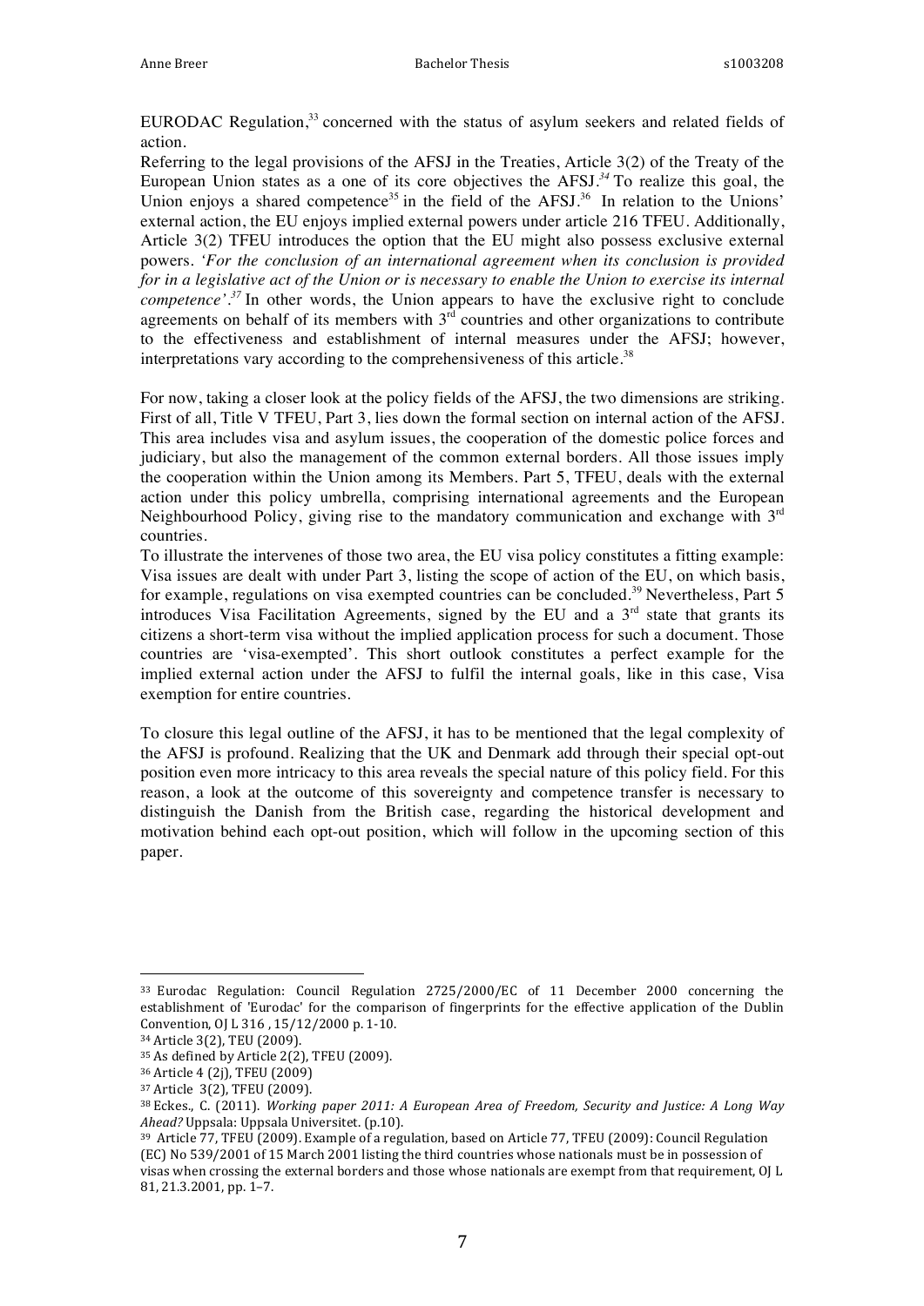EURODAC Regulation,[33] concerned with the status of asylum seekers and related fields of action.

Referring to the legal provisions of the AFSJ in the Treaties, Article 3(2) of the Treaty of the European Union states as a one of its core objectives the AFSJ.[34] To realize this goal, the Union enjoys a shared competence[35] in the field of the AFSJ.[36] In relation to the Unions' external action, the EU enjoys implied external powers under article 216 TFEU. Additionally, Article 3(2) TFEU introduces the option that the EU might also possess exclusive external powers. *'For the conclusion of an international agreement when its conclusion is provided for in a legislative act of the Union or is necessary to enable the Union to exercise its internal competence'.*[37] In other words, the Union appears to have the exclusive right to conclude agreements on behalf of its members with 3rd countries and other organizations to contribute to the effectiveness and establishment of internal measures under the AFSJ; however, interpretations vary according to the comprehensiveness of this article.[38]

For now, taking a closer look at the policy fields of the AFSJ, the two dimensions are striking. First of all, Title V TFEU, Part 3, lies down the formal section on internal action of the AFSJ. This area includes visa and asylum issues, the cooperation of the domestic police forces and judiciary, but also the management of the common external borders. All those issues imply the cooperation within the Union among its Members. Part 5, TFEU, deals with the external action under this policy umbrella, comprising international agreements and the European Neighbourhood Policy, giving rise to the mandatory communication and exchange with 3rd countries.

To illustrate the intervenes of those two area, the EU visa policy constitutes a fitting example: Visa issues are dealt with under Part 3, listing the scope of action of the EU, on which basis, for example, regulations on visa exempted countries can be concluded.[39] Nevertheless, Part 5 introduces Visa Facilitation Agreements, signed by the EU and a 3rd state that grants its citizens a short-term visa without the implied application process for such a document. Those countries are 'visa-exempted'. This short outlook constitutes a perfect example for the implied external action under the AFSJ to fulfil the internal goals, like in this case, Visa exemption for entire countries.

To closure this legal outline of the AFSJ, it has to be mentioned that the legal complexity of the AFSJ is profound. Realizing that the UK and Denmark add through their special opt-out position even more intricacy to this area reveals the special nature of this policy field. For this reason, a look at the outcome of this sovereignty and competence transfer is necessary to distinguish the Danish from the British case, regarding the historical development and motivation behind each opt-out position, which will follow in the upcoming section of this paper.

---

[33] Eurodac Regulation: Council Regulation 2725/2000/EC of 11 December 2000 concerning the establishment of 'Eurodac' for the comparison of fingerprints for the effective application of the Dublin Convention, OJ L 316 , 15/12/2000 p. 1-10.

[34] Article 3(2), TEU (2009).

[35] As defined by Article 2(2), TFEU (2009).

[36] Article 4 (2j), TFEU (2009)

[37] Article 3(2), TFEU (2009).

[38] Eckes., C. (2011). *Working paper 2011: A European Area of Freedom, Security and Justice: A Long Way Ahead?* Uppsala: Uppsala Universitet. (p.10).

[39] Article 77, TFEU (2009). Example of a regulation, based on Article 77, TFEU (2009): Council Regulation (EC) No 539/2001 of 15 March 2001 listing the third countries whose nationals must be in possession of visas when crossing the external borders and those whose nationals are exempt from that requirement, OJ L 81, 21.3.2001, pp. 1–7.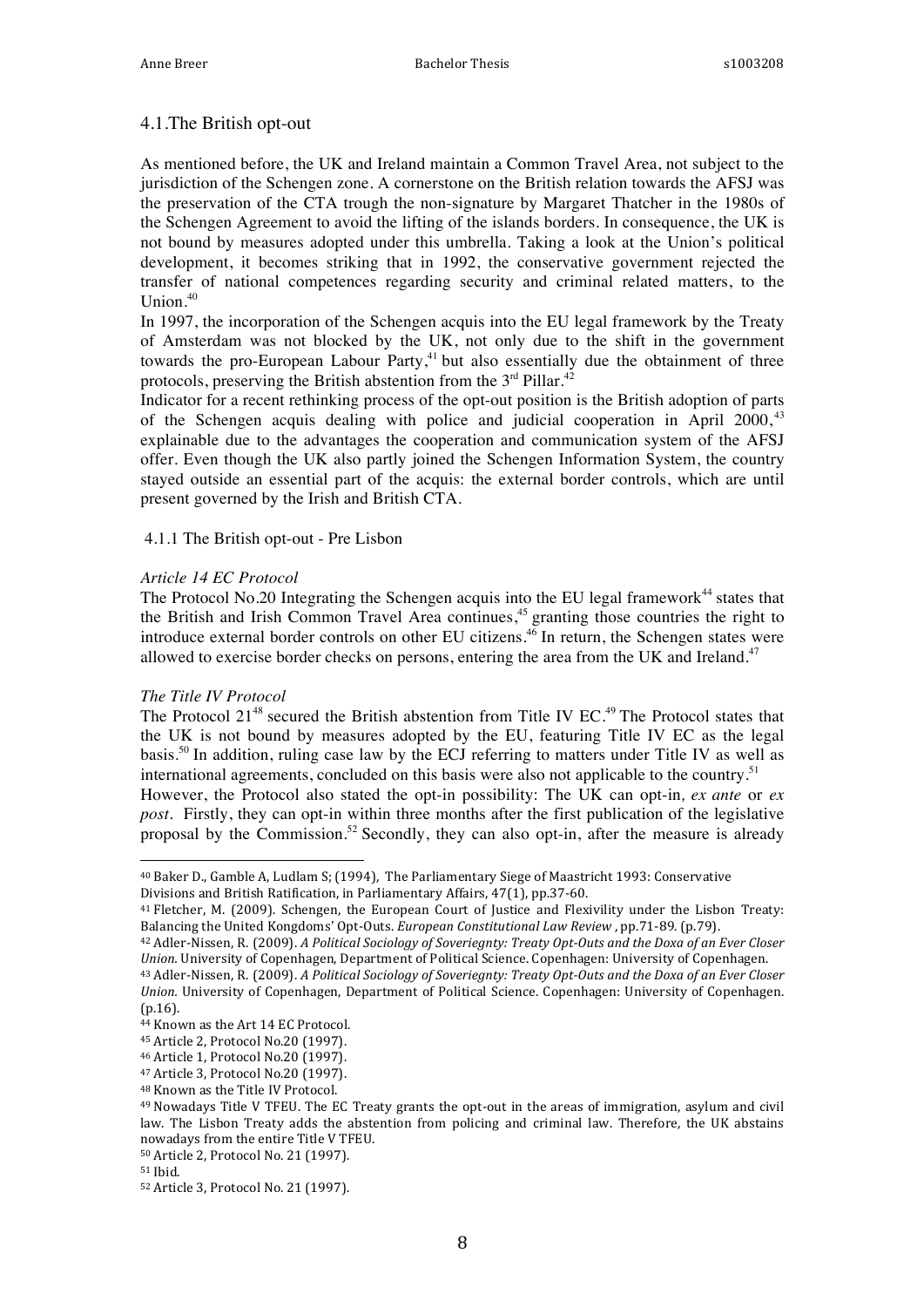## 4.1.The British opt-out

As mentioned before, the UK and Ireland maintain a Common Travel Area, not subject to the jurisdiction of the Schengen zone. A cornerstone on the British relation towards the AFSJ was the preservation of the CTA trough the non-signature by Margaret Thatcher in the 1980s of the Schengen Agreement to avoid the lifting of the islands borders. In consequence, the UK is not bound by measures adopted under this umbrella. Taking a look at the Union's political development, it becomes striking that in 1992, the conservative government rejected the transfer of national competences regarding security and criminal related matters, to the Union.[40]

In 1997, the incorporation of the Schengen acquis into the EU legal framework by the Treaty of Amsterdam was not blocked by the UK, not only due to the shift in the government towards the pro-European Labour Party,[41] but also essentially due the obtainment of three protocols, preserving the British abstention from the 3rd Pillar.[42]

Indicator for a recent rethinking process of the opt-out position is the British adoption of parts of the Schengen acquis dealing with police and judicial cooperation in April 2000,[43] explainable due to the advantages the cooperation and communication system of the AFSJ offer. Even though the UK also partly joined the Schengen Information System, the country stayed outside an essential part of the acquis: the external border controls, which are until present governed by the Irish and British CTA.

### 4.1.1 The British opt-out - Pre Lisbon

*Article 14 EC Protocol*

The Protocol No.20 Integrating the Schengen acquis into the EU legal framework[44] states that the British and Irish Common Travel Area continues,[45] granting those countries the right to introduce external border controls on other EU citizens.[46] In return, the Schengen states were allowed to exercise border checks on persons, entering the area from the UK and Ireland.[47]

*The Title IV Protocol*

The Protocol 21[48] secured the British abstention from Title IV EC.[49] The Protocol states that the UK is not bound by measures adopted by the EU, featuring Title IV EC as the legal basis.[50] In addition, ruling case law by the ECJ referring to matters under Title IV as well as international agreements, concluded on this basis were also not applicable to the country.[51]

However, the Protocol also stated the opt-in possibility: The UK can opt-in, *ex ante* or *ex post*. Firstly, they can opt-in within three months after the first publication of the legislative proposal by the Commission.[52] Secondly, they can also opt-in, after the measure is already

---

40 Baker D., Gamble A, Ludlam S; (1994), The Parliamentary Siege of Maastricht 1993: Conservative Divisions and British Ratification, in Parliamentary Affairs, 47(1), pp.37-60.

41 Fletcher, M. (2009). Schengen, the European Court of Justice and Flexivility under the Lisbon Treaty: Balancing the United Kongdoms' Opt-Outs. *European Constitutional Law Review*, pp.71-89. (p.79).

42 Adler-Nissen, R. (2009). *A Political Sociology of Soveriegnty: Treaty Opt-Outs and the Doxa of an Ever Closer Union.* University of Copenhagen, Department of Political Science. Copenhagen: University of Copenhagen.

43 Adler-Nissen, R. (2009). *A Political Sociology of Soveriegnty: Treaty Opt-Outs and the Doxa of an Ever Closer Union.* University of Copenhagen, Department of Political Science. Copenhagen: University of Copenhagen. (p.16).

44 Known as the Art 14 EC Protocol.

45 Article 2, Protocol No.20 (1997).

46 Article 1, Protocol No.20 (1997).

47 Article 3, Protocol No.20 (1997).

48 Known as the Title IV Protocol.

49 Nowadays Title V TFEU. The EC Treaty grants the opt-out in the areas of immigration, asylum and civil law. The Lisbon Treaty adds the abstention from policing and criminal law. Therefore, the UK abstains nowadays from the entire Title V TFEU.

50 Article 2, Protocol No. 21 (1997).

51 Ibid.

52 Article 3, Protocol No. 21 (1997).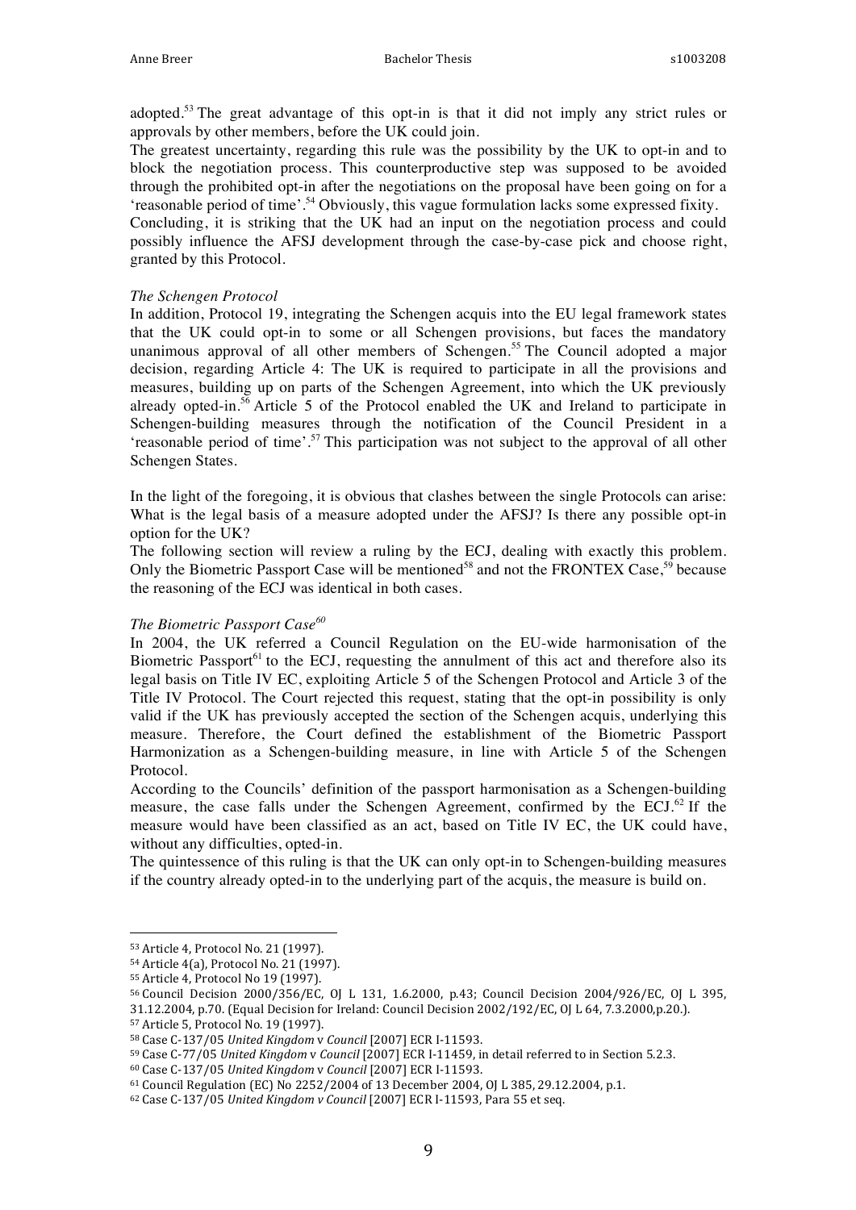adopted.[53] The great advantage of this opt-in is that it did not imply any strict rules or approvals by other members, before the UK could join.

The greatest uncertainty, regarding this rule was the possibility by the UK to opt-in and to block the negotiation process. This counterproductive step was supposed to be avoided through the prohibited opt-in after the negotiations on the proposal have been going on for a 'reasonable period of time'.[54] Obviously, this vague formulation lacks some expressed fixity.

Concluding, it is striking that the UK had an input on the negotiation process and could possibly influence the AFSJ development through the case-by-case pick and choose right, granted by this Protocol.

*The Schengen Protocol*

In addition, Protocol 19, integrating the Schengen acquis into the EU legal framework states that the UK could opt-in to some or all Schengen provisions, but faces the mandatory unanimous approval of all other members of Schengen.[55] The Council adopted a major decision, regarding Article 4: The UK is required to participate in all the provisions and measures, building up on parts of the Schengen Agreement, into which the UK previously already opted-in.[56] Article 5 of the Protocol enabled the UK and Ireland to participate in Schengen-building measures through the notification of the Council President in a 'reasonable period of time'.[57] This participation was not subject to the approval of all other Schengen States.

In the light of the foregoing, it is obvious that clashes between the single Protocols can arise: What is the legal basis of a measure adopted under the AFSJ? Is there any possible opt-in option for the UK?

The following section will review a ruling by the ECJ, dealing with exactly this problem. Only the Biometric Passport Case will be mentioned[58] and not the FRONTEX Case,[59] because the reasoning of the ECJ was identical in both cases.

*The Biometric Passport Case*[60]

In 2004, the UK referred a Council Regulation on the EU-wide harmonisation of the Biometric Passport[61] to the ECJ, requesting the annulment of this act and therefore also its legal basis on Title IV EC, exploiting Article 5 of the Schengen Protocol and Article 3 of the Title IV Protocol. The Court rejected this request, stating that the opt-in possibility is only valid if the UK has previously accepted the section of the Schengen acquis, underlying this measure. Therefore, the Court defined the establishment of the Biometric Passport Harmonization as a Schengen-building measure, in line with Article 5 of the Schengen Protocol.

According to the Councils' definition of the passport harmonisation as a Schengen-building measure, the case falls under the Schengen Agreement, confirmed by the ECJ.[62] If the measure would have been classified as an act, based on Title IV EC, the UK could have, without any difficulties, opted-in.

The quintessence of this ruling is that the UK can only opt-in to Schengen-building measures if the country already opted-in to the underlying part of the acquis, the measure is build on.

---

[53] Article 4, Protocol No. 21 (1997).

[54] Article 4(a), Protocol No. 21 (1997).

[55] Article 4, Protocol No 19 (1997).

[56] Council Decision 2000/356/EC, OJ L 131, 1.6.2000, p.43; Council Decision 2004/926/EC, OJ L 395, 31.12.2004, p.70. (Equal Decision for Ireland: Council Decision 2002/192/EC, OJ L 64, 7.3.2000,p.20.).

[57] Article 5, Protocol No. 19 (1997).

[58] Case C-137/05 *United Kingdom* v *Council* [2007] ECR I-11593.

[59] Case C-77/05 *United Kingdom* v *Council* [2007] ECR I-11459, in detail referred to in Section 5.2.3.

[60] Case C-137/05 *United Kingdom* v *Council* [2007] ECR I-11593.

[61] Council Regulation (EC) No 2252/2004 of 13 December 2004, OJ L 385, 29.12.2004, p.1.

[62] Case C-137/05 *United Kingdom v Council* [2007] ECR I-11593, Para 55 et seq.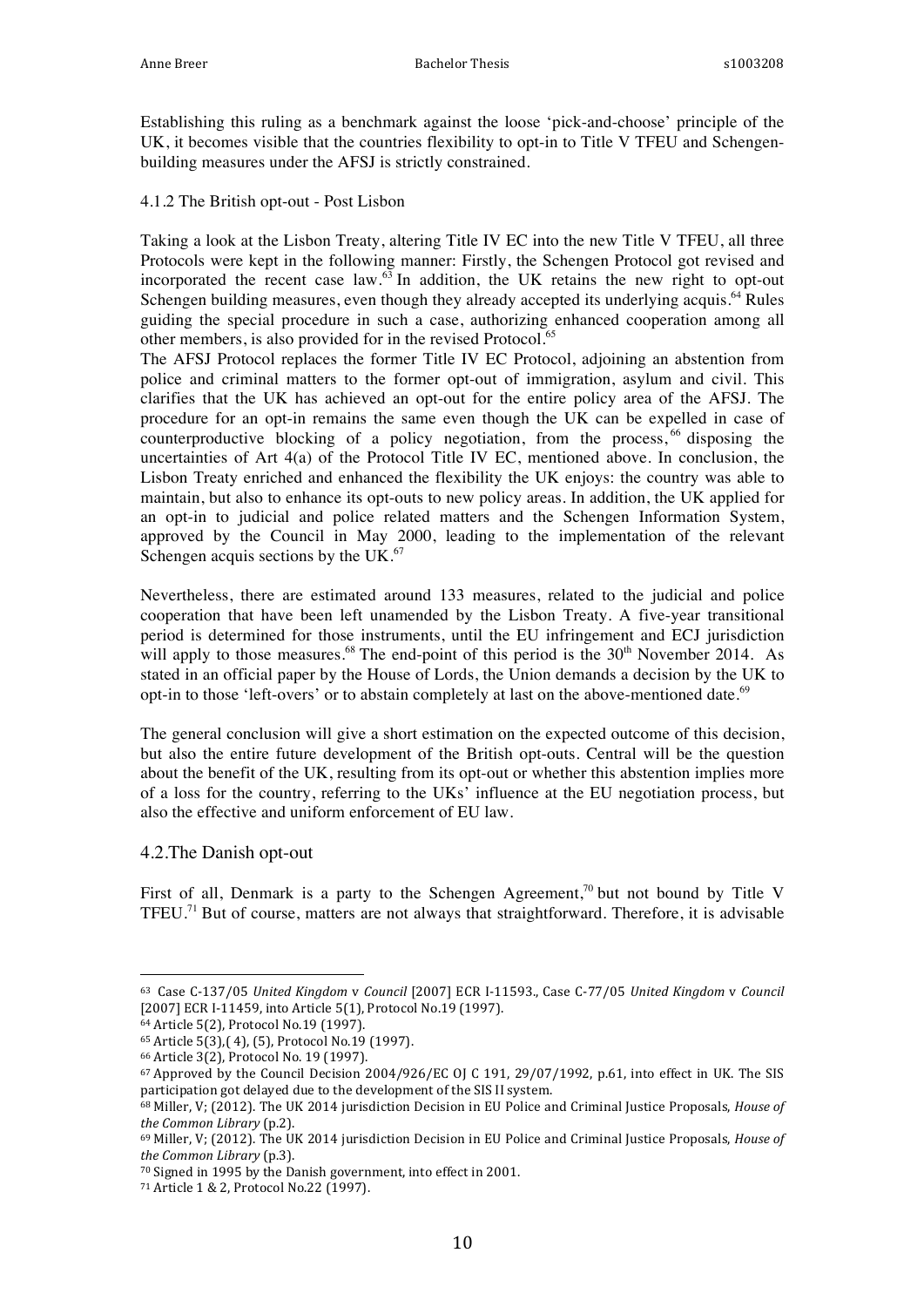Establishing this ruling as a benchmark against the loose 'pick-and-choose' principle of the UK, it becomes visible that the countries flexibility to opt-in to Title V TFEU and Schengen-building measures under the AFSJ is strictly constrained.

4.1.2 The British opt-out - Post Lisbon

Taking a look at the Lisbon Treaty, altering Title IV EC into the new Title V TFEU, all three Protocols were kept in the following manner: Firstly, the Schengen Protocol got revised and incorporated the recent case law.[63] In addition, the UK retains the new right to opt-out Schengen building measures, even though they already accepted its underlying acquis.[64] Rules guiding the special procedure in such a case, authorizing enhanced cooperation among all other members, is also provided for in the revised Protocol.[65]

The AFSJ Protocol replaces the former Title IV EC Protocol, adjoining an abstention from police and criminal matters to the former opt-out of immigration, asylum and civil. This clarifies that the UK has achieved an opt-out for the entire policy area of the AFSJ. The procedure for an opt-in remains the same even though the UK can be expelled in case of counterproductive blocking of a policy negotiation, from the process,[66] disposing the uncertainties of Art 4(a) of the Protocol Title IV EC, mentioned above. In conclusion, the Lisbon Treaty enriched and enhanced the flexibility the UK enjoys: the country was able to maintain, but also to enhance its opt-outs to new policy areas. In addition, the UK applied for an opt-in to judicial and police related matters and the Schengen Information System, approved by the Council in May 2000, leading to the implementation of the relevant Schengen acquis sections by the UK.[67]

Nevertheless, there are estimated around 133 measures, related to the judicial and police cooperation that have been left unamended by the Lisbon Treaty. A five-year transitional period is determined for those instruments, until the EU infringement and ECJ jurisdiction will apply to those measures.[68] The end-point of this period is the 30th November 2014. As stated in an official paper by the House of Lords, the Union demands a decision by the UK to opt-in to those 'left-overs' or to abstain completely at last on the above-mentioned date.[69]

The general conclusion will give a short estimation on the expected outcome of this decision, but also the entire future development of the British opt-outs. Central will be the question about the benefit of the UK, resulting from its opt-out or whether this abstention implies more of a loss for the country, referring to the UKs' influence at the EU negotiation process, but also the effective and uniform enforcement of EU law.

## 4.2.The Danish opt-out

First of all, Denmark is a party to the Schengen Agreement,[70] but not bound by Title V TFEU.[71] But of course, matters are not always that straightforward. Therefore, it is advisable

---

[63] Case C-137/05 *United Kingdom* v *Council* [2007] ECR I-11593., Case C-77/05 *United Kingdom* v *Council* [2007] ECR I-11459, into Article 5(1), Protocol No.19 (1997).

[64] Article 5(2), Protocol No.19 (1997).

[65] Article 5(3),( 4), (5), Protocol No.19 (1997).

[66] Article 3(2), Protocol No. 19 (1997).

[67] Approved by the Council Decision 2004/926/EC OJ C 191, 29/07/1992, p.61, into effect in UK. The SIS participation got delayed due to the development of the SIS II system.

[68] Miller, V; (2012). The UK 2014 jurisdiction Decision in EU Police and Criminal Justice Proposals, *House of the Common Library* (p.2).

[69] Miller, V; (2012). The UK 2014 jurisdiction Decision in EU Police and Criminal Justice Proposals, *House of the Common Library* (p.3).

[70] Signed in 1995 by the Danish government, into effect in 2001.

[71] Article 1 & 2, Protocol No.22 (1997).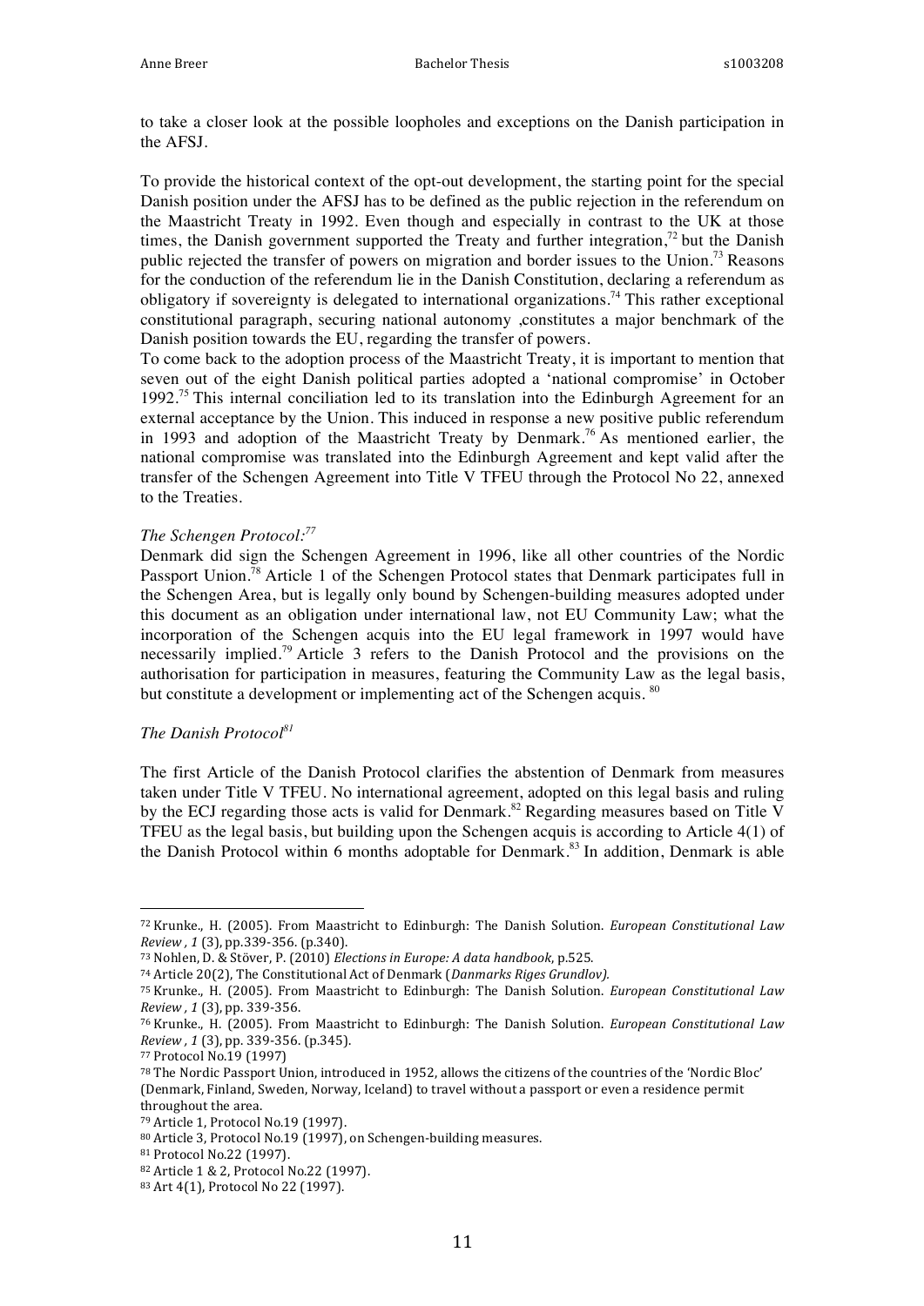to take a closer look at the possible loopholes and exceptions on the Danish participation in the AFSJ.

To provide the historical context of the opt-out development, the starting point for the special Danish position under the AFSJ has to be defined as the public rejection in the referendum on the Maastricht Treaty in 1992. Even though and especially in contrast to the UK at those times, the Danish government supported the Treaty and further integration,[72] but the Danish public rejected the transfer of powers on migration and border issues to the Union.[73] Reasons for the conduction of the referendum lie in the Danish Constitution, declaring a referendum as obligatory if sovereignty is delegated to international organizations.[74] This rather exceptional constitutional paragraph, securing national autonomy ,constitutes a major benchmark of the Danish position towards the EU, regarding the transfer of powers.

To come back to the adoption process of the Maastricht Treaty, it is important to mention that seven out of the eight Danish political parties adopted a 'national compromise' in October 1992.[75] This internal conciliation led to its translation into the Edinburgh Agreement for an external acceptance by the Union. This induced in response a new positive public referendum in 1993 and adoption of the Maastricht Treaty by Denmark.[76] As mentioned earlier, the national compromise was translated into the Edinburgh Agreement and kept valid after the transfer of the Schengen Agreement into Title V TFEU through the Protocol No 22, annexed to the Treaties.

*The Schengen Protocol:*[77]

Denmark did sign the Schengen Agreement in 1996, like all other countries of the Nordic Passport Union.[78] Article 1 of the Schengen Protocol states that Denmark participates full in the Schengen Area, but is legally only bound by Schengen-building measures adopted under this document as an obligation under international law, not EU Community Law; what the incorporation of the Schengen acquis into the EU legal framework in 1997 would have necessarily implied.[79] Article 3 refers to the Danish Protocol and the provisions on the authorisation for participation in measures, featuring the Community Law as the legal basis, but constitute a development or implementing act of the Schengen acquis. [80]

*The Danish Protocol*[81]

The first Article of the Danish Protocol clarifies the abstention of Denmark from measures taken under Title V TFEU. No international agreement, adopted on this legal basis and ruling by the ECJ regarding those acts is valid for Denmark.[82] Regarding measures based on Title V TFEU as the legal basis, but building upon the Schengen acquis is according to Article 4(1) of the Danish Protocol within 6 months adoptable for Denmark.[83] In addition, Denmark is able

---

[72] Krunke., H. (2005). From Maastricht to Edinburgh: The Danish Solution. *European Constitutional Law Review , 1* (3), pp.339-356. (p.340).

[73] Nohlen, D. & Stöver, P. (2010) *Elections in Europe: A data handbook*, p.525.

[74] Article 20(2), The Constitutional Act of Denmark (*Danmarks Riges Grundlov).*

[75] Krunke., H. (2005). From Maastricht to Edinburgh: The Danish Solution. *European Constitutional Law Review , 1* (3), pp. 339-356.

[76] Krunke., H. (2005). From Maastricht to Edinburgh: The Danish Solution. *European Constitutional Law Review , 1* (3), pp. 339-356. (p.345).

[77] Protocol No.19 (1997)

[78] The Nordic Passport Union, introduced in 1952, allows the citizens of the countries of the 'Nordic Bloc' (Denmark, Finland, Sweden, Norway, Iceland) to travel without a passport or even a residence permit throughout the area.

[79] Article 1, Protocol No.19 (1997).

[80] Article 3, Protocol No.19 (1997), on Schengen-building measures.

[81] Protocol No.22 (1997).

[82] Article 1 & 2, Protocol No.22 (1997).

[83] Art 4(1), Protocol No 22 (1997).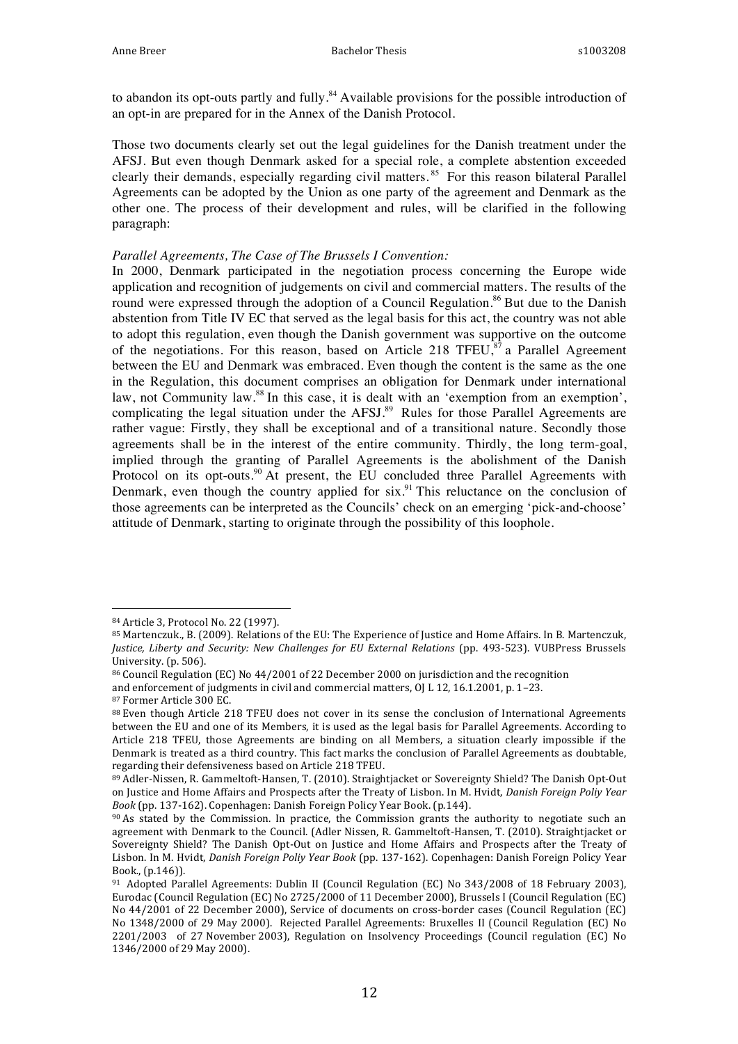to abandon its opt-outs partly and fully.[84] Available provisions for the possible introduction of an opt-in are prepared for in the Annex of the Danish Protocol.

Those two documents clearly set out the legal guidelines for the Danish treatment under the AFSJ. But even though Denmark asked for a special role, a complete abstention exceeded clearly their demands, especially regarding civil matters.[85] For this reason bilateral Parallel Agreements can be adopted by the Union as one party of the agreement and Denmark as the other one. The process of their development and rules, will be clarified in the following paragraph:

*Parallel Agreements, The Case of The Brussels I Convention:*
In 2000, Denmark participated in the negotiation process concerning the Europe wide application and recognition of judgements on civil and commercial matters. The results of the round were expressed through the adoption of a Council Regulation.[86] But due to the Danish abstention from Title IV EC that served as the legal basis for this act, the country was not able to adopt this regulation, even though the Danish government was supportive on the outcome of the negotiations. For this reason, based on Article 218 TFEU,[87] a Parallel Agreement between the EU and Denmark was embraced. Even though the content is the same as the one in the Regulation, this document comprises an obligation for Denmark under international law, not Community law.[88] In this case, it is dealt with an 'exemption from an exemption', complicating the legal situation under the AFSJ.[89] Rules for those Parallel Agreements are rather vague: Firstly, they shall be exceptional and of a transitional nature. Secondly those agreements shall be in the interest of the entire community. Thirdly, the long term-goal, implied through the granting of Parallel Agreements is the abolishment of the Danish Protocol on its opt-outs.[90] At present, the EU concluded three Parallel Agreements with Denmark, even though the country applied for six.[91] This reluctance on the conclusion of those agreements can be interpreted as the Councils' check on an emerging 'pick-and-choose' attitude of Denmark, starting to originate through the possibility of this loophole.

---

[84] Article 3, Protocol No. 22 (1997).

[85] Martenczuk., B. (2009). Relations of the EU: The Experience of Justice and Home Affairs. In B. Martenczuk, *Justice, Liberty and Security: New Challenges for EU External Relations* (pp. 493-523). VUBPress Brussels University. (p. 506).

[86] Council Regulation (EC) No 44/2001 of 22 December 2000 on jurisdiction and the recognition and enforcement of judgments in civil and commercial matters, OJ L 12, 16.1.2001, p. 1–23.

[87] Former Article 300 EC.

[88] Even though Article 218 TFEU does not cover in its sense the conclusion of International Agreements between the EU and one of its Members, it is used as the legal basis for Parallel Agreements. According to Article 218 TFEU, those Agreements are binding on all Members, a situation clearly impossible if the Denmark is treated as a third country. This fact marks the conclusion of Parallel Agreements as doubtable, regarding their defensiveness based on Article 218 TFEU.

[89] Adler-Nissen, R. Gammeltoft-Hansen, T. (2010). Straightjacket or Sovereignty Shield? The Danish Opt-Out on Justice and Home Affairs and Prospects after the Treaty of Lisbon. In M. Hvidt, *Danish Foreign Poliy Year Book* (pp. 137-162). Copenhagen: Danish Foreign Policy Year Book. (p.144).

[90] As stated by the Commission. In practice, the Commission grants the authority to negotiate such an agreement with Denmark to the Council. (Adler Nissen, R. Gammeltoft-Hansen, T. (2010). Straightjacket or Sovereignty Shield? The Danish Opt-Out on Justice and Home Affairs and Prospects after the Treaty of Lisbon. In M. Hvidt, *Danish Foreign Poliy Year Book* (pp. 137-162). Copenhagen: Danish Foreign Policy Year Book., (p.146)).

[91] Adopted Parallel Agreements: Dublin II (Council Regulation (EC) No 343/2008 of 18 February 2003), Eurodac (Council Regulation (EC) No 2725/2000 of 11 December 2000), Brussels I (Council Regulation (EC) No 44/2001 of 22 December 2000), Service of documents on cross-border cases (Council Regulation (EC) No 1348/2000 of 29 May 2000). Rejected Parallel Agreements: Bruxelles II (Council Regulation (EC) No 2201/2003 of 27 November 2003), Regulation on Insolvency Proceedings (Council regulation (EC) No 1346/2000 of 29 May 2000).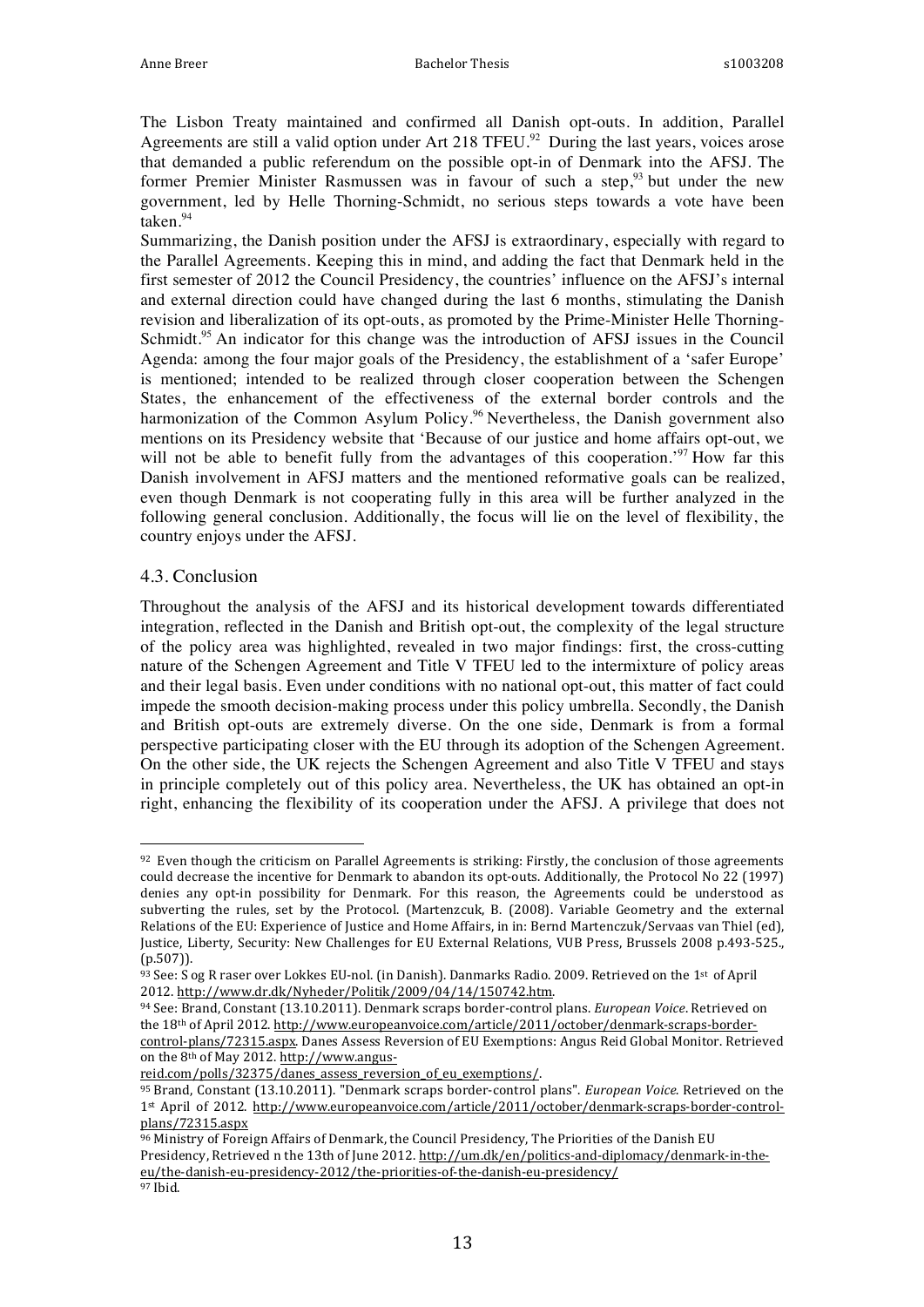The Lisbon Treaty maintained and confirmed all Danish opt-outs. In addition, Parallel Agreements are still a valid option under Art 218 TFEU.[92] During the last years, voices arose that demanded a public referendum on the possible opt-in of Denmark into the AFSJ. The former Premier Minister Rasmussen was in favour of such a step,[93] but under the new government, led by Helle Thorning-Schmidt, no serious steps towards a vote have been taken.[94]

Summarizing, the Danish position under the AFSJ is extraordinary, especially with regard to the Parallel Agreements. Keeping this in mind, and adding the fact that Denmark held in the first semester of 2012 the Council Presidency, the countries' influence on the AFSJ's internal and external direction could have changed during the last 6 months, stimulating the Danish revision and liberalization of its opt-outs, as promoted by the Prime-Minister Helle Thorning-Schmidt.[95] An indicator for this change was the introduction of AFSJ issues in the Council Agenda: among the four major goals of the Presidency, the establishment of a 'safer Europe' is mentioned; intended to be realized through closer cooperation between the Schengen States, the enhancement of the effectiveness of the external border controls and the harmonization of the Common Asylum Policy.[96] Nevertheless, the Danish government also mentions on its Presidency website that 'Because of our justice and home affairs opt-out, we will not be able to benefit fully from the advantages of this cooperation.'[97] How far this Danish involvement in AFSJ matters and the mentioned reformative goals can be realized, even though Denmark is not cooperating fully in this area will be further analyzed in the following general conclusion. Additionally, the focus will lie on the level of flexibility, the country enjoys under the AFSJ.

## 4.3. Conclusion

Throughout the analysis of the AFSJ and its historical development towards differentiated integration, reflected in the Danish and British opt-out, the complexity of the legal structure of the policy area was highlighted, revealed in two major findings: first, the cross-cutting nature of the Schengen Agreement and Title V TFEU led to the intermixture of policy areas and their legal basis. Even under conditions with no national opt-out, this matter of fact could impede the smooth decision-making process under this policy umbrella. Secondly, the Danish and British opt-outs are extremely diverse. On the one side, Denmark is from a formal perspective participating closer with the EU through its adoption of the Schengen Agreement. On the other side, the UK rejects the Schengen Agreement and also Title V TFEU and stays in principle completely out of this policy area. Nevertheless, the UK has obtained an opt-in right, enhancing the flexibility of its cooperation under the AFSJ. A privilege that does not

---

[92] Even though the criticism on Parallel Agreements is striking: Firstly, the conclusion of those agreements could decrease the incentive for Denmark to abandon its opt-outs. Additionally, the Protocol No 22 (1997) denies any opt-in possibility for Denmark. For this reason, the Agreements could be understood as subverting the rules, set by the Protocol. (Martenzcuk, B. (2008). Variable Geometry and the external Relations of the EU: Experience of Justice and Home Affairs, in: Bernd Martenczuk/Servaas van Thiel (ed), Justice, Liberty, Security: New Challenges for EU External Relations, VUB Press, Brussels 2008 p.493-525., (p.507)).

[93] See: S og R raser over Lokkes EU-nol. (in Danish). Danmarks Radio. 2009. Retrieved on the 1st of April 2012. http://www.dr.dk/Nyheder/Politik/2009/04/14/150742.htm.

[94] See: Brand, Constant (13.10.2011). Denmark scraps border-control plans. *European Voice*. Retrieved on the 18th of April 2012. http://www.europeanvoice.com/article/2011/october/denmark-scraps-border-control-plans/72315.aspx. Danes Assess Reversion of EU Exemptions: Angus Reid Global Monitor. Retrieved on the 8th of May 2012. http://www.angus-reid.com/polls/32375/danes_assess_reversion_of_eu_exemptions/.

[95] Brand, Constant (13.10.2011). "Denmark scraps border-control plans". *European Voice*. Retrieved on the 1st April of 2012. http://www.europeanvoice.com/article/2011/october/denmark-scraps-border-control-plans/72315.aspx

[96] Ministry of Foreign Affairs of Denmark, the Council Presidency, The Priorities of the Danish EU Presidency, Retrieved n the 13th of June 2012. http://um.dk/en/politics-and-diplomacy/denmark-in-the-eu/the-danish-eu-presidency-2012/the-priorities-of-the-danish-eu-presidency/

[97] Ibid.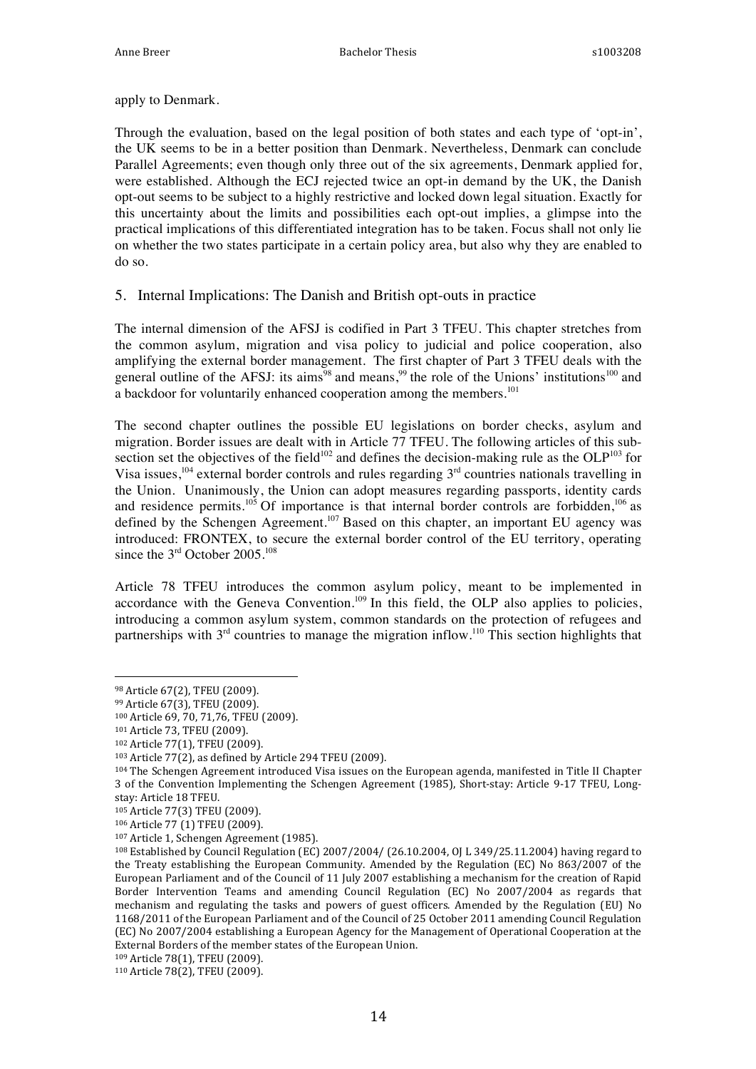apply to Denmark.

Through the evaluation, based on the legal position of both states and each type of 'opt-in', the UK seems to be in a better position than Denmark. Nevertheless, Denmark can conclude Parallel Agreements; even though only three out of the six agreements, Denmark applied for, were established. Although the ECJ rejected twice an opt-in demand by the UK, the Danish opt-out seems to be subject to a highly restrictive and locked down legal situation. Exactly for this uncertainty about the limits and possibilities each opt-out implies, a glimpse into the practical implications of this differentiated integration has to be taken. Focus shall not only lie on whether the two states participate in a certain policy area, but also why they are enabled to do so.

## 5. Internal Implications: The Danish and British opt-outs in practice

The internal dimension of the AFSJ is codified in Part 3 TFEU. This chapter stretches from the common asylum, migration and visa policy to judicial and police cooperation, also amplifying the external border management. The first chapter of Part 3 TFEU deals with the general outline of the AFSJ: its aims[98] and means,[99] the role of the Unions' institutions[100] and a backdoor for voluntarily enhanced cooperation among the members.[101]

The second chapter outlines the possible EU legislations on border checks, asylum and migration. Border issues are dealt with in Article 77 TFEU. The following articles of this sub-section set the objectives of the field[102] and defines the decision-making rule as the OLP[103] for Visa issues,[104] external border controls and rules regarding 3rd countries nationals travelling in the Union. Unanimously, the Union can adopt measures regarding passports, identity cards and residence permits.[105] Of importance is that internal border controls are forbidden,[106] as defined by the Schengen Agreement.[107] Based on this chapter, an important EU agency was introduced: FRONTEX, to secure the external border control of the EU territory, operating since the 3rd October 2005.[108]

Article 78 TFEU introduces the common asylum policy, meant to be implemented in accordance with the Geneva Convention.[109] In this field, the OLP also applies to policies, introducing a common asylum system, common standards on the protection of refugees and partnerships with 3rd countries to manage the migration inflow.[110] This section highlights that

---

98 Article 67(2), TFEU (2009).

99 Article 67(3), TFEU (2009).

100 Article 69, 70, 71,76, TFEU (2009).

101 Article 73, TFEU (2009).

102 Article 77(1), TFEU (2009).

103 Article 77(2), as defined by Article 294 TFEU (2009).

104 The Schengen Agreement introduced Visa issues on the European agenda, manifested in Title II Chapter 3 of the Convention Implementing the Schengen Agreement (1985), Short-stay: Article 9-17 TFEU, Long-stay: Article 18 TFEU.

105 Article 77(3) TFEU (2009).

106 Article 77 (1) TFEU (2009).

107 Article 1, Schengen Agreement (1985).

108 Established by Council Regulation (EC) 2007/2004/ (26.10.2004, OJ L 349/25.11.2004) having regard to the Treaty establishing the European Community. Amended by the Regulation (EC) No 863/2007 of the European Parliament and of the Council of 11 July 2007 establishing a mechanism for the creation of Rapid Border Intervention Teams and amending Council Regulation (EC) No 2007/2004 as regards that mechanism and regulating the tasks and powers of guest officers. Amended by the Regulation (EU) No 1168/2011 of the European Parliament and of the Council of 25 October 2011 amending Council Regulation (EC) No 2007/2004 establishing a European Agency for the Management of Operational Cooperation at the External Borders of the member states of the European Union.

109 Article 78(1), TFEU (2009).

110 Article 78(2), TFEU (2009).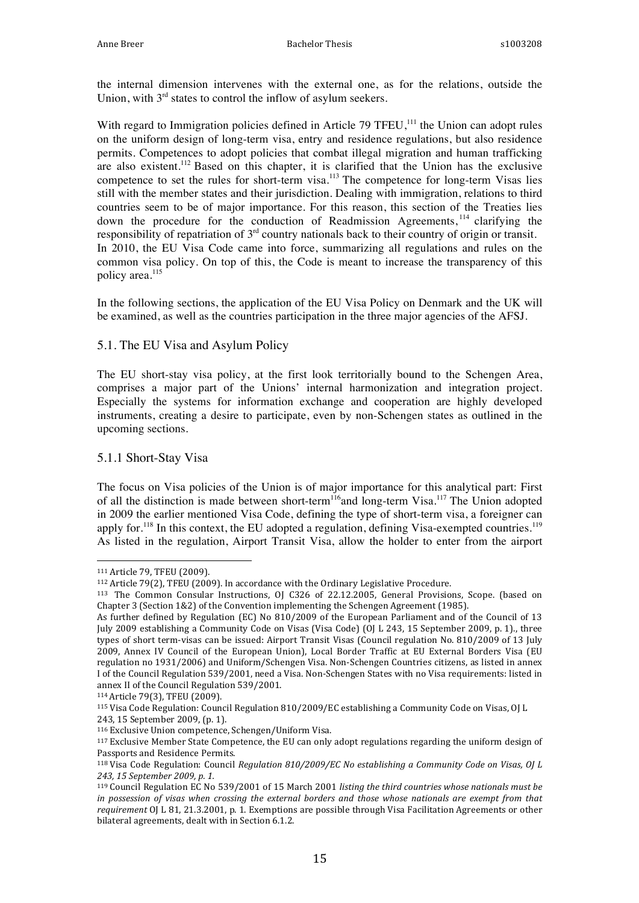the internal dimension intervenes with the external one, as for the relations, outside the Union, with 3rd states to control the inflow of asylum seekers.

With regard to Immigration policies defined in Article 79 TFEU,[111] the Union can adopt rules on the uniform design of long-term visa, entry and residence regulations, but also residence permits. Competences to adopt policies that combat illegal migration and human trafficking are also existent.[112] Based on this chapter, it is clarified that the Union has the exclusive competence to set the rules for short-term visa.[113] The competence for long-term Visas lies still with the member states and their jurisdiction. Dealing with immigration, relations to third countries seem to be of major importance. For this reason, this section of the Treaties lies down the procedure for the conduction of Readmission Agreements,[114] clarifying the responsibility of repatriation of 3rd country nationals back to their country of origin or transit.
In 2010, the EU Visa Code came into force, summarizing all regulations and rules on the common visa policy. On top of this, the Code is meant to increase the transparency of this policy area.[115]

In the following sections, the application of the EU Visa Policy on Denmark and the UK will be examined, as well as the countries participation in the three major agencies of the AFSJ.

## 5.1. The EU Visa and Asylum Policy

The EU short-stay visa policy, at the first look territorially bound to the Schengen Area, comprises a major part of the Unions' internal harmonization and integration project. Especially the systems for information exchange and cooperation are highly developed instruments, creating a desire to participate, even by non-Schengen states as outlined in the upcoming sections.

### 5.1.1 Short-Stay Visa

The focus on Visa policies of the Union is of major importance for this analytical part: First of all the distinction is made between short-term[116]and long-term Visa.[117] The Union adopted in 2009 the earlier mentioned Visa Code, defining the type of short-term visa, a foreigner can apply for.[118] In this context, the EU adopted a regulation, defining Visa-exempted countries.[119] As listed in the regulation, Airport Transit Visa, allow the holder to enter from the airport

---

[111] Article 79, TFEU (2009).

[112] Article 79(2), TFEU (2009). In accordance with the Ordinary Legislative Procedure.

[113] The Common Consular Instructions, OJ C326 of 22.12.2005, General Provisions, Scope. (based on Chapter 3 (Section 1&2) of the Convention implementing the Schengen Agreement (1985).
As further defined by Regulation (EC) No 810/2009 of the European Parliament and of the Council of 13 July 2009 establishing a Community Code on Visas (Visa Code) (OJ L 243, 15 September 2009, p. 1)., three types of short term-visas can be issued: Airport Transit Visas (Council regulation No. 810/2009 of 13 July 2009, Annex IV Council of the European Union), Local Border Traffic at EU External Borders Visa (EU regulation no 1931/2006) and Uniform/Schengen Visa. Non-Schengen Countries citizens, as listed in annex I of the Council Regulation 539/2001, need a Visa. Non-Schengen States with no Visa requirements: listed in annex II of the Council Regulation 539/2001.

[114] Article 79(3), TFEU (2009).

[115] Visa Code Regulation: Council Regulation 810/2009/EC establishing a Community Code on Visas, OJ L 243, 15 September 2009, (p. 1).

[116] Exclusive Union competence, Schengen/Uniform Visa.

[117] Exclusive Member State Competence, the EU can only adopt regulations regarding the uniform design of Passports and Residence Permits.

[118] Visa Code Regulation: Council *Regulation 810/2009/EC No establishing a Community Code on Visas, OJ L 243, 15 September 2009, p. 1.*

[119] Council Regulation EC No 539/2001 of 15 March 2001 *listing the third countries whose nationals must be in possession of visas when crossing the external borders and those whose nationals are exempt from that requirement* OJ L 81, 21.3.2001, p. 1. Exemptions are possible through Visa Facilitation Agreements or other bilateral agreements, dealt with in Section 6.1.2.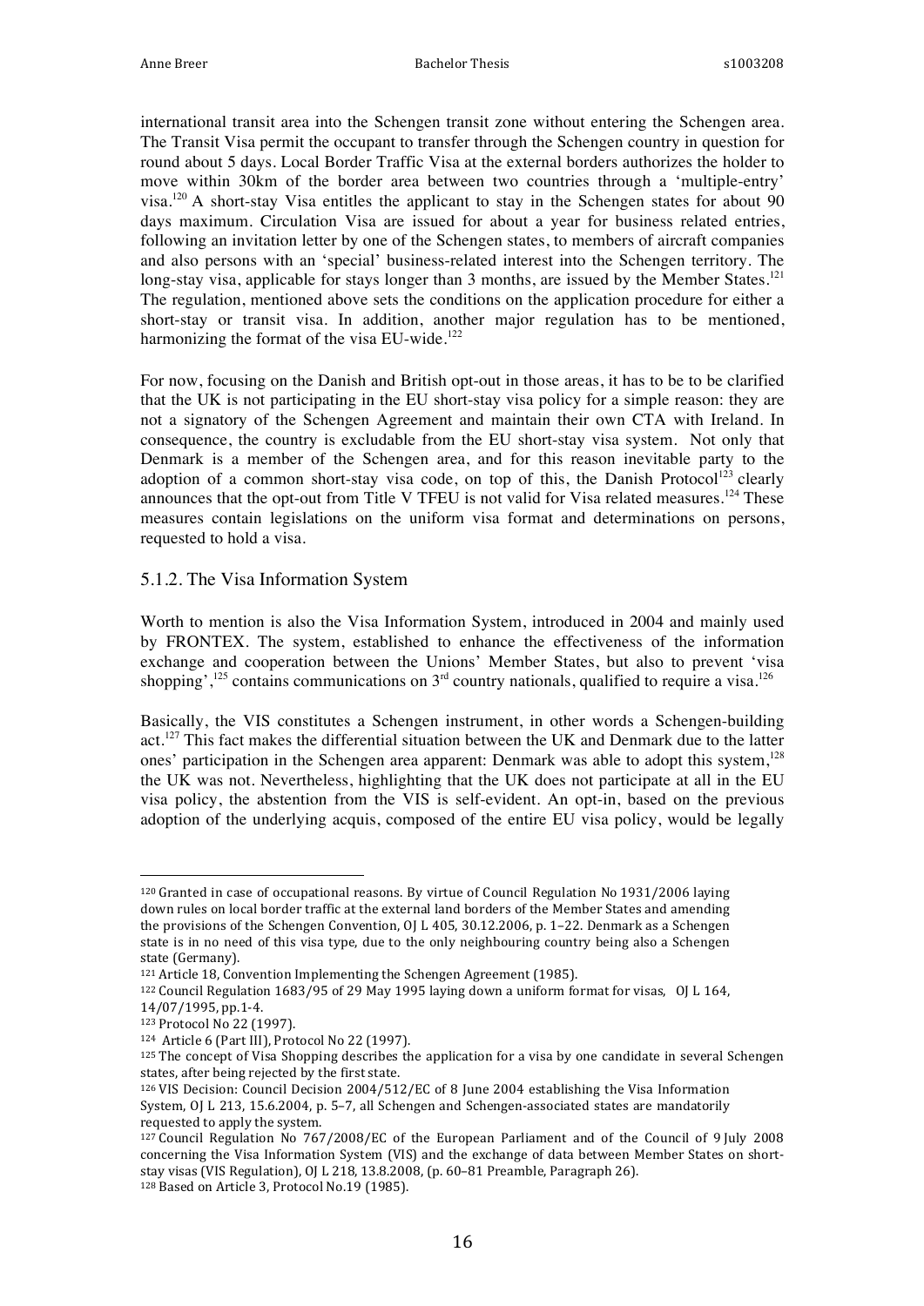international transit area into the Schengen transit zone without entering the Schengen area. The Transit Visa permit the occupant to transfer through the Schengen country in question for round about 5 days. Local Border Traffic Visa at the external borders authorizes the holder to move within 30km of the border area between two countries through a 'multiple-entry' visa.[120] A short-stay Visa entitles the applicant to stay in the Schengen states for about 90 days maximum. Circulation Visa are issued for about a year for business related entries, following an invitation letter by one of the Schengen states, to members of aircraft companies and also persons with an 'special' business-related interest into the Schengen territory. The long-stay visa, applicable for stays longer than 3 months, are issued by the Member States.[121] The regulation, mentioned above sets the conditions on the application procedure for either a short-stay or transit visa. In addition, another major regulation has to be mentioned, harmonizing the format of the visa EU-wide.[122]

For now, focusing on the Danish and British opt-out in those areas, it has to be to be clarified that the UK is not participating in the EU short-stay visa policy for a simple reason: they are not a signatory of the Schengen Agreement and maintain their own CTA with Ireland. In consequence, the country is excludable from the EU short-stay visa system. Not only that Denmark is a member of the Schengen area, and for this reason inevitable party to the adoption of a common short-stay visa code, on top of this, the Danish Protocol[123] clearly announces that the opt-out from Title V TFEU is not valid for Visa related measures.[124] These measures contain legislations on the uniform visa format and determinations on persons, requested to hold a visa.

### 5.1.2. The Visa Information System

Worth to mention is also the Visa Information System, introduced in 2004 and mainly used by FRONTEX. The system, established to enhance the effectiveness of the information exchange and cooperation between the Unions' Member States, but also to prevent 'visa shopping',[125] contains communications on 3rd country nationals, qualified to require a visa.[126]

Basically, the VIS constitutes a Schengen instrument, in other words a Schengen-building act.[127] This fact makes the differential situation between the UK and Denmark due to the latter ones' participation in the Schengen area apparent: Denmark was able to adopt this system,[128] the UK was not. Nevertheless, highlighting that the UK does not participate at all in the EU visa policy, the abstention from the VIS is self-evident. An opt-in, based on the previous adoption of the underlying acquis, composed of the entire EU visa policy, would be legally

---

[120] Granted in case of occupational reasons. By virtue of Council Regulation No 1931/2006 laying down rules on local border traffic at the external land borders of the Member States and amending the provisions of the Schengen Convention, OJ L 405, 30.12.2006, p. 1–22. Denmark as a Schengen state is in no need of this visa type, due to the only neighbouring country being also a Schengen state (Germany).

[121] Article 18, Convention Implementing the Schengen Agreement (1985).

[122] Council Regulation 1683/95 of 29 May 1995 laying down a uniform format for visas, OJ L 164, 14/07/1995, pp.1-4.

[123] Protocol No 22 (1997).

[124] Article 6 (Part III), Protocol No 22 (1997).

[125] The concept of Visa Shopping describes the application for a visa by one candidate in several Schengen states, after being rejected by the first state.

[126] VIS Decision: Council Decision 2004/512/EC of 8 June 2004 establishing the Visa Information System, OJ L 213, 15.6.2004, p. 5–7, all Schengen and Schengen-associated states are mandatorily requested to apply the system.

[127] Council Regulation No 767/2008/EC of the European Parliament and of the Council of 9 July 2008 concerning the Visa Information System (VIS) and the exchange of data between Member States on short-stay visas (VIS Regulation), OJ L 218, 13.8.2008, (p. 60–81 Preamble, Paragraph 26).

[128] Based on Article 3, Protocol No.19 (1985).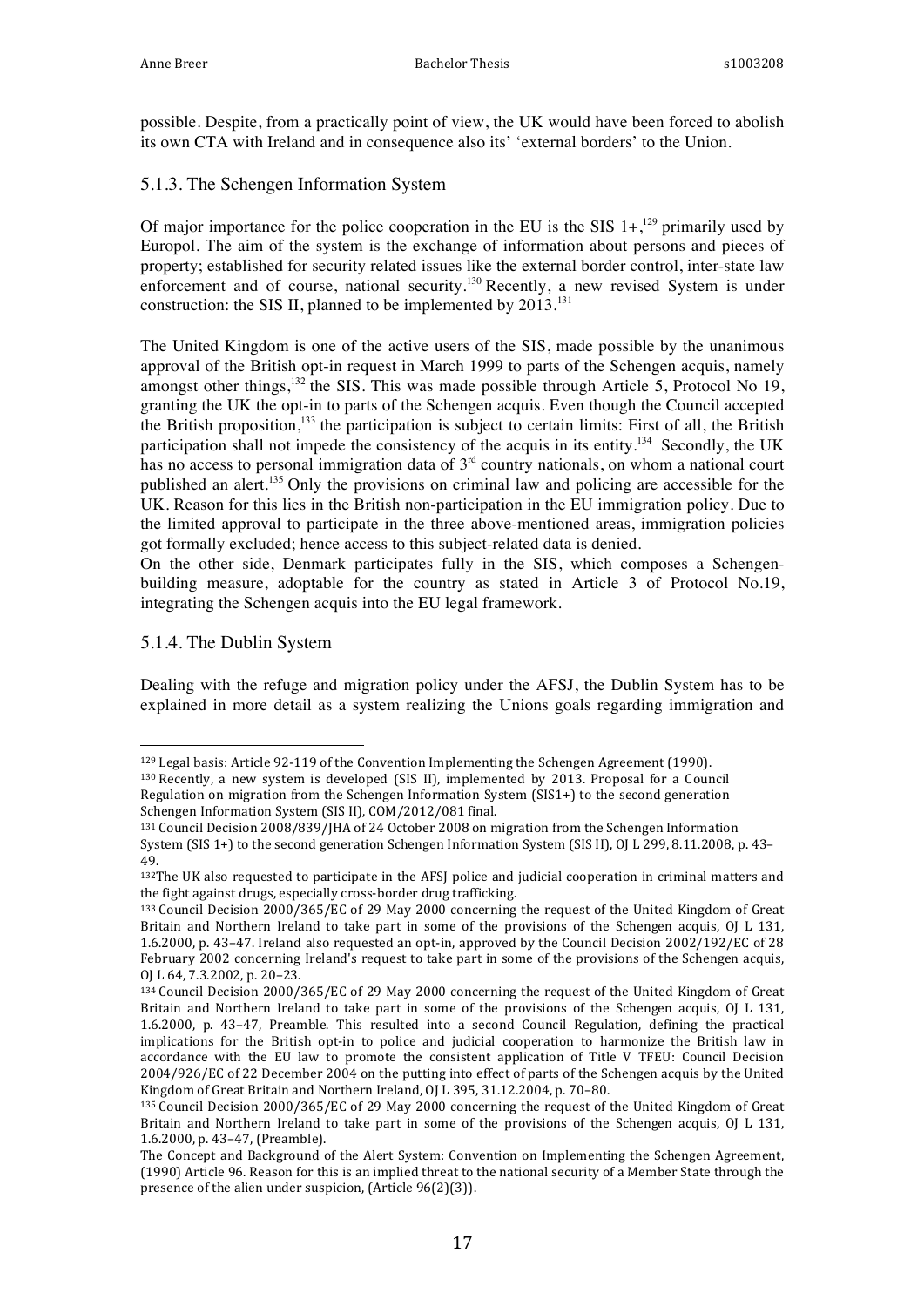possible. Despite, from a practically point of view, the UK would have been forced to abolish its own CTA with Ireland and in consequence also its' 'external borders' to the Union.

### 5.1.3. The Schengen Information System

Of major importance for the police cooperation in the EU is the SIS 1+,[129] primarily used by Europol. The aim of the system is the exchange of information about persons and pieces of property; established for security related issues like the external border control, inter-state law enforcement and of course, national security.[130] Recently, a new revised System is under construction: the SIS II, planned to be implemented by 2013.[131]

The United Kingdom is one of the active users of the SIS, made possible by the unanimous approval of the British opt-in request in March 1999 to parts of the Schengen acquis, namely amongst other things,[132] the SIS. This was made possible through Article 5, Protocol No 19, granting the UK the opt-in to parts of the Schengen acquis. Even though the Council accepted the British proposition,[133] the participation is subject to certain limits: First of all, the British participation shall not impede the consistency of the acquis in its entity.[134] Secondly, the UK has no access to personal immigration data of 3rd country nationals, on whom a national court published an alert.[135] Only the provisions on criminal law and policing are accessible for the UK. Reason for this lies in the British non-participation in the EU immigration policy. Due to the limited approval to participate in the three above-mentioned areas, immigration policies got formally excluded; hence access to this subject-related data is denied.
On the other side, Denmark participates fully in the SIS, which composes a Schengen-building measure, adoptable for the country as stated in Article 3 of Protocol No.19, integrating the Schengen acquis into the EU legal framework.

### 5.1.4. The Dublin System

Dealing with the refuge and migration policy under the AFSJ, the Dublin System has to be explained in more detail as a system realizing the Unions goals regarding immigration and

---

[129] Legal basis: Article 92-119 of the Convention Implementing the Schengen Agreement (1990).

[130] Recently, a new system is developed (SIS II), implemented by 2013. Proposal for a Council Regulation on migration from the Schengen Information System (SIS1+) to the second generation Schengen Information System (SIS II), COM/2012/081 final.

[131] Council Decision 2008/839/JHA of 24 October 2008 on migration from the Schengen Information System (SIS 1+) to the second generation Schengen Information System (SIS II), OJ L 299, 8.11.2008, p. 43–49.

[132] The UK also requested to participate in the AFSJ police and judicial cooperation in criminal matters and the fight against drugs, especially cross-border drug trafficking.

[133] Council Decision 2000/365/EC of 29 May 2000 concerning the request of the United Kingdom of Great Britain and Northern Ireland to take part in some of the provisions of the Schengen acquis, OJ L 131, 1.6.2000, p. 43–47. Ireland also requested an opt-in, approved by the Council Decision 2002/192/EC of 28 February 2002 concerning Ireland's request to take part in some of the provisions of the Schengen acquis, OJ L 64, 7.3.2002, p. 20–23.

[134] Council Decision 2000/365/EC of 29 May 2000 concerning the request of the United Kingdom of Great Britain and Northern Ireland to take part in some of the provisions of the Schengen acquis, OJ L 131, 1.6.2000, p. 43–47, Preamble. This resulted into a second Council Regulation, defining the practical implications for the British opt-in to police and judicial cooperation to harmonize the British law in accordance with the EU law to promote the consistent application of Title V TFEU: Council Decision 2004/926/EC of 22 December 2004 on the putting into effect of parts of the Schengen acquis by the United Kingdom of Great Britain and Northern Ireland, OJ L 395, 31.12.2004, p. 70–80.

[135] Council Decision 2000/365/EC of 29 May 2000 concerning the request of the United Kingdom of Great Britain and Northern Ireland to take part in some of the provisions of the Schengen acquis, OJ L 131, 1.6.2000, p. 43–47, (Preamble).
The Concept and Background of the Alert System: Convention on Implementing the Schengen Agreement, (1990) Article 96. Reason for this is an implied threat to the national security of a Member State through the presence of the alien under suspicion, (Article 96(2)(3)).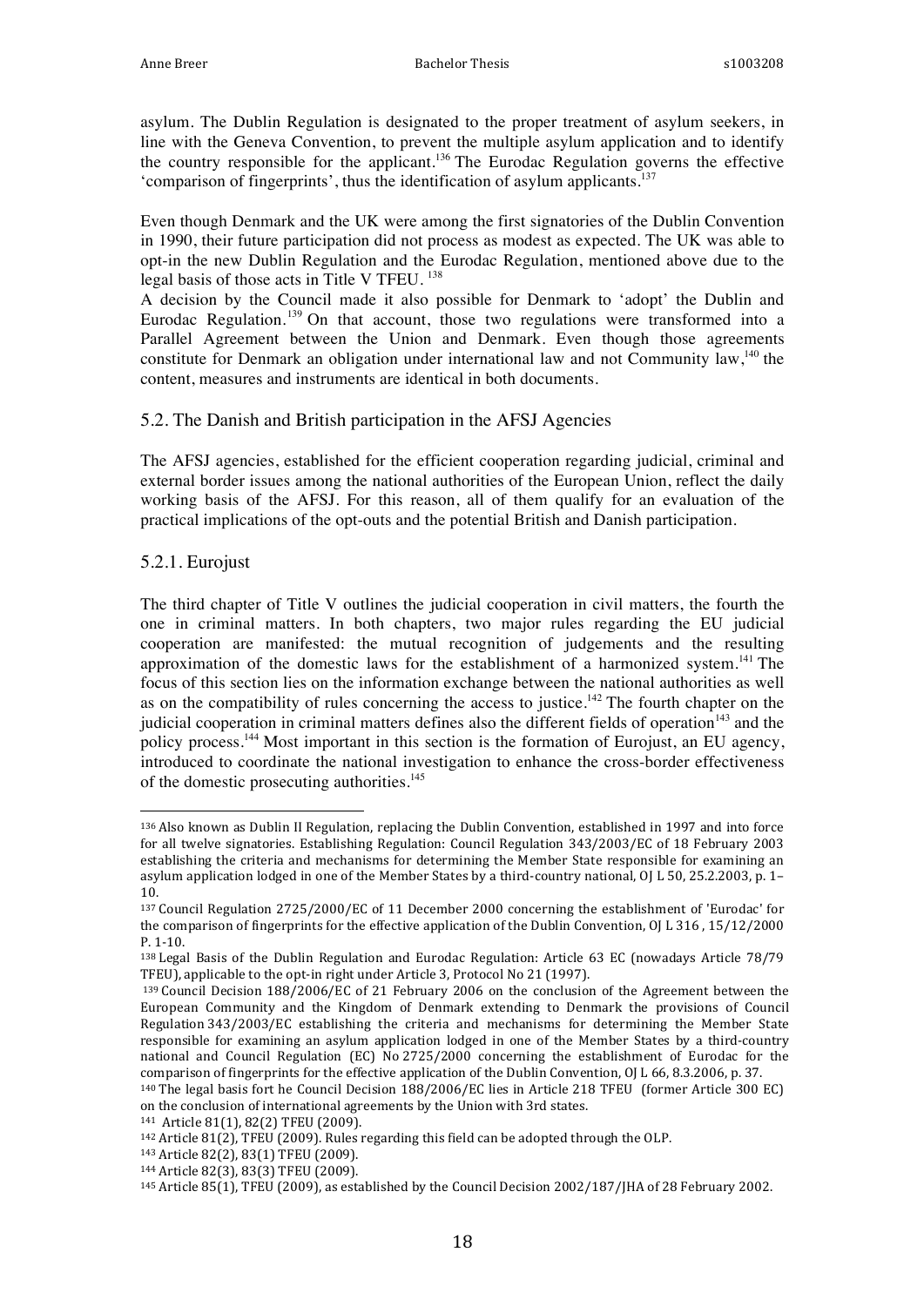asylum. The Dublin Regulation is designated to the proper treatment of asylum seekers, in line with the Geneva Convention, to prevent the multiple asylum application and to identify the country responsible for the applicant.[136] The Eurodac Regulation governs the effective 'comparison of fingerprints', thus the identification of asylum applicants.[137]

Even though Denmark and the UK were among the first signatories of the Dublin Convention in 1990, their future participation did not process as modest as expected. The UK was able to opt-in the new Dublin Regulation and the Eurodac Regulation, mentioned above due to the legal basis of those acts in Title V TFEU. [138]

A decision by the Council made it also possible for Denmark to 'adopt' the Dublin and Eurodac Regulation.[139] On that account, those two regulations were transformed into a Parallel Agreement between the Union and Denmark. Even though those agreements constitute for Denmark an obligation under international law and not Community law,[140] the content, measures and instruments are identical in both documents.

### 5.2. The Danish and British participation in the AFSJ Agencies

The AFSJ agencies, established for the efficient cooperation regarding judicial, criminal and external border issues among the national authorities of the European Union, reflect the daily working basis of the AFSJ. For this reason, all of them qualify for an evaluation of the practical implications of the opt-outs and the potential British and Danish participation.

#### 5.2.1. Eurojust

The third chapter of Title V outlines the judicial cooperation in civil matters, the fourth the one in criminal matters. In both chapters, two major rules regarding the EU judicial cooperation are manifested: the mutual recognition of judgements and the resulting approximation of the domestic laws for the establishment of a harmonized system.[141] The focus of this section lies on the information exchange between the national authorities as well as on the compatibility of rules concerning the access to justice.[142] The fourth chapter on the judicial cooperation in criminal matters defines also the different fields of operation[143] and the policy process.[144] Most important in this section is the formation of Eurojust, an EU agency, introduced to coordinate the national investigation to enhance the cross-border effectiveness of the domestic prosecuting authorities.[145]

---

[136] Also known as Dublin II Regulation, replacing the Dublin Convention, established in 1997 and into force for all twelve signatories. Establishing Regulation: Council Regulation 343/2003/EC of 18 February 2003 establishing the criteria and mechanisms for determining the Member State responsible for examining an asylum application lodged in one of the Member States by a third-country national, OJ L 50, 25.2.2003, p. 1–10.

[137] Council Regulation 2725/2000/EC of 11 December 2000 concerning the establishment of 'Eurodac' for the comparison of fingerprints for the effective application of the Dublin Convention, OJ L 316 , 15/12/2000 P. 1-10.

[138] Legal Basis of the Dublin Regulation and Eurodac Regulation: Article 63 EC (nowadays Article 78/79 TFEU), applicable to the opt-in right under Article 3, Protocol No 21 (1997).

[139] Council Decision 188/2006/EC of 21 February 2006 on the conclusion of the Agreement between the European Community and the Kingdom of Denmark extending to Denmark the provisions of Council Regulation 343/2003/EC establishing the criteria and mechanisms for determining the Member State responsible for examining an asylum application lodged in one of the Member States by a third-country national and Council Regulation (EC) No 2725/2000 concerning the establishment of Eurodac for the comparison of fingerprints for the effective application of the Dublin Convention, OJ L 66, 8.3.2006, p. 37.

[140] The legal basis fort he Council Decision 188/2006/EC lies in Article 218 TFEU (former Article 300 EC) on the conclusion of international agreements by the Union with 3rd states.

[141] Article 81(1), 82(2) TFEU (2009).

[142] Article 81(2), TFEU (2009). Rules regarding this field can be adopted through the OLP.

[143] Article 82(2), 83(1) TFEU (2009).

[144] Article 82(3), 83(3) TFEU (2009).

[145] Article 85(1), TFEU (2009), as established by the Council Decision 2002/187/JHA of 28 February 2002.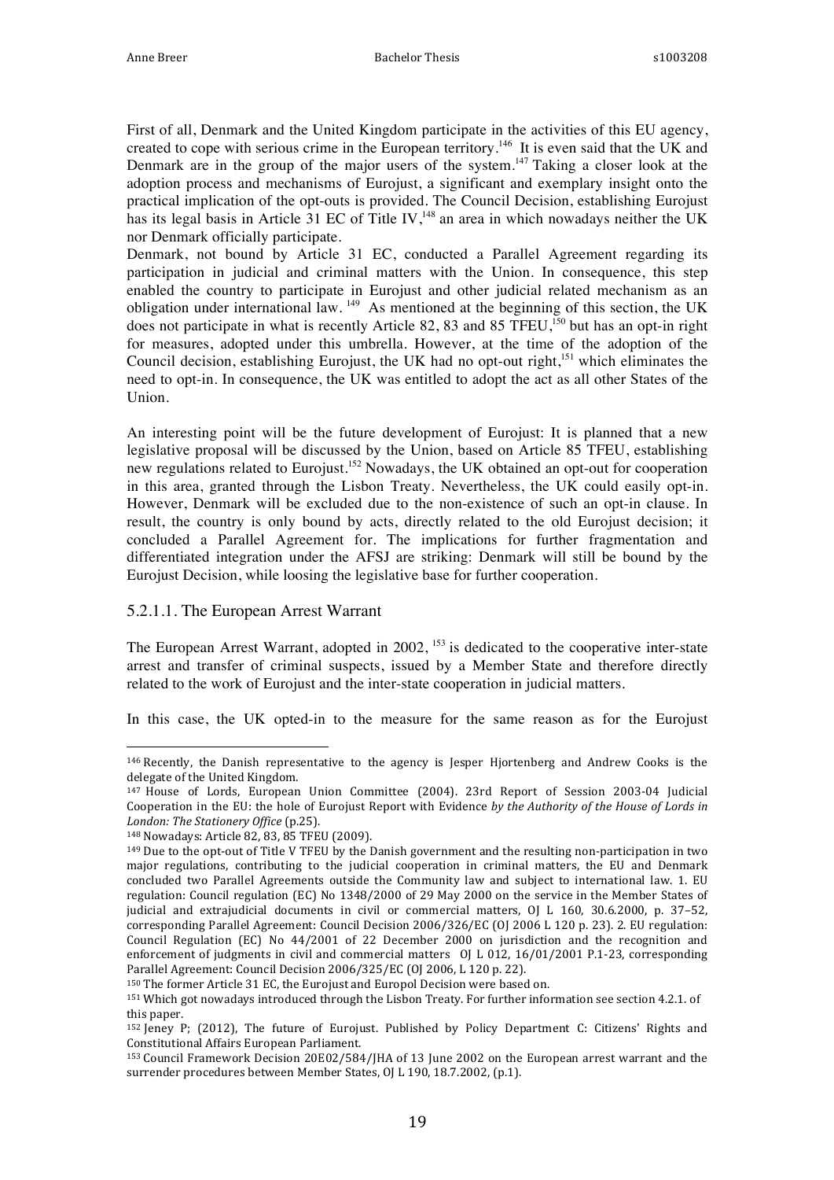First of all, Denmark and the United Kingdom participate in the activities of this EU agency, created to cope with serious crime in the European territory.[146] It is even said that the UK and Denmark are in the group of the major users of the system.[147] Taking a closer look at the adoption process and mechanisms of Eurojust, a significant and exemplary insight onto the practical implication of the opt-outs is provided. The Council Decision, establishing Eurojust has its legal basis in Article 31 EC of Title IV,[148] an area in which nowadays neither the UK nor Denmark officially participate.

Denmark, not bound by Article 31 EC, conducted a Parallel Agreement regarding its participation in judicial and criminal matters with the Union. In consequence, this step enabled the country to participate in Eurojust and other judicial related mechanism as an obligation under international law. [149] As mentioned at the beginning of this section, the UK does not participate in what is recently Article 82, 83 and 85 TFEU,[150] but has an opt-in right for measures, adopted under this umbrella. However, at the time of the adoption of the Council decision, establishing Eurojust, the UK had no opt-out right,[151] which eliminates the need to opt-in. In consequence, the UK was entitled to adopt the act as all other States of the Union.

An interesting point will be the future development of Eurojust: It is planned that a new legislative proposal will be discussed by the Union, based on Article 85 TFEU, establishing new regulations related to Eurojust.[152] Nowadays, the UK obtained an opt-out for cooperation in this area, granted through the Lisbon Treaty. Nevertheless, the UK could easily opt-in. However, Denmark will be excluded due to the non-existence of such an opt-in clause. In result, the country is only bound by acts, directly related to the old Eurojust decision; it concluded a Parallel Agreement for. The implications for further fragmentation and differentiated integration under the AFSJ are striking: Denmark will still be bound by the Eurojust Decision, while loosing the legislative base for further cooperation.

### 5.2.1.1. The European Arrest Warrant

The European Arrest Warrant, adopted in 2002, [153] is dedicated to the cooperative inter-state arrest and transfer of criminal suspects, issued by a Member State and therefore directly related to the work of Eurojust and the inter-state cooperation in judicial matters.

In this case, the UK opted-in to the measure for the same reason as for the Eurojust

---

[146] Recently, the Danish representative to the agency is Jesper Hjortenberg and Andrew Cooks is the delegate of the United Kingdom.

[147] House of Lords, European Union Committee (2004). 23rd Report of Session 2003-04 Judicial Cooperation in the EU: the hole of Eurojust Report with Evidence *by the Authority of the House of Lords in London: The Stationery Office* (p.25).

[148] Nowadays: Article 82, 83, 85 TFEU (2009).

[149] Due to the opt-out of Title V TFEU by the Danish government and the resulting non-participation in two major regulations, contributing to the judicial cooperation in criminal matters, the EU and Denmark concluded two Parallel Agreements outside the Community law and subject to international law. 1. EU regulation: Council regulation (EC) No 1348/2000 of 29 May 2000 on the service in the Member States of judicial and extrajudicial documents in civil or commercial matters, OJ L 160, 30.6.2000, p. 37–52, corresponding Parallel Agreement: Council Decision 2006/326/EC (OJ 2006 L 120 p. 23). 2. EU regulation: Council Regulation (EC) No 44/2001 of 22 December 2000 on jurisdiction and the recognition and enforcement of judgments in civil and commercial matters OJ L 012, 16/01/2001 P.1-23, corresponding Parallel Agreement: Council Decision 2006/325/EC (OJ 2006, L 120 p. 22).

[150] The former Article 31 EC, the Eurojust and Europol Decision were based on.

[151] Which got nowadays introduced through the Lisbon Treaty. For further information see section 4.2.1. of this paper.

[152] Jeney P; (2012), The future of Eurojust. Published by Policy Department C: Citizens' Rights and Constitutional Affairs European Parliament.

[153] Council Framework Decision 20E02/584/JHA of 13 June 2002 on the European arrest warrant and the surrender procedures between Member States, OJ L 190, 18.7.2002, (p.1).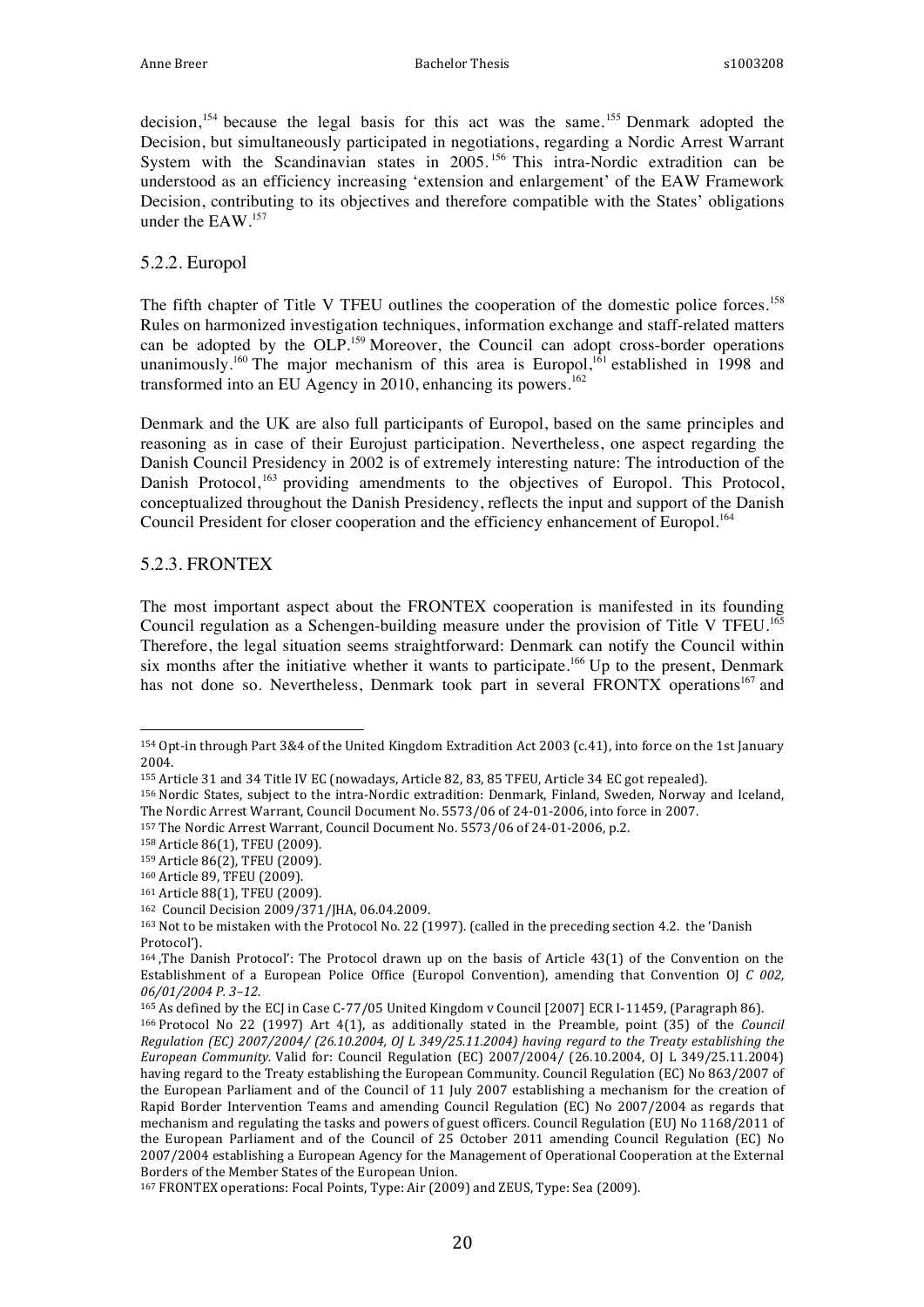decision,[154] because the legal basis for this act was the same.[155] Denmark adopted the Decision, but simultaneously participated in negotiations, regarding a Nordic Arrest Warrant System with the Scandinavian states in 2005.[156] This intra-Nordic extradition can be understood as an efficiency increasing 'extension and enlargement' of the EAW Framework Decision, contributing to its objectives and therefore compatible with the States' obligations under the EAW.[157]

### 5.2.2. Europol

The fifth chapter of Title V TFEU outlines the cooperation of the domestic police forces.[158] Rules on harmonized investigation techniques, information exchange and staff-related matters can be adopted by the OLP.[159] Moreover, the Council can adopt cross-border operations unanimously.[160] The major mechanism of this area is Europol,[161] established in 1998 and transformed into an EU Agency in 2010, enhancing its powers.[162]

Denmark and the UK are also full participants of Europol, based on the same principles and reasoning as in case of their Eurojust participation. Nevertheless, one aspect regarding the Danish Council Presidency in 2002 is of extremely interesting nature: The introduction of the Danish Protocol,[163] providing amendments to the objectives of Europol. This Protocol, conceptualized throughout the Danish Presidency, reflects the input and support of the Danish Council President for closer cooperation and the efficiency enhancement of Europol.[164]

### 5.2.3. FRONTEX

The most important aspect about the FRONTEX cooperation is manifested in its founding Council regulation as a Schengen-building measure under the provision of Title V TFEU.[165] Therefore, the legal situation seems straightforward: Denmark can notify the Council within six months after the initiative whether it wants to participate.[166] Up to the present, Denmark has not done so. Nevertheless, Denmark took part in several FRONTX operations[167] and

---

[154] Opt-in through Part 3&4 of the United Kingdom Extradition Act 2003 (c.41), into force on the 1st January 2004.

[155] Article 31 and 34 Title IV EC (nowadays, Article 82, 83, 85 TFEU, Article 34 EC got repealed).

[156] Nordic States, subject to the intra-Nordic extradition: Denmark, Finland, Sweden, Norway and Iceland, The Nordic Arrest Warrant, Council Document No. 5573/06 of 24-01-2006, into force in 2007.

[157] The Nordic Arrest Warrant, Council Document No. 5573/06 of 24-01-2006, p.2.

[158] Article 86(1), TFEU (2009).

[159] Article 86(2), TFEU (2009).

[160] Article 89, TFEU (2009).

[161] Article 88(1), TFEU (2009).

[162] Council Decision 2009/371/JHA, 06.04.2009.

[163] Not to be mistaken with the Protocol No. 22 (1997). (called in the preceding section 4.2. the 'Danish Protocol').

[164] 'The Danish Protocol': The Protocol drawn up on the basis of Article 43(1) of the Convention on the Establishment of a European Police Office (Europol Convention), amending that Convention OJ *C 002, 06/01/2004 P. 3–12.*

[165] As defined by the ECJ in Case C-77/05 United Kingdom v Council [2007] ECR I-11459, (Paragraph 86).

[166] Protocol No 22 (1997) Art 4(1), as additionally stated in the Preamble, point (35) of the *Council Regulation (EC) 2007/2004/ (26.10.2004, OJ L 349/25.11.2004) having regard to the Treaty establishing the European Community.* Valid for: Council Regulation (EC) 2007/2004/ (26.10.2004, OJ L 349/25.11.2004) having regard to the Treaty establishing the European Community. Council Regulation (EC) No 863/2007 of the European Parliament and of the Council of 11 July 2007 establishing a mechanism for the creation of Rapid Border Intervention Teams and amending Council Regulation (EC) No 2007/2004 as regards that mechanism and regulating the tasks and powers of guest officers. Council Regulation (EU) No 1168/2011 of the European Parliament and of the Council of 25 October 2011 amending Council Regulation (EC) No 2007/2004 establishing a European Agency for the Management of Operational Cooperation at the External Borders of the Member States of the European Union.

[167] FRONTEX operations: Focal Points, Type: Air (2009) and ZEUS, Type: Sea (2009).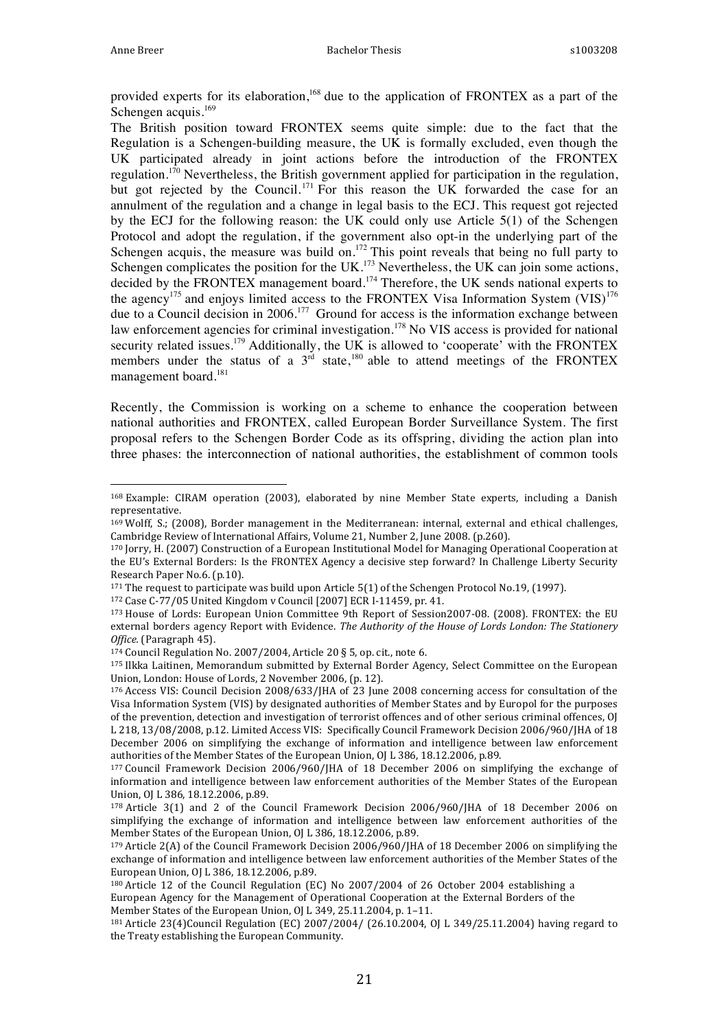provided experts for its elaboration,[168] due to the application of FRONTEX as a part of the Schengen acquis.[169]

The British position toward FRONTEX seems quite simple: due to the fact that the Regulation is a Schengen-building measure, the UK is formally excluded, even though the UK participated already in joint actions before the introduction of the FRONTEX regulation.[170] Nevertheless, the British government applied for participation in the regulation, but got rejected by the Council.[171] For this reason the UK forwarded the case for an annulment of the regulation and a change in legal basis to the ECJ. This request got rejected by the ECJ for the following reason: the UK could only use Article 5(1) of the Schengen Protocol and adopt the regulation, if the government also opt-in the underlying part of the Schengen acquis, the measure was build on.[172] This point reveals that being no full party to Schengen complicates the position for the UK.[173] Nevertheless, the UK can join some actions, decided by the FRONTEX management board.[174] Therefore, the UK sends national experts to the agency[175] and enjoys limited access to the FRONTEX Visa Information System (VIS)[176] due to a Council decision in 2006.[177] Ground for access is the information exchange between law enforcement agencies for criminal investigation.[178] No VIS access is provided for national security related issues.[179] Additionally, the UK is allowed to 'cooperate' with the FRONTEX members under the status of a 3rd state,[180] able to attend meetings of the FRONTEX management board.[181]

Recently, the Commission is working on a scheme to enhance the cooperation between national authorities and FRONTEX, called European Border Surveillance System. The first proposal refers to the Schengen Border Code as its offspring, dividing the action plan into three phases: the interconnection of national authorities, the establishment of common tools

---

[168] Example: CIRAM operation (2003), elaborated by nine Member State experts, including a Danish representative.

[169] Wolff, S.; (2008), Border management in the Mediterranean: internal, external and ethical challenges, Cambridge Review of International Affairs, Volume 21, Number 2, June 2008. (p.260).

[170] Jorry, H. (2007) Construction of a European Institutional Model for Managing Operational Cooperation at the EU's External Borders: Is the FRONTEX Agency a decisive step forward? In Challenge Liberty Security Research Paper No.6. (p.10).

[171] The request to participate was build upon Article 5(1) of the Schengen Protocol No.19, (1997).

[172] Case C-77/05 United Kingdom v Council [2007] ECR I-11459, pr. 41.

[173] House of Lords: European Union Committee 9th Report of Session2007-08. (2008). FRONTEX: the EU external borders agency Report with Evidence. *The Authority of the House of Lords London: The Stationery Office.* (Paragraph 45).

[174] Council Regulation No. 2007/2004, Article 20 § 5, op. cit., note 6.

[175] Ilkka Laitinen, Memorandum submitted by External Border Agency, Select Committee on the European Union, London: House of Lords, 2 November 2006, (p. 12).

[176] Access VIS: Council Decision 2008/633/JHA of 23 June 2008 concerning access for consultation of the Visa Information System (VIS) by designated authorities of Member States and by Europol for the purposes of the prevention, detection and investigation of terrorist offences and of other serious criminal offences, OJ L 218, 13/08/2008, p.12. Limited Access VIS: Specifically Council Framework Decision 2006/960/JHA of 18 December 2006 on simplifying the exchange of information and intelligence between law enforcement authorities of the Member States of the European Union, OJ L 386, 18.12.2006, p.89.

[177] Council Framework Decision 2006/960/JHA of 18 December 2006 on simplifying the exchange of information and intelligence between law enforcement authorities of the Member States of the European Union, OJ L 386, 18.12.2006, p.89.

[178] Article 3(1) and 2 of the Council Framework Decision 2006/960/JHA of 18 December 2006 on simplifying the exchange of information and intelligence between law enforcement authorities of the Member States of the European Union, OJ L 386, 18.12.2006, p.89.

[179] Article 2(A) of the Council Framework Decision 2006/960/JHA of 18 December 2006 on simplifying the exchange of information and intelligence between law enforcement authorities of the Member States of the European Union, OJ L 386, 18.12.2006, p.89.

[180] Article 12 of the Council Regulation (EC) No 2007/2004 of 26 October 2004 establishing a European Agency for the Management of Operational Cooperation at the External Borders of the Member States of the European Union, OJ L 349, 25.11.2004, p. 1–11.

[181] Article 23(4)Council Regulation (EC) 2007/2004/ (26.10.2004, OJ L 349/25.11.2004) having regard to the Treaty establishing the European Community.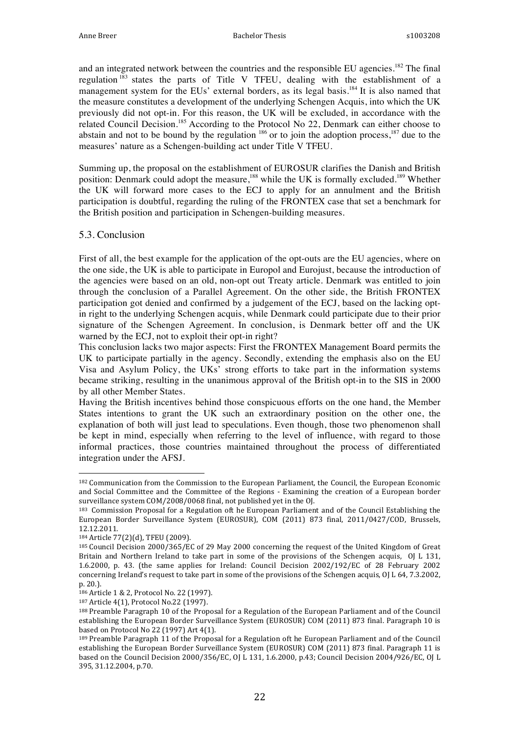and an integrated network between the countries and the responsible EU agencies.[182] The final regulation[183] states the parts of Title V TFEU, dealing with the establishment of a management system for the EUs' external borders, as its legal basis.[184] It is also named that the measure constitutes a development of the underlying Schengen Acquis, into which the UK previously did not opt-in. For this reason, the UK will be excluded, in accordance with the related Council Decision.[185] According to the Protocol No 22, Denmark can either choose to abstain and not to be bound by the regulation[186] or to join the adoption process,[187] due to the measures' nature as a Schengen-building act under Title V TFEU.

Summing up, the proposal on the establishment of EUROSUR clarifies the Danish and British position: Denmark could adopt the measure,[188] while the UK is formally excluded.[189] Whether the UK will forward more cases to the ECJ to apply for an annulment and the British participation is doubtful, regarding the ruling of the FRONTEX case that set a benchmark for the British position and participation in Schengen-building measures.

## 5.3. Conclusion

First of all, the best example for the application of the opt-outs are the EU agencies, where on the one side, the UK is able to participate in Europol and Eurojust, because the introduction of the agencies were based on an old, non-opt out Treaty article. Denmark was entitled to join through the conclusion of a Parallel Agreement. On the other side, the British FRONTEX participation got denied and confirmed by a judgement of the ECJ, based on the lacking opt-in right to the underlying Schengen acquis, while Denmark could participate due to their prior signature of the Schengen Agreement. In conclusion, is Denmark better off and the UK warned by the ECJ, not to exploit their opt-in right?

This conclusion lacks two major aspects: First the FRONTEX Management Board permits the UK to participate partially in the agency. Secondly, extending the emphasis also on the EU Visa and Asylum Policy, the UKs' strong efforts to take part in the information systems became striking, resulting in the unanimous approval of the British opt-in to the SIS in 2000 by all other Member States.

Having the British incentives behind those conspicuous efforts on the one hand, the Member States intentions to grant the UK such an extraordinary position on the other one, the explanation of both will just lead to speculations. Even though, those two phenomenon shall be kept in mind, especially when referring to the level of influence, with regard to those informal practices, those countries maintained throughout the process of differentiated integration under the AFSJ.

---

[182] Communication from the Commission to the European Parliament, the Council, the European Economic and Social Committee and the Committee of the Regions - Examining the creation of a European border surveillance system COM/2008/0068 final, not published yet in the OJ.

[183] Commission Proposal for a Regulation oft he European Parliament and of the Council Establishing the European Border Surveillance System (EUROSUR), COM (2011) 873 final, 2011/0427/COD, Brussels, 12.12.2011.

[184] Article 77(2)(d), TFEU (2009).

[185] Council Decision 2000/365/EC of 29 May 2000 concerning the request of the United Kingdom of Great Britain and Northern Ireland to take part in some of the provisions of the Schengen acquis, OJ L 131, 1.6.2000, p. 43. (the same applies for Ireland: Council Decision 2002/192/EC of 28 February 2002 concerning Ireland's request to take part in some of the provisions of the Schengen acquis, OJ L 64, 7.3.2002, p. 20.).

[186] Article 1 & 2, Protocol No. 22 (1997).

[187] Article 4(1), Protocol No.22 (1997).

[188] Preamble Paragraph 10 of the Proposal for a Regulation of the European Parliament and of the Council establishing the European Border Surveillance System (EUROSUR) COM (2011) 873 final. Paragraph 10 is based on Protocol No 22 (1997) Art 4(1).

[189] Preamble Paragraph 11 of the Proposal for a Regulation oft he European Parliament and of the Council establishing the European Border Surveillance System (EUROSUR) COM (2011) 873 final. Paragraph 11 is based on the Council Decision 2000/356/EC, OJ L 131, 1.6.2000, p.43; Council Decision 2004/926/EC, OJ L 395, 31.12.2004, p.70.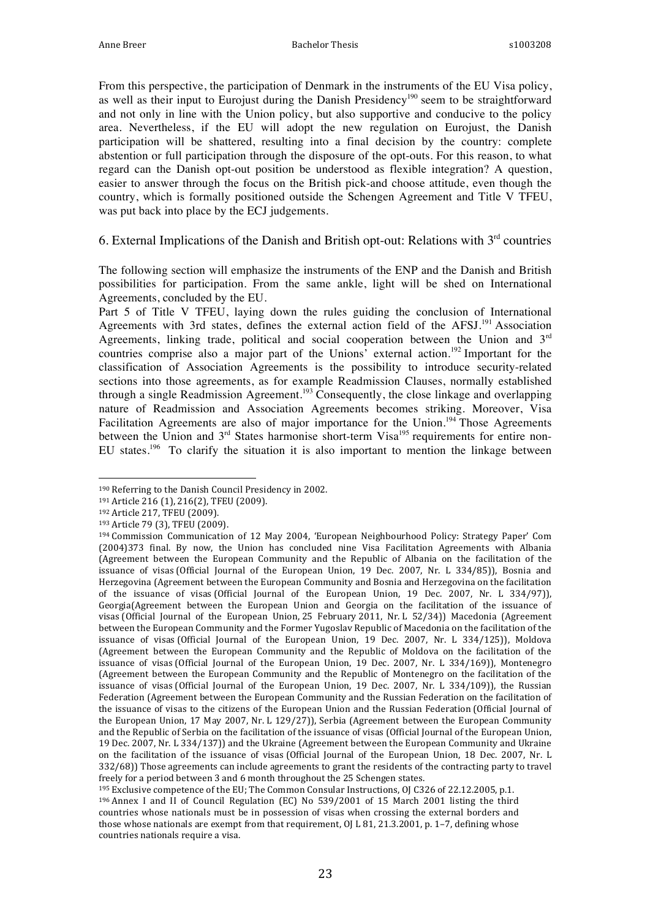From this perspective, the participation of Denmark in the instruments of the EU Visa policy, as well as their input to Eurojust during the Danish Presidency[190] seem to be straightforward and not only in line with the Union policy, but also supportive and conducive to the policy area. Nevertheless, if the EU will adopt the new regulation on Eurojust, the Danish participation will be shattered, resulting into a final decision by the country: complete abstention or full participation through the disposure of the opt-outs. For this reason, to what regard can the Danish opt-out position be understood as flexible integration? A question, easier to answer through the focus on the British pick-and choose attitude, even though the country, which is formally positioned outside the Schengen Agreement and Title V TFEU, was put back into place by the ECJ judgements.

## 6. External Implications of the Danish and British opt-out: Relations with 3rd countries

The following section will emphasize the instruments of the ENP and the Danish and British possibilities for participation. From the same ankle, light will be shed on International Agreements, concluded by the EU.

Part 5 of Title V TFEU, laying down the rules guiding the conclusion of International Agreements with 3rd states, defines the external action field of the AFSJ.[191] Association Agreements, linking trade, political and social cooperation between the Union and 3rd countries comprise also a major part of the Unions' external action.[192] Important for the classification of Association Agreements is the possibility to introduce security-related sections into those agreements, as for example Readmission Clauses, normally established through a single Readmission Agreement.[193] Consequently, the close linkage and overlapping nature of Readmission and Association Agreements becomes striking. Moreover, Visa Facilitation Agreements are also of major importance for the Union.[194] Those Agreements between the Union and 3rd States harmonise short-term Visa[195] requirements for entire non-EU states.[196] To clarify the situation it is also important to mention the linkage between

---

[190] Referring to the Danish Council Presidency in 2002.

[191] Article 216 (1), 216(2), TFEU (2009).

[192] Article 217, TFEU (2009).

[193] Article 79 (3), TFEU (2009).

[194] Commission Communication of 12 May 2004, 'European Neighbourhood Policy: Strategy Paper' Com (2004)373 final. By now, the Union has concluded nine Visa Facilitation Agreements with Albania (Agreement between the European Community and the Republic of Albania on the facilitation of the issuance of visas (Official Journal of the European Union, 19 Dec. 2007, Nr. L 334/85)), Bosnia and Herzegovina (Agreement between the European Community and Bosnia and Herzegovina on the facilitation of the issuance of visas (Official Journal of the European Union, 19 Dec. 2007, Nr. L 334/97)), Georgia(Agreement between the European Union and Georgia on the facilitation of the issuance of visas (Official Journal of the European Union, 25 February 2011, Nr. L 52/34)) Macedonia (Agreement between the European Community and the Former Yugoslav Republic of Macedonia on the facilitation of the issuance of visas (Official Journal of the European Union, 19 Dec. 2007, Nr. L 334/125)), Moldova (Agreement between the European Community and the Republic of Moldova on the facilitation of the issuance of visas (Official Journal of the European Union, 19 Dec. 2007, Nr. L 334/169)), Montenegro (Agreement between the European Community and the Republic of Montenegro on the facilitation of the issuance of visas (Official Journal of the European Union, 19 Dec. 2007, Nr. L 334/109)), the Russian Federation (Agreement between the European Community and the Russian Federation on the facilitation of the issuance of visas to the citizens of the European Union and the Russian Federation (Official Journal of the European Union, 17 May 2007, Nr. L 129/27)), Serbia (Agreement between the European Community and the Republic of Serbia on the facilitation of the issuance of visas (Official Journal of the European Union, 19 Dec. 2007, Nr. L 334/137)) and the Ukraine (Agreement between the European Community and Ukraine on the facilitation of the issuance of visas (Official Journal of the European Union, 18 Dec. 2007, Nr. L 332/68)) Those agreements can include agreements to grant the residents of the contracting party to travel freely for a period between 3 and 6 month throughout the 25 Schengen states.

[195] Exclusive competence of the EU; The Common Consular Instructions, OJ C326 of 22.12.2005, p.1.

[196] Annex I and II of Council Regulation (EC) No 539/2001 of 15 March 2001 listing the third countries whose nationals must be in possession of visas when crossing the external borders and those whose nationals are exempt from that requirement, OJ L 81, 21.3.2001, p. 1–7, defining whose countries nationals require a visa.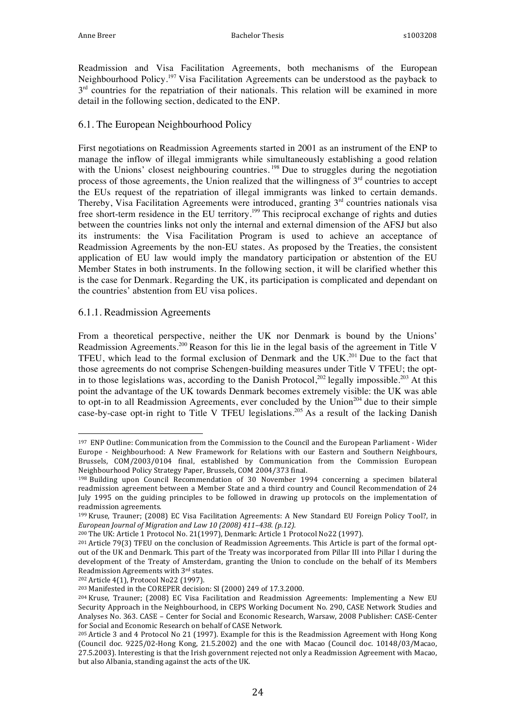Readmission and Visa Facilitation Agreements, both mechanisms of the European Neighbourhood Policy.[197] Visa Facilitation Agreements can be understood as the payback to 3[rd] countries for the repatriation of their nationals. This relation will be examined in more detail in the following section, dedicated to the ENP.

### 6.1. The European Neighbourhood Policy

First negotiations on Readmission Agreements started in 2001 as an instrument of the ENP to manage the inflow of illegal immigrants while simultaneously establishing a good relation with the Unions' closest neighbouring countries.[198] Due to struggles during the negotiation process of those agreements, the Union realized that the willingness of 3[rd] countries to accept the EUs request of the repatriation of illegal immigrants was linked to certain demands. Thereby, Visa Facilitation Agreements were introduced, granting 3[rd] countries nationals visa free short-term residence in the EU territory.[199] This reciprocal exchange of rights and duties between the countries links not only the internal and external dimension of the AFSJ but also its instruments: the Visa Facilitation Program is used to achieve an acceptance of Readmission Agreements by the non-EU states. As proposed by the Treaties, the consistent application of EU law would imply the mandatory participation or abstention of the EU Member States in both instruments. In the following section, it will be clarified whether this is the case for Denmark. Regarding the UK, its participation is complicated and dependant on the countries' abstention from EU visa polices.

#### 6.1.1. Readmission Agreements

From a theoretical perspective, neither the UK nor Denmark is bound by the Unions' Readmission Agreements.[200] Reason for this lie in the legal basis of the agreement in Title V TFEU, which lead to the formal exclusion of Denmark and the UK.[201] Due to the fact that those agreements do not comprise Schengen-building measures under Title V TFEU; the opt-in to those legislations was, according to the Danish Protocol,[202] legally impossible.[203] At this point the advantage of the UK towards Denmark becomes extremely visible: the UK was able to opt-in to all Readmission Agreements, ever concluded by the Union[204] due to their simple case-by-case opt-in right to Title V TFEU legislations.[205] As a result of the lacking Danish

---

[197] ENP Outline: Communication from the Commission to the Council and the European Parliament - Wider Europe - Neighbourhood: A New Framework for Relations with our Eastern and Southern Neighbours, Brussels, COM/2003/0104 final, established by Communication from the Commission European Neighbourhood Policy Strategy Paper, Brussels, COM 2004/373 final.

[198] Building upon Council Recommendation of 30 November 1994 concerning a specimen bilateral readmission agreement between a Member State and a third country and Council Recommendation of 24 July 1995 on the guiding principles to be followed in drawing up protocols on the implementation of readmission agreements.

[199] Kruse, Trauner; (2008) EC Visa Facilitation Agreements: A New Standard EU Foreign Policy Tool?, in *European Journal of Migration and Law 10 (2008) 411–438. (p.12).*

[200] The UK: Article 1 Protocol No. 21(1997), Denmark: Article 1 Protocol No22 (1997).

[201] Article 79(3) TFEU on the conclusion of Readmission Agreements. This Article is part of the formal opt-out of the UK and Denmark. This part of the Treaty was incorporated from Pillar III into Pillar I during the development of the Treaty of Amsterdam, granting the Union to conclude on the behalf of its Members Readmission Agreements with 3[rd] states.

[202] Article 4(1), Protocol No22 (1997).

[203] Manifested in the COREPER decision: SI (2000) 249 of 17.3.2000.

[204] Kruse, Trauner; (2008) EC Visa Facilitation and Readmission Agreements: Implementing a New EU Security Approach in the Neighbourhood, in CEPS Working Document No. 290, CASE Network Studies and Analyses No. 363. CASE – Center for Social and Economic Research, Warsaw, 2008 Publisher: CASE-Center for Social and Economic Research on behalf of CASE Network.

[205] Article 3 and 4 Protocol No 21 (1997). Example for this is the Readmission Agreement with Hong Kong (Council doc. 9225/02-Hong Kong, 21.5.2002) and the one with Macao (Council doc. 10148/03/Macao, 27.5.2003). Interesting is that the Irish government rejected not only a Readmission Agreement with Macao, but also Albania, standing against the acts of the UK.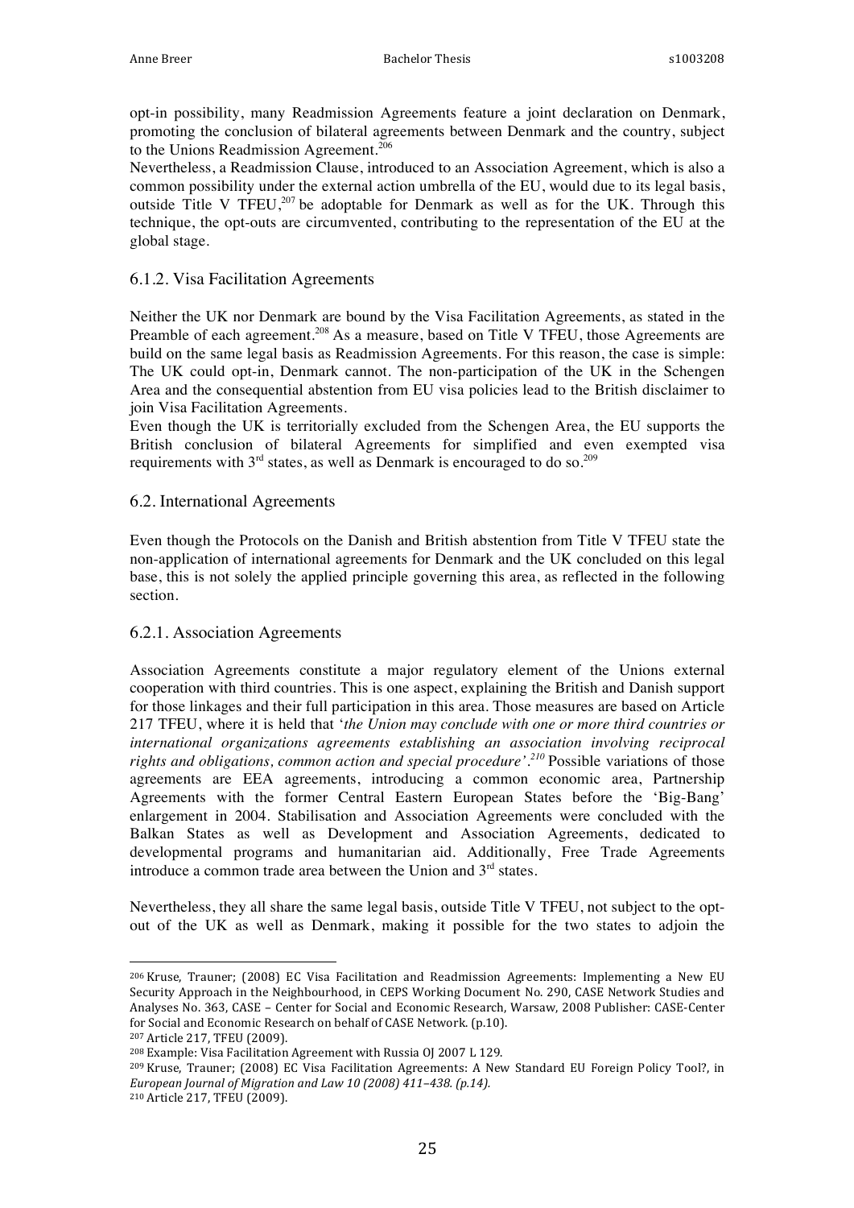opt-in possibility, many Readmission Agreements feature a joint declaration on Denmark, promoting the conclusion of bilateral agreements between Denmark and the country, subject to the Unions Readmission Agreement.[206]

Nevertheless, a Readmission Clause, introduced to an Association Agreement, which is also a common possibility under the external action umbrella of the EU, would due to its legal basis, outside Title V TFEU,[207] be adoptable for Denmark as well as for the UK. Through this technique, the opt-outs are circumvented, contributing to the representation of the EU at the global stage.

### 6.1.2. Visa Facilitation Agreements

Neither the UK nor Denmark are bound by the Visa Facilitation Agreements, as stated in the Preamble of each agreement.[208] As a measure, based on Title V TFEU, those Agreements are build on the same legal basis as Readmission Agreements. For this reason, the case is simple: The UK could opt-in, Denmark cannot. The non-participation of the UK in the Schengen Area and the consequential abstention from EU visa policies lead to the British disclaimer to join Visa Facilitation Agreements.

Even though the UK is territorially excluded from the Schengen Area, the EU supports the British conclusion of bilateral Agreements for simplified and even exempted visa requirements with 3rd states, as well as Denmark is encouraged to do so.[209]

## 6.2. International Agreements

Even though the Protocols on the Danish and British abstention from Title V TFEU state the non-application of international agreements for Denmark and the UK concluded on this legal base, this is not solely the applied principle governing this area, as reflected in the following section.

### 6.2.1. Association Agreements

Association Agreements constitute a major regulatory element of the Unions external cooperation with third countries. This is one aspect, explaining the British and Danish support for those linkages and their full participation in this area. Those measures are based on Article 217 TFEU, where it is held that '*the Union may conclude with one or more third countries or international organizations agreements establishing an association involving reciprocal rights and obligations, common action and special procedure*'.[210] Possible variations of those agreements are EEA agreements, introducing a common economic area, Partnership Agreements with the former Central Eastern European States before the 'Big-Bang' enlargement in 2004. Stabilisation and Association Agreements were concluded with the Balkan States as well as Development and Association Agreements, dedicated to developmental programs and humanitarian aid. Additionally, Free Trade Agreements introduce a common trade area between the Union and 3rd states.

Nevertheless, they all share the same legal basis, outside Title V TFEU, not subject to the opt-out of the UK as well as Denmark, making it possible for the two states to adjoin the

---

[206] Kruse, Trauner; (2008) EC Visa Facilitation and Readmission Agreements: Implementing a New EU Security Approach in the Neighbourhood, in CEPS Working Document No. 290, CASE Network Studies and Analyses No. 363, CASE – Center for Social and Economic Research, Warsaw, 2008 Publisher: CASE-Center for Social and Economic Research on behalf of CASE Network. (p.10).

[207] Article 217, TFEU (2009).

[208] Example: Visa Facilitation Agreement with Russia OJ 2007 L 129.

[209] Kruse, Trauner; (2008) EC Visa Facilitation Agreements: A New Standard EU Foreign Policy Tool?, in *European Journal of Migration and Law 10 (2008) 411–438. (p.14).*

[210] Article 217, TFEU (2009).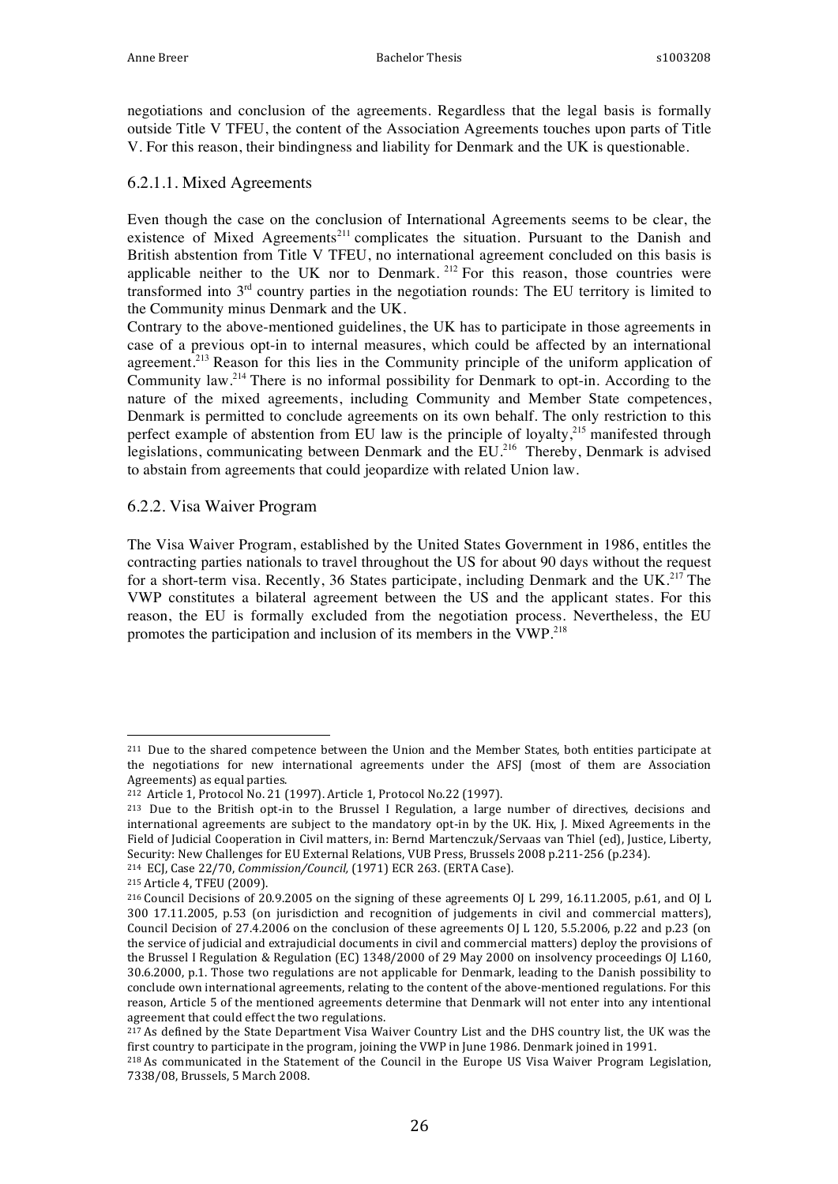negotiations and conclusion of the agreements. Regardless that the legal basis is formally outside Title V TFEU, the content of the Association Agreements touches upon parts of Title V. For this reason, their bindingness and liability for Denmark and the UK is questionable.

#### 6.2.1.1. Mixed Agreements

Even though the case on the conclusion of International Agreements seems to be clear, the existence of Mixed Agreements[211] complicates the situation. Pursuant to the Danish and British abstention from Title V TFEU, no international agreement concluded on this basis is applicable neither to the UK nor to Denmark. [212] For this reason, those countries were transformed into 3rd country parties in the negotiation rounds: The EU territory is limited to the Community minus Denmark and the UK.

Contrary to the above-mentioned guidelines, the UK has to participate in those agreements in case of a previous opt-in to internal measures, which could be affected by an international agreement.[213] Reason for this lies in the Community principle of the uniform application of Community law.[214] There is no informal possibility for Denmark to opt-in. According to the nature of the mixed agreements, including Community and Member State competences, Denmark is permitted to conclude agreements on its own behalf. The only restriction to this perfect example of abstention from EU law is the principle of loyalty,[215] manifested through legislations, communicating between Denmark and the EU.[216] Thereby, Denmark is advised to abstain from agreements that could jeopardize with related Union law.

### 6.2.2. Visa Waiver Program

The Visa Waiver Program, established by the United States Government in 1986, entitles the contracting parties nationals to travel throughout the US for about 90 days without the request for a short-term visa. Recently, 36 States participate, including Denmark and the UK.[217] The VWP constitutes a bilateral agreement between the US and the applicant states. For this reason, the EU is formally excluded from the negotiation process. Nevertheless, the EU promotes the participation and inclusion of its members in the VWP.[218]

---

[211] Due to the shared competence between the Union and the Member States, both entities participate at the negotiations for new international agreements under the AFSJ (most of them are Association Agreements) as equal parties.

[212] Article 1, Protocol No. 21 (1997). Article 1, Protocol No.22 (1997).

[213] Due to the British opt-in to the Brussel I Regulation, a large number of directives, decisions and international agreements are subject to the mandatory opt-in by the UK. Hix, J. Mixed Agreements in the Field of Judicial Cooperation in Civil matters, in: Bernd Martenczuk/Servaas van Thiel (ed), Justice, Liberty, Security: New Challenges for EU External Relations, VUB Press, Brussels 2008 p.211-256 (p.234).

[214] ECJ, Case 22/70, *Commission/Council,* (1971) ECR 263. (ERTA Case).

[215] Article 4, TFEU (2009).

[216] Council Decisions of 20.9.2005 on the signing of these agreements OJ L 299, 16.11.2005, p.61, and OJ L 300 17.11.2005, p.53 (on jurisdiction and recognition of judgements in civil and commercial matters), Council Decision of 27.4.2006 on the conclusion of these agreements OJ L 120, 5.5.2006, p.22 and p.23 (on the service of judicial and extrajudicial documents in civil and commercial matters) deploy the provisions of the Brussel I Regulation & Regulation (EC) 1348/2000 of 29 May 2000 on insolvency proceedings OJ L160, 30.6.2000, p.1. Those two regulations are not applicable for Denmark, leading to the Danish possibility to conclude own international agreements, relating to the content of the above-mentioned regulations. For this reason, Article 5 of the mentioned agreements determine that Denmark will not enter into any intentional agreement that could effect the two regulations.

[217] As defined by the State Department Visa Waiver Country List and the DHS country list, the UK was the first country to participate in the program, joining the VWP in June 1986. Denmark joined in 1991.

[218] As communicated in the Statement of the Council in the Europe US Visa Waiver Program Legislation, 7338/08, Brussels, 5 March 2008.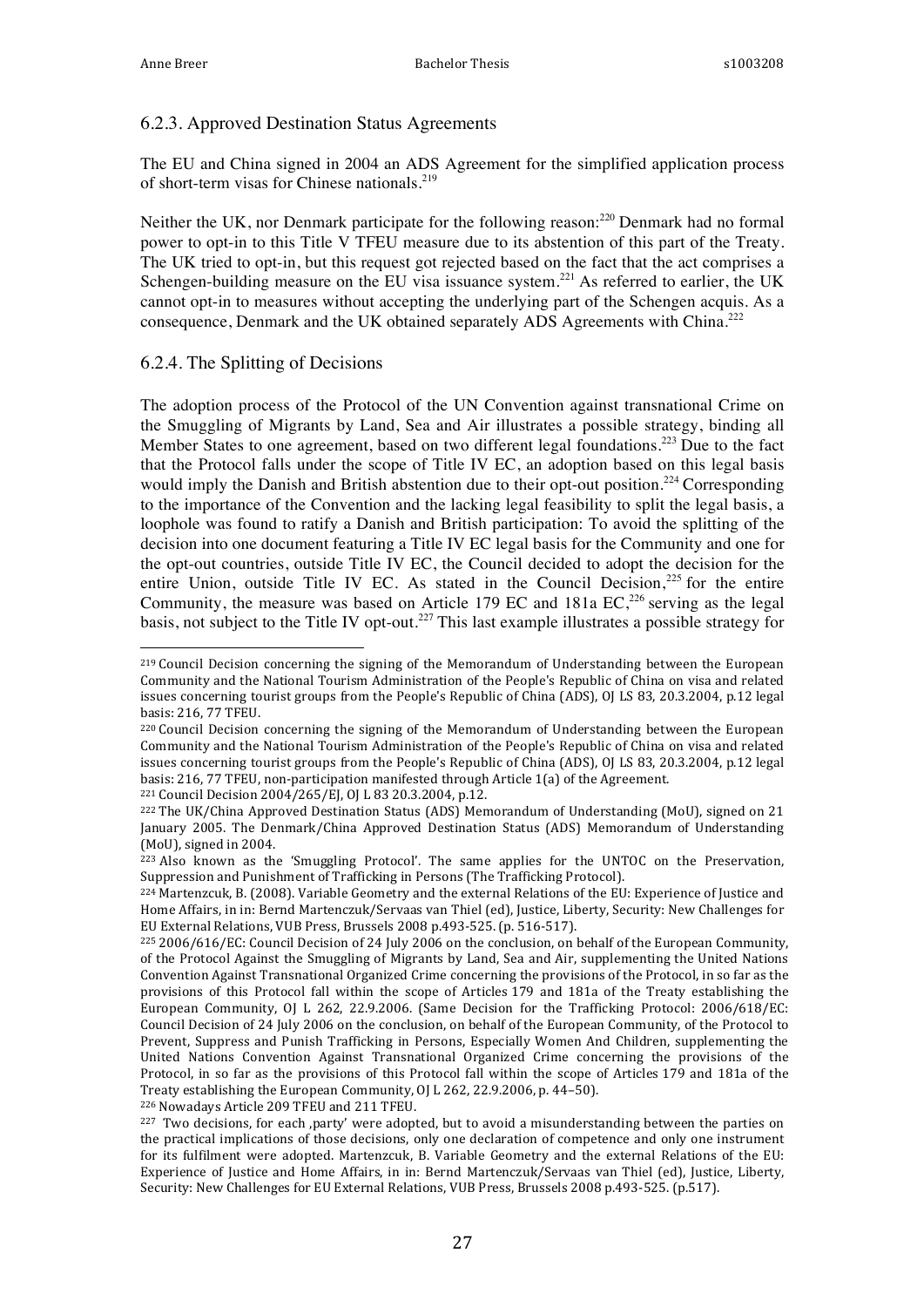### 6.2.3. Approved Destination Status Agreements

The EU and China signed in 2004 an ADS Agreement for the simplified application process of short-term visas for Chinese nationals.[219]

Neither the UK, nor Denmark participate for the following reason:[220] Denmark had no formal power to opt-in to this Title V TFEU measure due to its abstention of this part of the Treaty. The UK tried to opt-in, but this request got rejected based on the fact that the act comprises a Schengen-building measure on the EU visa issuance system.[221] As referred to earlier, the UK cannot opt-in to measures without accepting the underlying part of the Schengen acquis. As a consequence, Denmark and the UK obtained separately ADS Agreements with China.[222]

### 6.2.4. The Splitting of Decisions

The adoption process of the Protocol of the UN Convention against transnational Crime on the Smuggling of Migrants by Land, Sea and Air illustrates a possible strategy, binding all Member States to one agreement, based on two different legal foundations.[223] Due to the fact that the Protocol falls under the scope of Title IV EC, an adoption based on this legal basis would imply the Danish and British abstention due to their opt-out position.[224] Corresponding to the importance of the Convention and the lacking legal feasibility to split the legal basis, a loophole was found to ratify a Danish and British participation: To avoid the splitting of the decision into one document featuring a Title IV EC legal basis for the Community and one for the opt-out countries, outside Title IV EC, the Council decided to adopt the decision for the entire Union, outside Title IV EC. As stated in the Council Decision,[225] for the entire Community, the measure was based on Article 179 EC and 181a EC,[226] serving as the legal basis, not subject to the Title IV opt-out.[227] This last example illustrates a possible strategy for

---

[219] Council Decision concerning the signing of the Memorandum of Understanding between the European Community and the National Tourism Administration of the People's Republic of China on visa and related issues concerning tourist groups from the People's Republic of China (ADS), OJ LS 83, 20.3.2004, p.12 legal basis: 216, 77 TFEU.

[220] Council Decision concerning the signing of the Memorandum of Understanding between the European Community and the National Tourism Administration of the People's Republic of China on visa and related issues concerning tourist groups from the People's Republic of China (ADS), OJ LS 83, 20.3.2004, p.12 legal basis: 216, 77 TFEU, non-participation manifested through Article 1(a) of the Agreement.

[221] Council Decision 2004/265/EJ, OJ L 83 20.3.2004, p.12.

[222] The UK/China Approved Destination Status (ADS) Memorandum of Understanding (MoU), signed on 21 January 2005. The Denmark/China Approved Destination Status (ADS) Memorandum of Understanding (MoU), signed in 2004.

[223] Also known as the 'Smuggling Protocol'. The same applies for the UNTOC on the Preservation, Suppression and Punishment of Trafficking in Persons (The Trafficking Protocol).

[224] Martenczuk, B. (2008). Variable Geometry and the external Relations of the EU: Experience of Justice and Home Affairs, in in: Bernd Martenczuk/Servaas van Thiel (ed), Justice, Liberty, Security: New Challenges for EU External Relations, VUB Press, Brussels 2008 p.493-525. (p. 516-517).

[225] 2006/616/EC: Council Decision of 24 July 2006 on the conclusion, on behalf of the European Community, of the Protocol Against the Smuggling of Migrants by Land, Sea and Air, supplementing the United Nations Convention Against Transnational Organized Crime concerning the provisions of the Protocol, in so far as the provisions of this Protocol fall within the scope of Articles 179 and 181a of the Treaty establishing the European Community, OJ L 262, 22.9.2006. (Same Decision for the Trafficking Protocol: 2006/618/EC: Council Decision of 24 July 2006 on the conclusion, on behalf of the European Community, of the Protocol to Prevent, Suppress and Punish Trafficking in Persons, Especially Women And Children, supplementing the United Nations Convention Against Transnational Organized Crime concerning the provisions of the Protocol, in so far as the provisions of this Protocol fall within the scope of Articles 179 and 181a of the Treaty establishing the European Community, OJ L 262, 22.9.2006, p. 44–50).

[226] Nowadays Article 209 TFEU and 211 TFEU.

[227] Two decisions, for each ‚party' were adopted, but to avoid a misunderstanding between the parties on the practical implications of those decisions, only one declaration of competence and only one instrument for its fulfilment were adopted. Martenczuk, B. Variable Geometry and the external Relations of the EU: Experience of Justice and Home Affairs, in in: Bernd Martenczuk/Servaas van Thiel (ed), Justice, Liberty, Security: New Challenges for EU External Relations, VUB Press, Brussels 2008 p.493-525. (p.517).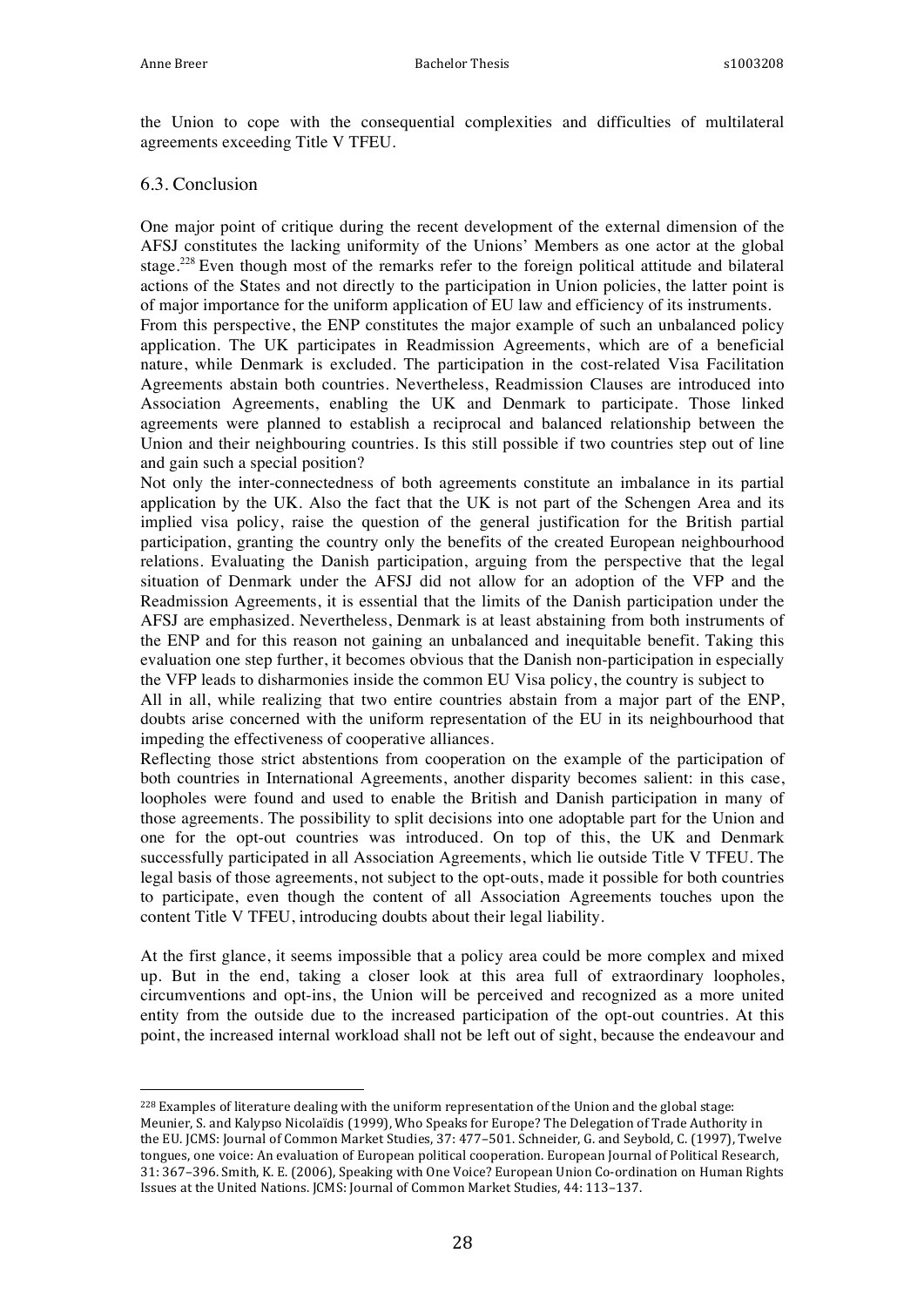the Union to cope with the consequential complexities and difficulties of multilateral agreements exceeding Title V TFEU.

## 6.3. Conclusion

One major point of critique during the recent development of the external dimension of the AFSJ constitutes the lacking uniformity of the Unions' Members as one actor at the global stage.[228] Even though most of the remarks refer to the foreign political attitude and bilateral actions of the States and not directly to the participation in Union policies, the latter point is of major importance for the uniform application of EU law and efficiency of its instruments.

From this perspective, the ENP constitutes the major example of such an unbalanced policy application. The UK participates in Readmission Agreements, which are of a beneficial nature, while Denmark is excluded. The participation in the cost-related Visa Facilitation Agreements abstain both countries. Nevertheless, Readmission Clauses are introduced into Association Agreements, enabling the UK and Denmark to participate. Those linked agreements were planned to establish a reciprocal and balanced relationship between the Union and their neighbouring countries. Is this still possible if two countries step out of line and gain such a special position?

Not only the inter-connectedness of both agreements constitute an imbalance in its partial application by the UK. Also the fact that the UK is not part of the Schengen Area and its implied visa policy, raise the question of the general justification for the British partial participation, granting the country only the benefits of the created European neighbourhood relations. Evaluating the Danish participation, arguing from the perspective that the legal situation of Denmark under the AFSJ did not allow for an adoption of the VFP and the Readmission Agreements, it is essential that the limits of the Danish participation under the AFSJ are emphasized. Nevertheless, Denmark is at least abstaining from both instruments of the ENP and for this reason not gaining an unbalanced and inequitable benefit. Taking this evaluation one step further, it becomes obvious that the Danish non-participation in especially the VFP leads to disharmonies inside the common EU Visa policy, the country is subject to

All in all, while realizing that two entire countries abstain from a major part of the ENP, doubts arise concerned with the uniform representation of the EU in its neighbourhood that impeding the effectiveness of cooperative alliances.

Reflecting those strict abstentions from cooperation on the example of the participation of both countries in International Agreements, another disparity becomes salient: in this case, loopholes were found and used to enable the British and Danish participation in many of those agreements. The possibility to split decisions into one adoptable part for the Union and one for the opt-out countries was introduced. On top of this, the UK and Denmark successfully participated in all Association Agreements, which lie outside Title V TFEU. The legal basis of those agreements, not subject to the opt-outs, made it possible for both countries to participate, even though the content of all Association Agreements touches upon the content Title V TFEU, introducing doubts about their legal liability.

At the first glance, it seems impossible that a policy area could be more complex and mixed up. But in the end, taking a closer look at this area full of extraordinary loopholes, circumventions and opt-ins, the Union will be perceived and recognized as a more united entity from the outside due to the increased participation of the opt-out countries. At this point, the increased internal workload shall not be left out of sight, because the endeavour and

[228] Examples of literature dealing with the uniform representation of the Union and the global stage: Meunier, S. and Kalypso Nicolaïdis (1999), Who Speaks for Europe? The Delegation of Trade Authority in the EU. JCMS: Journal of Common Market Studies, 37: 477–501. Schneider, G. and Seybold, C. (1997), Twelve tongues, one voice: An evaluation of European political cooperation. European Journal of Political Research, 31: 367–396. Smith, K. E. (2006), Speaking with One Voice? European Union Co-ordination on Human Rights Issues at the United Nations. JCMS: Journal of Common Market Studies, 44: 113–137.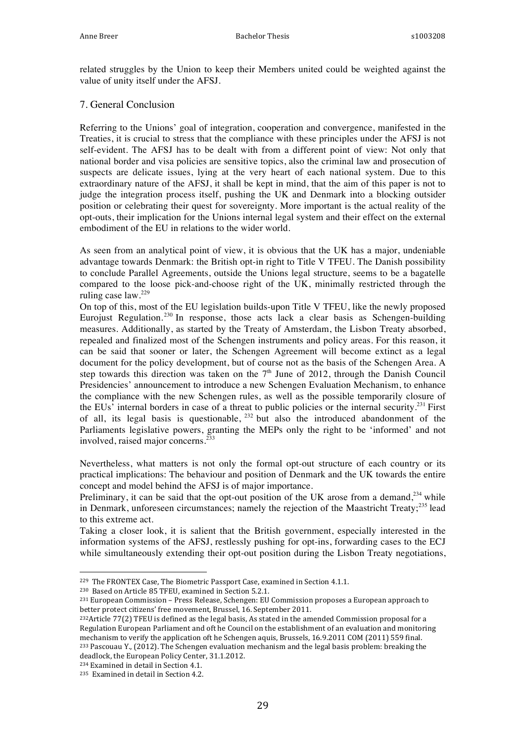related struggles by the Union to keep their Members united could be weighted against the value of unity itself under the AFSJ.

## 7. General Conclusion

Referring to the Unions' goal of integration, cooperation and convergence, manifested in the Treaties, it is crucial to stress that the compliance with these principles under the AFSJ is not self-evident. The AFSJ has to be dealt with from a different point of view: Not only that national border and visa policies are sensitive topics, also the criminal law and prosecution of suspects are delicate issues, lying at the very heart of each national system. Due to this extraordinary nature of the AFSJ, it shall be kept in mind, that the aim of this paper is not to judge the integration process itself, pushing the UK and Denmark into a blocking outsider position or celebrating their quest for sovereignty. More important is the actual reality of the opt-outs, their implication for the Unions internal legal system and their effect on the external embodiment of the EU in relations to the wider world.

As seen from an analytical point of view, it is obvious that the UK has a major, undeniable advantage towards Denmark: the British opt-in right to Title V TFEU. The Danish possibility to conclude Parallel Agreements, outside the Unions legal structure, seems to be a bagatelle compared to the loose pick-and-choose right of the UK, minimally restricted through the ruling case law.[229]
On top of this, most of the EU legislation builds-upon Title V TFEU, like the newly proposed Eurojust Regulation.[230] In response, those acts lack a clear basis as Schengen-building measures. Additionally, as started by the Treaty of Amsterdam, the Lisbon Treaty absorbed, repealed and finalized most of the Schengen instruments and policy areas. For this reason, it can be said that sooner or later, the Schengen Agreement will become extinct as a legal document for the policy development, but of course not as the basis of the Schengen Area. A step towards this direction was taken on the 7th June of 2012, through the Danish Council Presidencies' announcement to introduce a new Schengen Evaluation Mechanism, to enhance the compliance with the new Schengen rules, as well as the possible temporarily closure of the EUs' internal borders in case of a threat to public policies or the internal security.[231] First of all, its legal basis is questionable, [232] but also the introduced abandonment of the Parliaments legislative powers, granting the MEPs only the right to be 'informed' and not involved, raised major concerns.[233]

Nevertheless, what matters is not only the formal opt-out structure of each country or its practical implications: The behaviour and position of Denmark and the UK towards the entire concept and model behind the AFSJ is of major importance.
Preliminary, it can be said that the opt-out position of the UK arose from a demand,[234] while in Denmark, unforeseen circumstances; namely the rejection of the Maastricht Treaty;[235] lead to this extreme act.
Taking a closer look, it is salient that the British government, especially interested in the information systems of the AFSJ, restlessly pushing for opt-ins, forwarding cases to the ECJ while simultaneously extending their opt-out position during the Lisbon Treaty negotiations,

---

[229] The FRONTEX Case, The Biometric Passport Case, examined in Section 4.1.1.

[230] Based on Article 85 TFEU, examined in Section 5.2.1.

[231] European Commission – Press Release, Schengen: EU Commission proposes a European approach to better protect citizens' free movement, Brussel, 16. September 2011.

[232] Article 77(2) TFEU is defined as the legal basis, As stated in the amended Commission proposal for a Regulation European Parliament and oft he Council on the establishment of an evaluation and monitoring mechanism to verify the application oft he Schengen aquis, Brussels, 16.9.2011 COM (2011) 559 final.

[233] Pascouau Y., (2012). The Schengen evaluation mechanism and the legal basis problem: breaking the deadlock, the European Policy Center, 31.1.2012.

[234] Examined in detail in Section 4.1.

[235] Examined in detail in Section 4.2.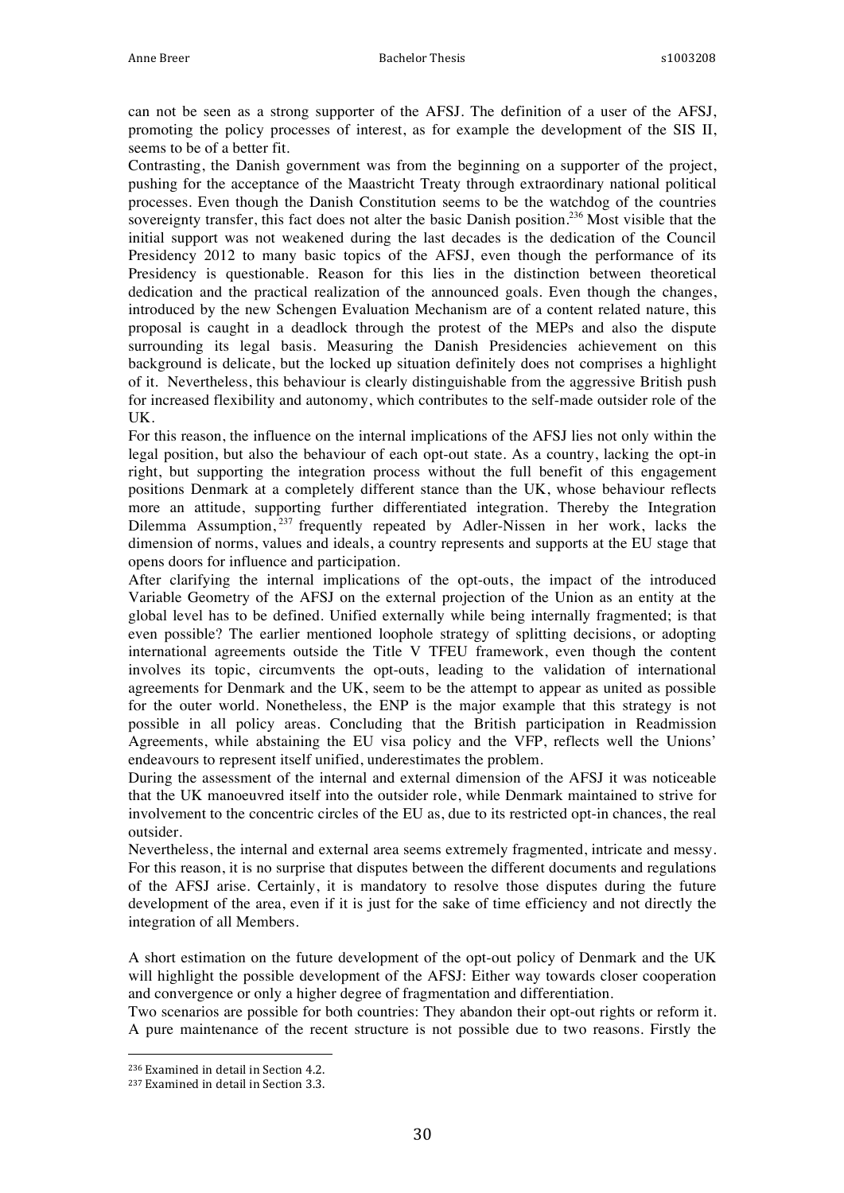can not be seen as a strong supporter of the AFSJ. The definition of a user of the AFSJ, promoting the policy processes of interest, as for example the development of the SIS II, seems to be of a better fit.

Contrasting, the Danish government was from the beginning on a supporter of the project, pushing for the acceptance of the Maastricht Treaty through extraordinary national political processes. Even though the Danish Constitution seems to be the watchdog of the countries sovereignty transfer, this fact does not alter the basic Danish position.[236] Most visible that the initial support was not weakened during the last decades is the dedication of the Council Presidency 2012 to many basic topics of the AFSJ, even though the performance of its Presidency is questionable. Reason for this lies in the distinction between theoretical dedication and the practical realization of the announced goals. Even though the changes, introduced by the new Schengen Evaluation Mechanism are of a content related nature, this proposal is caught in a deadlock through the protest of the MEPs and also the dispute surrounding its legal basis. Measuring the Danish Presidencies achievement on this background is delicate, but the locked up situation definitely does not comprises a highlight of it. Nevertheless, this behaviour is clearly distinguishable from the aggressive British push for increased flexibility and autonomy, which contributes to the self-made outsider role of the UK.

For this reason, the influence on the internal implications of the AFSJ lies not only within the legal position, but also the behaviour of each opt-out state. As a country, lacking the opt-in right, but supporting the integration process without the full benefit of this engagement positions Denmark at a completely different stance than the UK, whose behaviour reflects more an attitude, supporting further differentiated integration. Thereby the Integration Dilemma Assumption,[237] frequently repeated by Adler-Nissen in her work, lacks the dimension of norms, values and ideals, a country represents and supports at the EU stage that opens doors for influence and participation.

After clarifying the internal implications of the opt-outs, the impact of the introduced Variable Geometry of the AFSJ on the external projection of the Union as an entity at the global level has to be defined. Unified externally while being internally fragmented; is that even possible? The earlier mentioned loophole strategy of splitting decisions, or adopting international agreements outside the Title V TFEU framework, even though the content involves its topic, circumvents the opt-outs, leading to the validation of international agreements for Denmark and the UK, seem to be the attempt to appear as united as possible for the outer world. Nonetheless, the ENP is the major example that this strategy is not possible in all policy areas. Concluding that the British participation in Readmission Agreements, while abstaining the EU visa policy and the VFP, reflects well the Unions' endeavours to represent itself unified, underestimates the problem.

During the assessment of the internal and external dimension of the AFSJ it was noticeable that the UK manoeuvred itself into the outsider role, while Denmark maintained to strive for involvement to the concentric circles of the EU as, due to its restricted opt-in chances, the real outsider.

Nevertheless, the internal and external area seems extremely fragmented, intricate and messy. For this reason, it is no surprise that disputes between the different documents and regulations of the AFSJ arise. Certainly, it is mandatory to resolve those disputes during the future development of the area, even if it is just for the sake of time efficiency and not directly the integration of all Members.

A short estimation on the future development of the opt-out policy of Denmark and the UK will highlight the possible development of the AFSJ: Either way towards closer cooperation and convergence or only a higher degree of fragmentation and differentiation.

Two scenarios are possible for both countries: They abandon their opt-out rights or reform it. A pure maintenance of the recent structure is not possible due to two reasons. Firstly the

---

[236] Examined in detail in Section 4.2.

[237] Examined in detail in Section 3.3.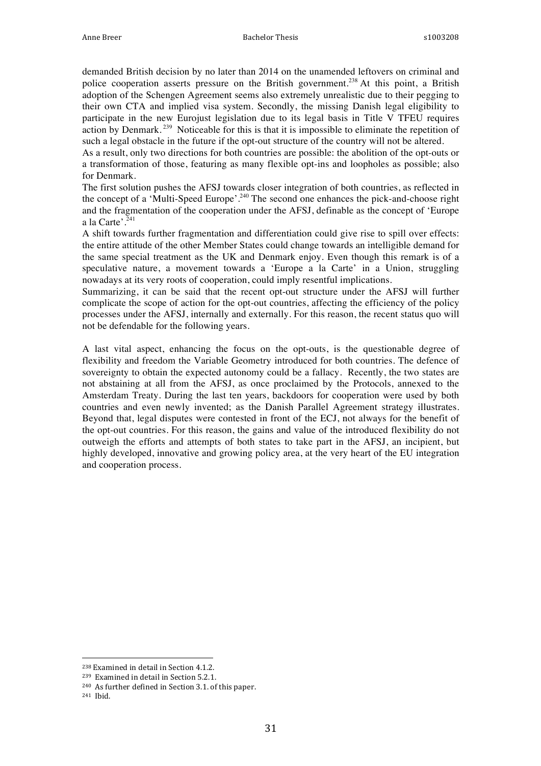demanded British decision by no later than 2014 on the unamended leftovers on criminal and police cooperation asserts pressure on the British government.[238] At this point, a British adoption of the Schengen Agreement seems also extremely unrealistic due to their pegging to their own CTA and implied visa system. Secondly, the missing Danish legal eligibility to participate in the new Eurojust legislation due to its legal basis in Title V TFEU requires action by Denmark.[239] Noticeable for this is that it is impossible to eliminate the repetition of such a legal obstacle in the future if the opt-out structure of the country will not be altered.

As a result, only two directions for both countries are possible: the abolition of the opt-outs or a transformation of those, featuring as many flexible opt-ins and loopholes as possible; also for Denmark.

The first solution pushes the AFSJ towards closer integration of both countries, as reflected in the concept of a 'Multi-Speed Europe'.[240] The second one enhances the pick-and-choose right and the fragmentation of the cooperation under the AFSJ, definable as the concept of 'Europe a la Carte'.[241]

A shift towards further fragmentation and differentiation could give rise to spill over effects: the entire attitude of the other Member States could change towards an intelligible demand for the same special treatment as the UK and Denmark enjoy. Even though this remark is of a speculative nature, a movement towards a 'Europe a la Carte' in a Union, struggling nowadays at its very roots of cooperation, could imply resentful implications.

Summarizing, it can be said that the recent opt-out structure under the AFSJ will further complicate the scope of action for the opt-out countries, affecting the efficiency of the policy processes under the AFSJ, internally and externally. For this reason, the recent status quo will not be defendable for the following years.

A last vital aspect, enhancing the focus on the opt-outs, is the questionable degree of flexibility and freedom the Variable Geometry introduced for both countries. The defence of sovereignty to obtain the expected autonomy could be a fallacy. Recently, the two states are not abstaining at all from the AFSJ, as once proclaimed by the Protocols, annexed to the Amsterdam Treaty. During the last ten years, backdoors for cooperation were used by both countries and even newly invented; as the Danish Parallel Agreement strategy illustrates. Beyond that, legal disputes were contested in front of the ECJ, not always for the benefit of the opt-out countries. For this reason, the gains and value of the introduced flexibility do not outweigh the efforts and attempts of both states to take part in the AFSJ, an incipient, but highly developed, innovative and growing policy area, at the very heart of the EU integration and cooperation process.

---

[238] Examined in detail in Section 4.1.2.

[239] Examined in detail in Section 5.2.1.

[240] As further defined in Section 3.1. of this paper.

[241] Ibid.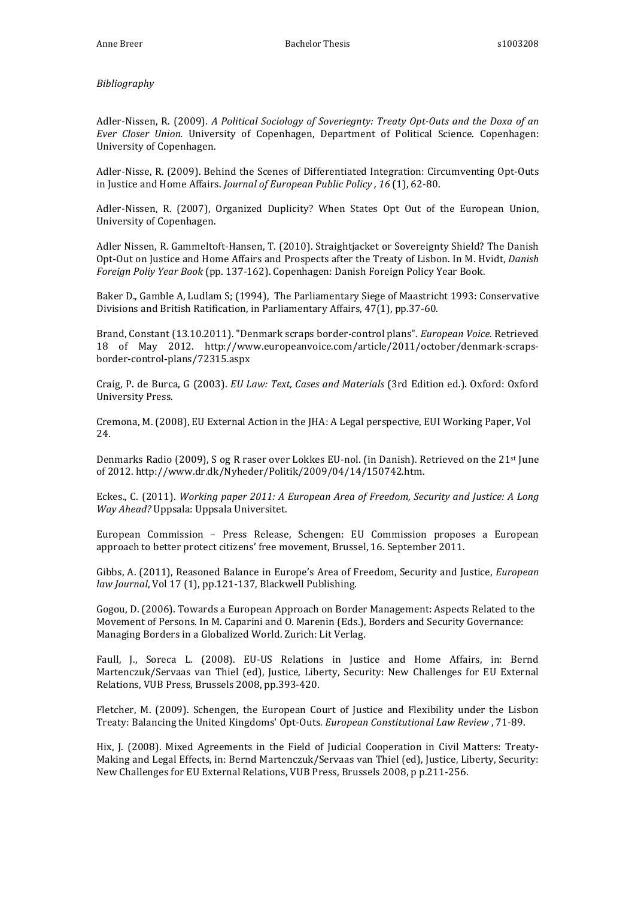*Bibliography*

Adler-Nissen, R. (2009). *A Political Sociology of Soveriegnty: Treaty Opt-Outs and the Doxa of an Ever Closer Union.* University of Copenhagen, Department of Political Science. Copenhagen: University of Copenhagen.

Adler-Nisse, R. (2009). Behind the Scenes of Differentiated Integration: Circumventing Opt-Outs in Justice and Home Affairs. *Journal of European Public Policy , 16* (1), 62-80.

Adler-Nissen, R. (2007), Organized Duplicity? When States Opt Out of the European Union, University of Copenhagen.

Adler Nissen, R. Gammeltoft-Hansen, T. (2010). Straightjacket or Sovereignty Shield? The Danish Opt-Out on Justice and Home Affairs and Prospects after the Treaty of Lisbon. In M. Hvidt, *Danish Foreign Poliy Year Book* (pp. 137-162). Copenhagen: Danish Foreign Policy Year Book.

Baker D., Gamble A, Ludlam S; (1994), The Parliamentary Siege of Maastricht 1993: Conservative Divisions and British Ratification, in Parliamentary Affairs, 47(1), pp.37-60.

Brand, Constant (13.10.2011). "Denmark scraps border-control plans". *European Voice*. Retrieved 18 of May 2012. http://www.europeanvoice.com/article/2011/october/denmark-scraps-border-control-plans/72315.aspx

Craig, P. de Burca, G (2003). *EU Law: Text, Cases and Materials* (3rd Edition ed.). Oxford: Oxford University Press.

Cremona, M. (2008), EU External Action in the JHA: A Legal perspective, EUI Working Paper, Vol 24.

Denmarks Radio (2009), S og R raser over Lokkes EU-nol. (in Danish). Retrieved on the 21st June of 2012. http://www.dr.dk/Nyheder/Politik/2009/04/14/150742.htm.

Eckes., C. (2011). *Working paper 2011: A European Area of Freedom, Security and Justice: A Long Way Ahead?* Uppsala: Uppsala Universitet.

European Commission – Press Release, Schengen: EU Commission proposes a European approach to better protect citizens' free movement, Brussel, 16. September 2011.

Gibbs, A. (2011), Reasoned Balance in Europe's Area of Freedom, Security and Justice, *European law Journal*, Vol 17 (1), pp.121-137, Blackwell Publishing.

Gogou, D. (2006). Towards a European Approach on Border Management: Aspects Related to the Movement of Persons. In M. Caparini and O. Marenin (Eds.), Borders and Security Governance: Managing Borders in a Globalized World. Zurich: Lit Verlag.

Faull, J., Soreca L. (2008). EU-US Relations in Justice and Home Affairs, in: Bernd Martenczuk/Servaas van Thiel (ed), Justice, Liberty, Security: New Challenges for EU External Relations, VUB Press, Brussels 2008, pp.393-420.

Fletcher, M. (2009). Schengen, the European Court of Justice and Flexibility under the Lisbon Treaty: Balancing the United Kingdoms' Opt-Outs. *European Constitutional Law Review* , 71-89.

Hix, J. (2008). Mixed Agreements in the Field of Judicial Cooperation in Civil Matters: Treaty-Making and Legal Effects, in: Bernd Martenczuk/Servaas van Thiel (ed), Justice, Liberty, Security: New Challenges for EU External Relations, VUB Press, Brussels 2008, p p.211-256.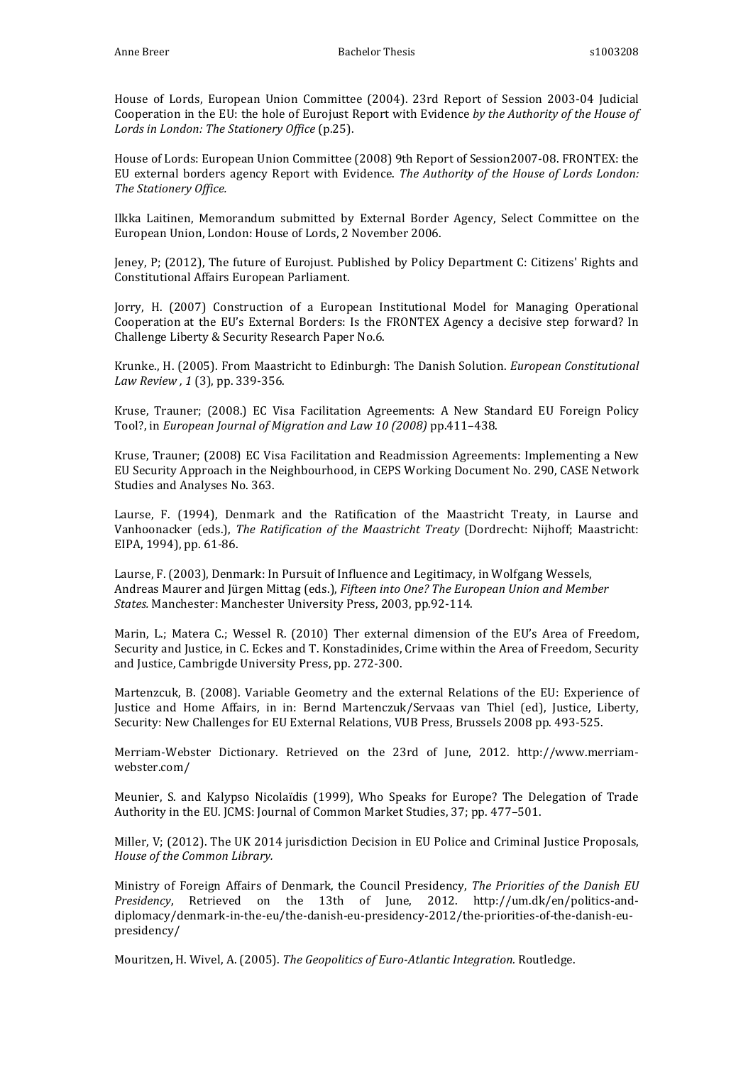House of Lords, European Union Committee (2004). 23rd Report of Session 2003-04 Judicial Cooperation in the EU: the hole of Eurojust Report with Evidence *by the Authority of the House of Lords in London: The Stationery Office* (p.25).

House of Lords: European Union Committee (2008) 9th Report of Session2007-08. FRONTEX: the EU external borders agency Report with Evidence. *The Authority of the House of Lords London: The Stationery Office.*

Ilkka Laitinen, Memorandum submitted by External Border Agency, Select Committee on the European Union, London: House of Lords, 2 November 2006.

Jeney, P; (2012), The future of Eurojust. Published by Policy Department C: Citizens' Rights and Constitutional Affairs European Parliament.

Jorry, H. (2007) Construction of a European Institutional Model for Managing Operational Cooperation at the EU's External Borders: Is the FRONTEX Agency a decisive step forward? In Challenge Liberty & Security Research Paper No.6.

Krunke., H. (2005). From Maastricht to Edinburgh: The Danish Solution. *European Constitutional Law Review , 1* (3), pp. 339-356.

Kruse, Trauner; (2008.) EC Visa Facilitation Agreements: A New Standard EU Foreign Policy Tool?, in *European Journal of Migration and Law 10 (2008)* pp.411–438.

Kruse, Trauner; (2008) EC Visa Facilitation and Readmission Agreements: Implementing a New EU Security Approach in the Neighbourhood, in CEPS Working Document No. 290, CASE Network Studies and Analyses No. 363.

Laurse, F. (1994), Denmark and the Ratification of the Maastricht Treaty, in Laurse and Vanhoonacker (eds.), *The Ratification of the Maastricht Treaty* (Dordrecht: Nijhoff; Maastricht: EIPA, 1994), pp. 61-86.

Laurse, F. (2003), Denmark: In Pursuit of Influence and Legitimacy, in Wolfgang Wessels, Andreas Maurer and Jürgen Mittag (eds.), *Fifteen into One? The European Union and Member States.* Manchester: Manchester University Press, 2003, pp.92-114.

Marin, L.; Matera C.; Wessel R. (2010) Ther external dimension of the EU's Area of Freedom, Security and Justice, in C. Eckes and T. Konstadinides, Crime within the Area of Freedom, Security and Justice, Cambrigde University Press, pp. 272-300.

Martenzcuk, B. (2008). Variable Geometry and the external Relations of the EU: Experience of Justice and Home Affairs, in in: Bernd Martenczuk/Servaas van Thiel (ed), Justice, Liberty, Security: New Challenges for EU External Relations, VUB Press, Brussels 2008 pp. 493-525.

Merriam-Webster Dictionary. Retrieved on the 23rd of June, 2012. http://www.merriam-webster.com/

Meunier, S. and Kalypso Nicolaïdis (1999), Who Speaks for Europe? The Delegation of Trade Authority in the EU. JCMS: Journal of Common Market Studies, 37; pp. 477–501.

Miller, V; (2012). The UK 2014 jurisdiction Decision in EU Police and Criminal Justice Proposals, *House of the Common Library.*

Ministry of Foreign Affairs of Denmark, the Council Presidency, *The Priorities of the Danish EU Presidency*, Retrieved on the 13th of June, 2012. http://um.dk/en/politics-and-diplomacy/denmark-in-the-eu/the-danish-eu-presidency-2012/the-priorities-of-the-danish-eu-presidency/

Mouritzen, H. Wivel, A. (2005). *The Geopolitics of Euro-Atlantic Integration.* Routledge.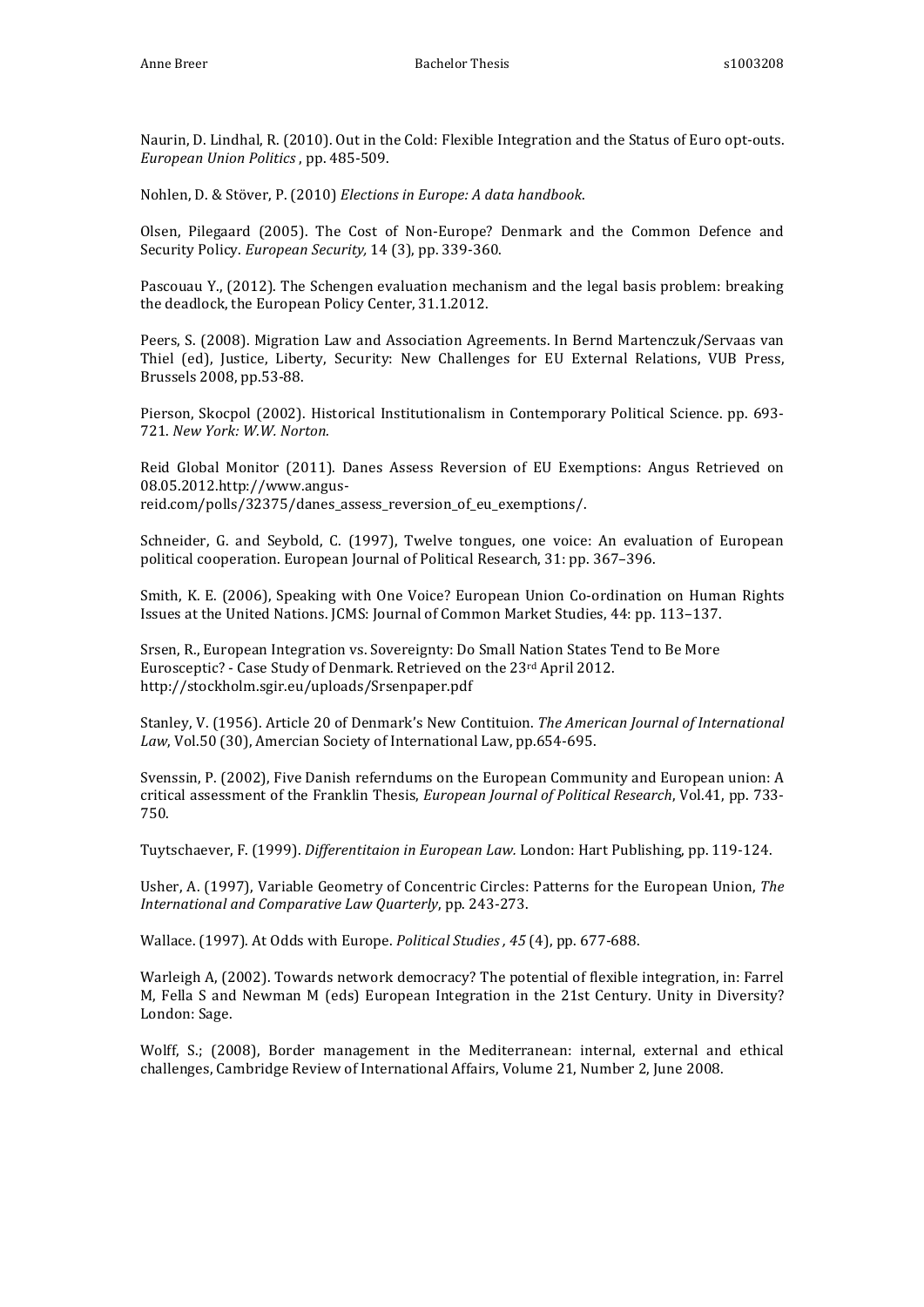Naurin, D. Lindhal, R. (2010). Out in the Cold: Flexible Integration and the Status of Euro opt-outs. *European Union Politics* , pp. 485-509.

Nohlen, D. & Stöver, P. (2010) *Elections in Europe: A data handbook*.

Olsen, Pilegaard (2005). The Cost of Non-Europe? Denmark and the Common Defence and Security Policy. *European Security,* 14 (3), pp. 339-360.

Pascouau Y., (2012). The Schengen evaluation mechanism and the legal basis problem: breaking the deadlock, the European Policy Center, 31.1.2012.

Peers, S. (2008). Migration Law and Association Agreements. In Bernd Martenczuk/Servaas van Thiel (ed), Justice, Liberty, Security: New Challenges for EU External Relations, VUB Press, Brussels 2008, pp.53-88.

Pierson, Skocpol (2002). Historical Institutionalism in Contemporary Political Science. pp. 693-721. *New York: W.W. Norton.*

Reid Global Monitor (2011). Danes Assess Reversion of EU Exemptions: Angus Retrieved on 08.05.2012.http://www.angus-reid.com/polls/32375/danes_assess_reversion_of_eu_exemptions/.

Schneider, G. and Seybold, C. (1997), Twelve tongues, one voice: An evaluation of European political cooperation. European Journal of Political Research, 31: pp. 367–396.

Smith, K. E. (2006), Speaking with One Voice? European Union Co-ordination on Human Rights Issues at the United Nations. JCMS: Journal of Common Market Studies, 44: pp. 113–137.

Srsen, R., European Integration vs. Sovereignty: Do Small Nation States Tend to Be More Eurosceptic? - Case Study of Denmark. Retrieved on the 23rd April 2012. http://stockholm.sgir.eu/uploads/Srsenpaper.pdf

Stanley, V. (1956). Article 20 of Denmark's New Contituion. *The American Journal of International Law*, Vol.50 (30), Amercian Society of International Law, pp.654-695.

Svenssin, P. (2002), Five Danish referndums on the European Community and European union: A critical assessment of the Franklin Thesis, *European Journal of Political Research*, Vol.41, pp. 733-750.

Tuytschaever, F. (1999). *Differentitaion in European Law.* London: Hart Publishing, pp. 119-124.

Usher, A. (1997), Variable Geometry of Concentric Circles: Patterns for the European Union, *The International and Comparative Law Quarterly*, pp. 243-273.

Wallace. (1997). At Odds with Europe. *Political Studies , 45* (4), pp. 677-688.

Warleigh A, (2002). Towards network democracy? The potential of flexible integration, in: Farrel M, Fella S and Newman M (eds) European Integration in the 21st Century. Unity in Diversity? London: Sage.

Wolff, S.; (2008), Border management in the Mediterranean: internal, external and ethical challenges, Cambridge Review of International Affairs, Volume 21, Number 2, June 2008.